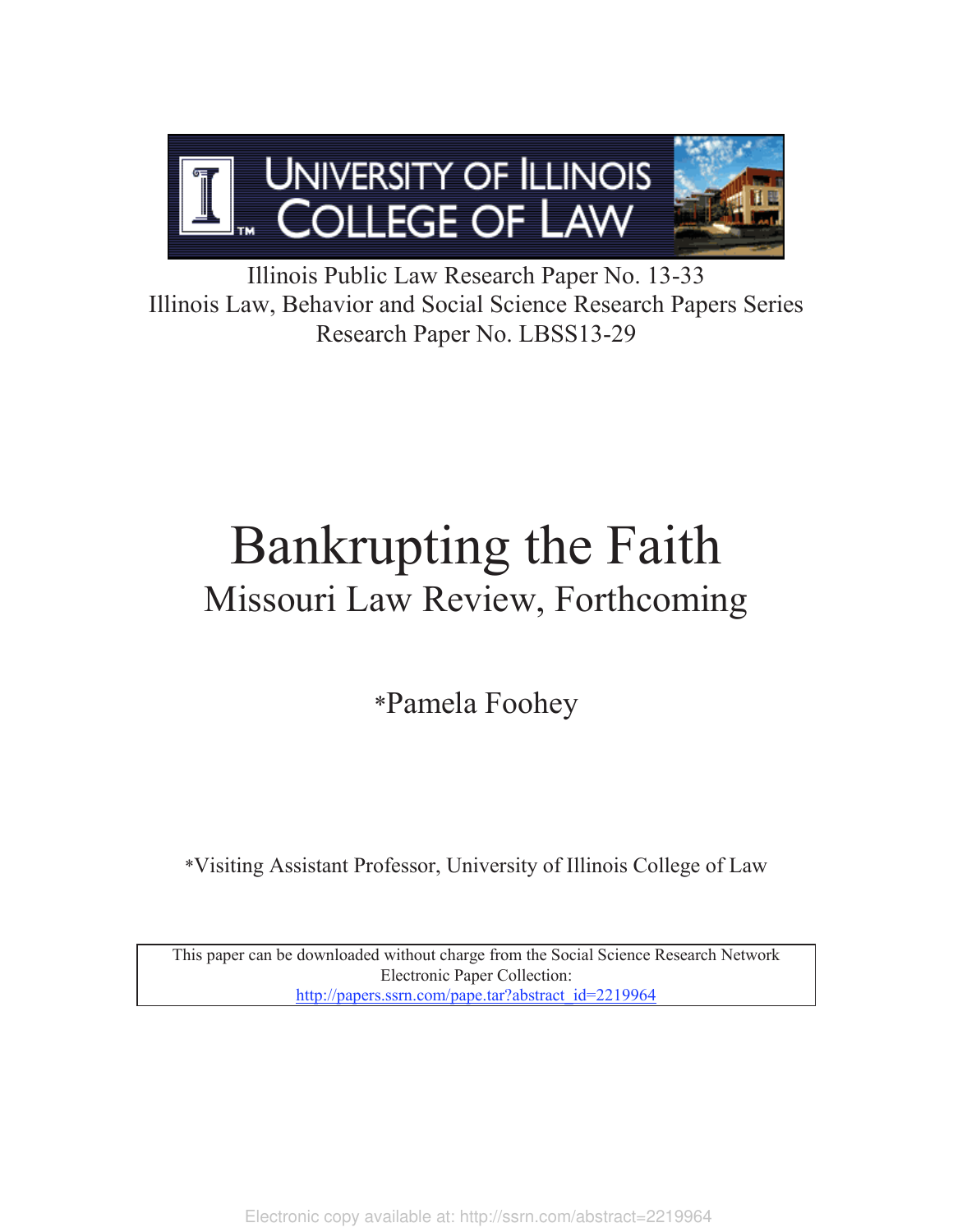UNIVERSITY OF ILLINOIS COLLEGE OF LAW

Illinois Public Law Research Paper No. 13-33
Illinois Law, Behavior and Social Science Research Papers Series
Research Paper No. LBSS13-29

# Bankrupting the Faith

## Missouri Law Review, Forthcoming

*Pamela Foohey

*Visiting Assistant Professor, University of Illinois College of Law

This paper can be downloaded without charge from the Social Science Research Network Electronic Paper Collection:
http://papers.ssrn.com/pape.tar?abstract_id=2219964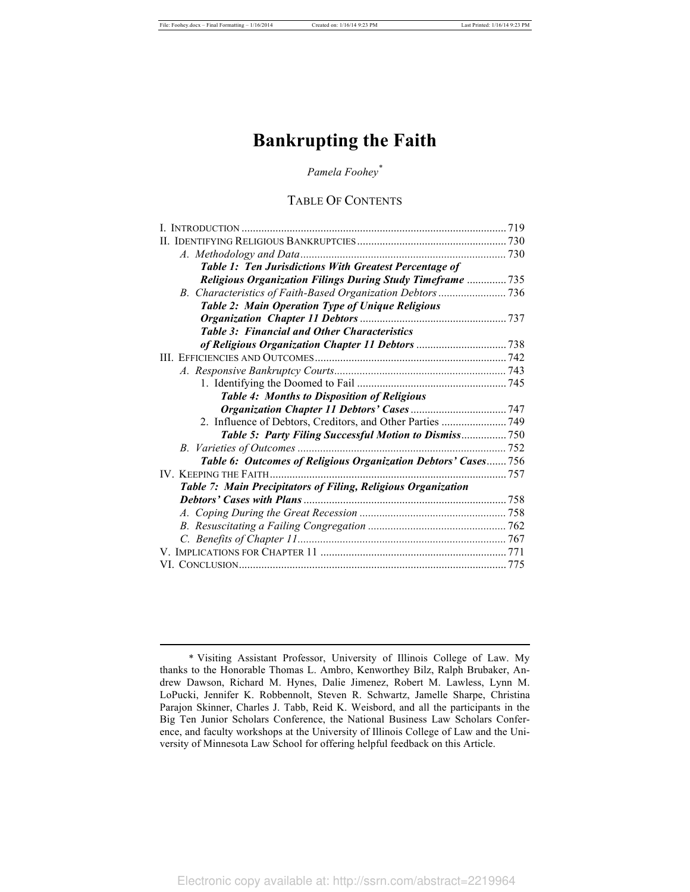# Bankrupting the Faith

*Pamela Foohey*[*]

## TABLE OF CONTENTS

I. INTRODUCTION ..... 719
II. IDENTIFYING RELIGIOUS BANKRUPTCIES ..... 730
  *A. Methodology and Data* ..... 730
    ***Table 1: Ten Jurisdictions With Greatest Percentage of Religious Organization Filings During Study Timeframe*** ..... 735
  *B. Characteristics of Faith-Based Organization Debtors* ..... 736
    ***Table 2: Main Operation Type of Unique Religious Organization Chapter 11 Debtors*** ..... 737
    ***Table 3: Financial and Other Characteristics of Religious Organization Chapter 11 Debtors*** ..... 738
III. EFFICIENCIES AND OUTCOMES ..... 742
  *A. Responsive Bankruptcy Courts* ..... 743
    1. Identifying the Doomed to Fail ..... 745
      ***Table 4: Months to Disposition of Religious Organization Chapter 11 Debtors' Cases*** ..... 747
    2. Influence of Debtors, Creditors, and Other Parties ..... 749
      ***Table 5: Party Filing Successful Motion to Dismiss*** ..... 750
  *B. Varieties of Outcomes* ..... 752
    ***Table 6: Outcomes of Religious Organization Debtors' Cases*** ..... 756
IV. KEEPING THE FAITH ..... 757
  ***Table 7: Main Precipitators of Filing, Religious Organization Debtors' Cases with Plans*** ..... 758
  *A. Coping During the Great Recession* ..... 758
  *B. Resuscitating a Failing Congregation* ..... 762
  *C. Benefits of Chapter 11* ..... 767
V. IMPLICATIONS FOR CHAPTER 11 ..... 771
VI. CONCLUSION ..... 775

---

[*] Visiting Assistant Professor, University of Illinois College of Law. My thanks to the Honorable Thomas L. Ambro, Kenworthey Bilz, Ralph Brubaker, Andrew Dawson, Richard M. Hynes, Dalie Jimenez, Robert M. Lawless, Lynn M. LoPucki, Jennifer K. Robbennolt, Steven R. Schwartz, Jamelle Sharpe, Christina Parajon Skinner, Charles J. Tabb, Reid K. Weisbord, and all the participants in the Big Ten Junior Scholars Conference, the National Business Law Scholars Conference, and faculty workshops at the University of Illinois College of Law and the University of Minnesota Law School for offering helpful feedback on this Article.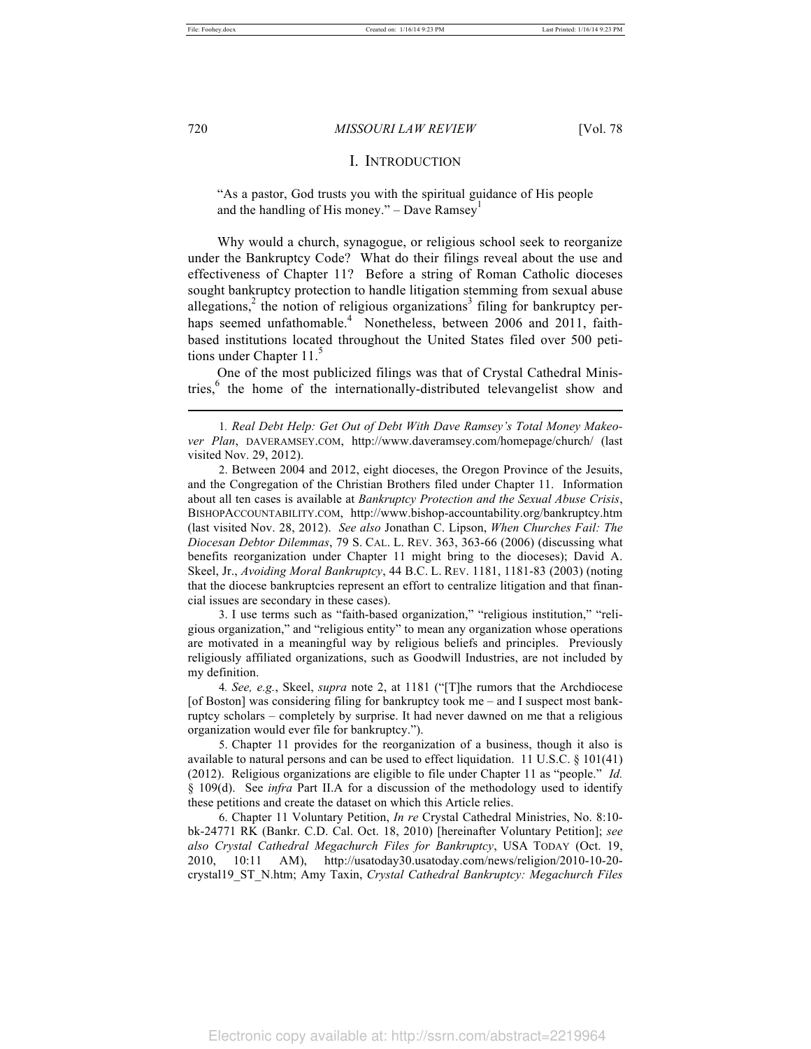## I. INTRODUCTION

"As a pastor, God trusts you with the spiritual guidance of His people and the handling of His money." – Dave Ramsey[1]

Why would a church, synagogue, or religious school seek to reorganize under the Bankruptcy Code? What do their filings reveal about the use and effectiveness of Chapter 11? Before a string of Roman Catholic dioceses sought bankruptcy protection to handle litigation stemming from sexual abuse allegations,[2] the notion of religious organizations[3] filing for bankruptcy perhaps seemed unfathomable.[4] Nonetheless, between 2006 and 2011, faith-based institutions located throughout the United States filed over 500 petitions under Chapter 11.[5]

One of the most publicized filings was that of Crystal Cathedral Ministries,[6] the home of the internationally-distributed televangelist show and

---

1. *Real Debt Help: Get Out of Debt With Dave Ramsey's Total Money Makeover Plan*, DAVERAMSEY.COM, http://www.daveramsey.com/homepage/church/ (last visited Nov. 29, 2012).

2. Between 2004 and 2012, eight dioceses, the Oregon Province of the Jesuits, and the Congregation of the Christian Brothers filed under Chapter 11. Information about all ten cases is available at *Bankruptcy Protection and the Sexual Abuse Crisis*, BISHOPACCOUNTABILITY.COM, http://www.bishop-accountability.org/bankruptcy.htm (last visited Nov. 28, 2012). *See also* Jonathan C. Lipson, *When Churches Fail: The Diocesan Debtor Dilemmas*, 79 S. CAL. L. REV. 363, 363-66 (2006) (discussing what benefits reorganization under Chapter 11 might bring to the dioceses); David A. Skeel, Jr., *Avoiding Moral Bankruptcy*, 44 B.C. L. REV. 1181, 1181-83 (2003) (noting that the diocese bankruptcies represent an effort to centralize litigation and that financial issues are secondary in these cases).

3. I use terms such as "faith-based organization," "religious institution," "religious organization," and "religious entity" to mean any organization whose operations are motivated in a meaningful way by religious beliefs and principles. Previously religiously affiliated organizations, such as Goodwill Industries, are not included by my definition.

4. *See, e.g.*, Skeel, *supra* note 2, at 1181 ("[T]he rumors that the Archdiocese [of Boston] was considering filing for bankruptcy took me – and I suspect most bankruptcy scholars – completely by surprise. It had never dawned on me that a religious organization would ever file for bankruptcy.").

5. Chapter 11 provides for the reorganization of a business, though it also is available to natural persons and can be used to effect liquidation. 11 U.S.C. § 101(41) (2012). Religious organizations are eligible to file under Chapter 11 as "people." *Id.* § 109(d). See *infra* Part II.A for a discussion of the methodology used to identify these petitions and create the dataset on which this Article relies.

6. Chapter 11 Voluntary Petition, *In re* Crystal Cathedral Ministries, No. 8:10-bk-24771 RK (Bankr. C.D. Cal. Oct. 18, 2010) [hereinafter Voluntary Petition]; *see also Crystal Cathedral Megachurch Files for Bankruptcy*, USA TODAY (Oct. 19, 2010, 10:11 AM), http://usatoday30.usatoday.com/news/religion/2010-10-20-crystal19_ST_N.htm; Amy Taxin, *Crystal Cathedral Bankruptcy: Megachurch Files*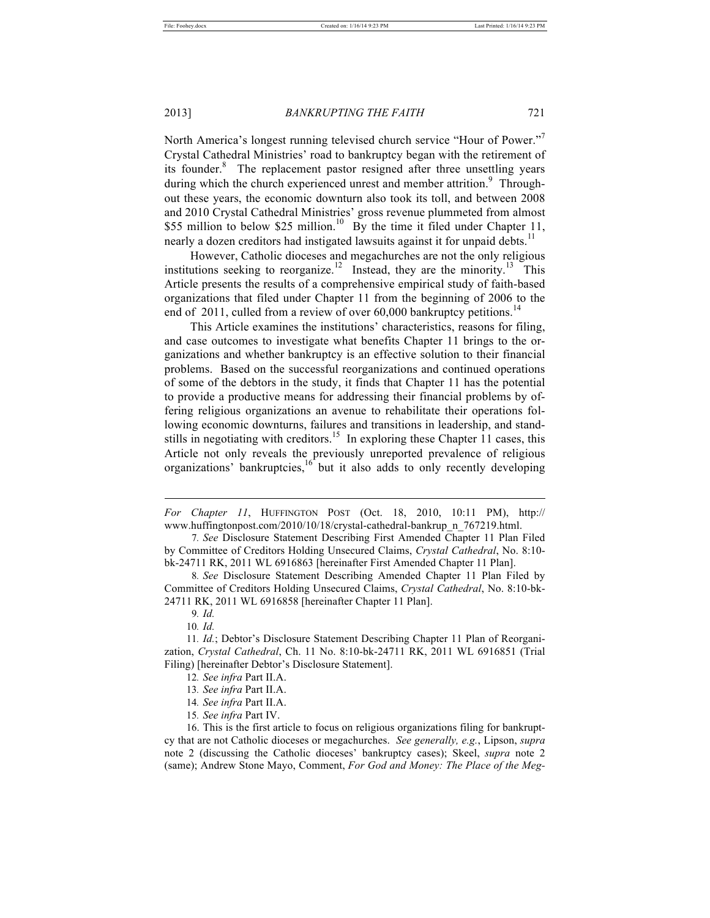North America's longest running televised church service "Hour of Power."[7] Crystal Cathedral Ministries' road to bankruptcy began with the retirement of its founder.[8] The replacement pastor resigned after three unsettling years during which the church experienced unrest and member attrition.[9] Throughout these years, the economic downturn also took its toll, and between 2008 and 2010 Crystal Cathedral Ministries' gross revenue plummeted from almost $55 million to below $25 million.[10] By the time it filed under Chapter 11, nearly a dozen creditors had instigated lawsuits against it for unpaid debts.[11]

However, Catholic dioceses and megachurches are not the only religious institutions seeking to reorganize.[12] Instead, they are the minority.[13] This Article presents the results of a comprehensive empirical study of faith-based organizations that filed under Chapter 11 from the beginning of 2006 to the end of 2011, culled from a review of over 60,000 bankruptcy petitions.[14]

This Article examines the institutions' characteristics, reasons for filing, and case outcomes to investigate what benefits Chapter 11 brings to the organizations and whether bankruptcy is an effective solution to their financial problems. Based on the successful reorganizations and continued operations of some of the debtors in the study, it finds that Chapter 11 has the potential to provide a productive means for addressing their financial problems by offering religious organizations an avenue to rehabilitate their operations following economic downturns, failures and transitions in leadership, and standstills in negotiating with creditors.[15] In exploring these Chapter 11 cases, this Article not only reveals the previously unreported prevalence of religious organizations' bankruptcies,[16] but it also adds to only recently developing

---

*For Chapter 11*, HUFFINGTON POST (Oct. 18, 2010, 10:11 PM), http://www.huffingtonpost.com/2010/10/18/crystal-cathedral-bankrup_n_767219.html.

7. *See* Disclosure Statement Describing First Amended Chapter 11 Plan Filed by Committee of Creditors Holding Unsecured Claims, *Crystal Cathedral*, No. 8:10-bk-24711 RK, 2011 WL 6916863 [hereinafter First Amended Chapter 11 Plan].

8. *See* Disclosure Statement Describing Amended Chapter 11 Plan Filed by Committee of Creditors Holding Unsecured Claims, *Crystal Cathedral*, No. 8:10-bk-24711 RK, 2011 WL 6916858 [hereinafter Chapter 11 Plan].

9. *Id.*

10. *Id.*

11. *Id.*; Debtor's Disclosure Statement Describing Chapter 11 Plan of Reorganization, *Crystal Cathedral*, Ch. 11 No. 8:10-bk-24711 RK, 2011 WL 6916851 (Trial Filing) [hereinafter Debtor's Disclosure Statement].

12. *See infra* Part II.A.

13. *See infra* Part II.A.

14. *See infra* Part II.A.

15. *See infra* Part IV.

16. This is the first article to focus on religious organizations filing for bankruptcy that are not Catholic dioceses or megachurches. *See generally, e.g.*, Lipson, *supra* note 2 (discussing the Catholic dioceses' bankruptcy cases); Skeel, *supra* note 2 (same); Andrew Stone Mayo, Comment, *For God and Money: The Place of the Meg-*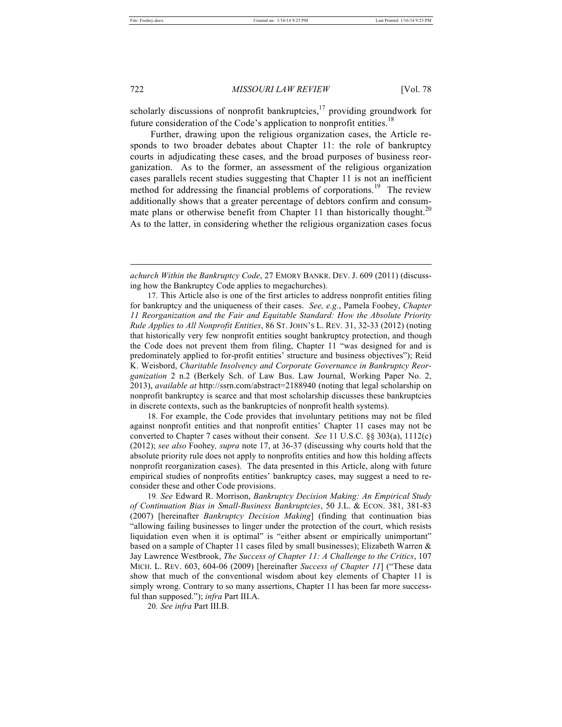scholarly discussions of nonprofit bankruptcies,[17] providing groundwork for future consideration of the Code's application to nonprofit entities.[18]

Further, drawing upon the religious organization cases, the Article responds to two broader debates about Chapter 11: the role of bankruptcy courts in adjudicating these cases, and the broad purposes of business reorganization. As to the former, an assessment of the religious organization cases parallels recent studies suggesting that Chapter 11 is not an inefficient method for addressing the financial problems of corporations.[19] The review additionally shows that a greater percentage of debtors confirm and consummate plans or otherwise benefit from Chapter 11 than historically thought.[20] As to the latter, in considering whether the religious organization cases focus

---

*achurch Within the Bankruptcy Code*, 27 EMORY BANKR. DEV. J. 609 (2011) (discussing how the Bankruptcy Code applies to megachurches).

17. This Article also is one of the first articles to address nonprofit entities filing for bankruptcy and the uniqueness of their cases. *See, e.g.*, Pamela Foohey, *Chapter 11 Reorganization and the Fair and Equitable Standard: How the Absolute Priority Rule Applies to All Nonprofit Entities*, 86 ST. JOHN'S L. REV. 31, 32-33 (2012) (noting that historically very few nonprofit entities sought bankruptcy protection, and though the Code does not prevent them from filing, Chapter 11 "was designed for and is predominately applied to for-profit entities' structure and business objectives"); Reid K. Weisbord, *Charitable Insolvency and Corporate Governance in Bankruptcy Reorganization* 2 n.2 (Berkely Sch. of Law Bus. Law Journal, Working Paper No. 2, 2013), *available at* http://ssrn.com/abstract=2188940 (noting that legal scholarship on nonprofit bankruptcy is scarce and that most scholarship discusses these bankruptcies in discrete contexts, such as the bankruptcies of nonprofit health systems).

18. For example, the Code provides that involuntary petitions may not be filed against nonprofit entities and that nonprofit entities' Chapter 11 cases may not be converted to Chapter 7 cases without their consent. *See* 11 U.S.C. §§ 303(a), 1112(c) (2012); *see also* Foohey*, supra* note 17, at 36-37 (discussing why courts hold that the absolute priority rule does not apply to nonprofits entities and how this holding affects nonprofit reorganization cases). The data presented in this Article, along with future empirical studies of nonprofits entities' bankruptcy cases, may suggest a need to reconsider these and other Code provisions.

19*. See* Edward R. Morrison, *Bankruptcy Decision Making: An Empirical Study of Continuation Bias in Small-Business Bankruptcies*, 50 J.L. & ECON. 381, 381-83 (2007) [hereinafter *Bankruptcy Decision Making*] (finding that continuation bias "allowing failing businesses to linger under the protection of the court, which resists liquidation even when it is optimal" is "either absent or empirically unimportant" based on a sample of Chapter 11 cases filed by small businesses); Elizabeth Warren & Jay Lawrence Westbrook, *The Success of Chapter 11: A Challenge to the Critics*, 107 MICH. L. REV. 603, 604-06 (2009) [hereinafter *Success of Chapter 11*] ("These data show that much of the conventional wisdom about key elements of Chapter 11 is simply wrong. Contrary to so many assertions, Chapter 11 has been far more successful than supposed."); *infra* Part III.A.

20*. See infra* Part III.B.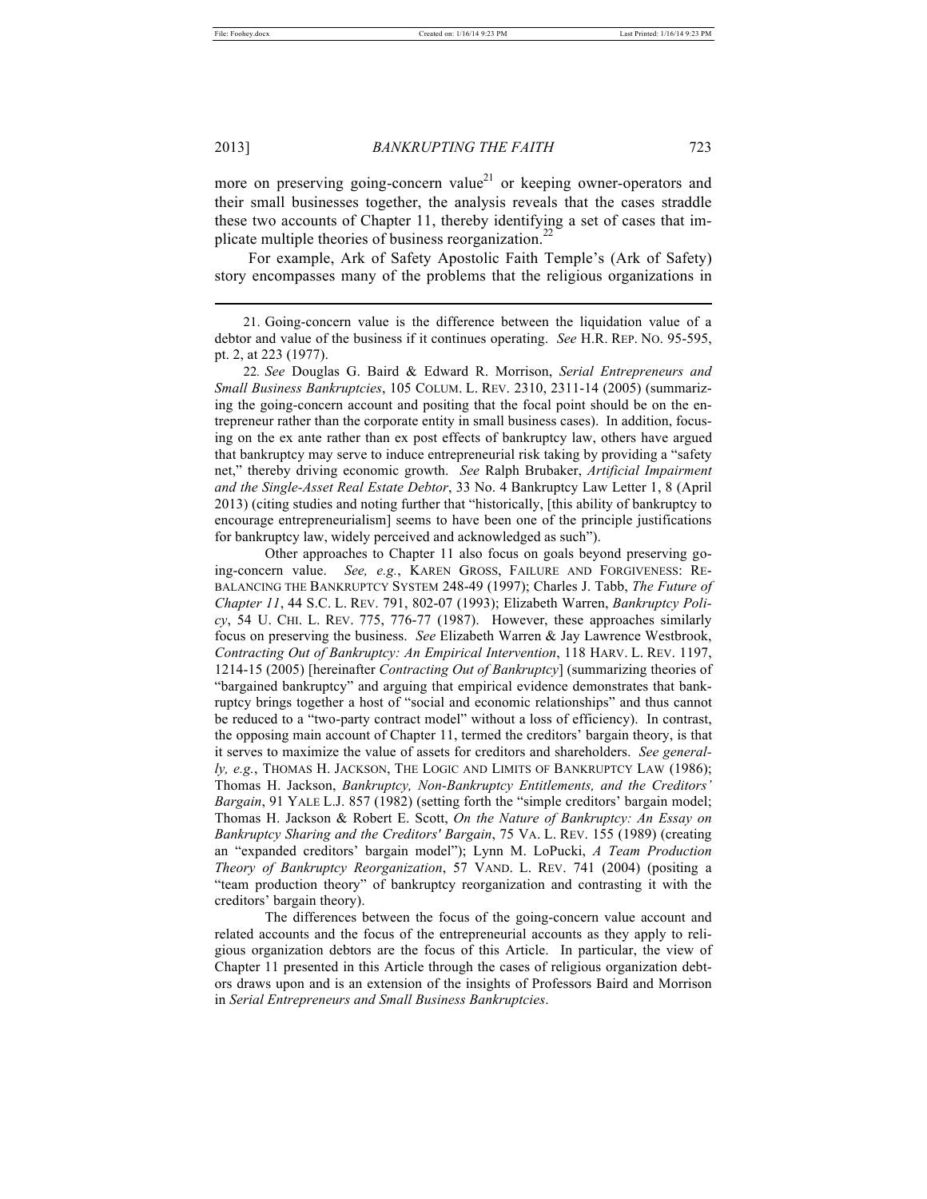more on preserving going-concern value[21] or keeping owner-operators and their small businesses together, the analysis reveals that the cases straddle these two accounts of Chapter 11, thereby identifying a set of cases that implicate multiple theories of business reorganization.[22]

For example, Ark of Safety Apostolic Faith Temple's (Ark of Safety) story encompasses many of the problems that the religious organizations in

---

21. Going-concern value is the difference between the liquidation value of a debtor and value of the business if it continues operating. *See* H.R. REP. NO. 95-595, pt. 2, at 223 (1977).

22. *See* Douglas G. Baird & Edward R. Morrison, *Serial Entrepreneurs and Small Business Bankruptcies*, 105 COLUM. L. REV. 2310, 2311-14 (2005) (summarizing the going-concern account and positing that the focal point should be on the entrepreneur rather than the corporate entity in small business cases). In addition, focusing on the ex ante rather than ex post effects of bankruptcy law, others have argued that bankruptcy may serve to induce entrepreneurial risk taking by providing a "safety net," thereby driving economic growth. *See* Ralph Brubaker, *Artificial Impairment and the Single-Asset Real Estate Debtor*, 33 No. 4 Bankruptcy Law Letter 1, 8 (April 2013) (citing studies and noting further that "historically, [this ability of bankruptcy to encourage entrepreneurialism] seems to have been one of the principle justifications for bankruptcy law, widely perceived and acknowledged as such").

Other approaches to Chapter 11 also focus on goals beyond preserving going-concern value. *See, e.g.*, KAREN GROSS, FAILURE AND FORGIVENESS: REBALANCING THE BANKRUPTCY SYSTEM 248-49 (1997); Charles J. Tabb, *The Future of Chapter 11*, 44 S.C. L. REV. 791, 802-07 (1993); Elizabeth Warren, *Bankruptcy Policy*, 54 U. CHI. L. REV. 775, 776-77 (1987). However, these approaches similarly focus on preserving the business. *See* Elizabeth Warren & Jay Lawrence Westbrook, *Contracting Out of Bankruptcy: An Empirical Intervention*, 118 HARV. L. REV. 1197, 1214-15 (2005) [hereinafter *Contracting Out of Bankruptcy*] (summarizing theories of "bargained bankruptcy" and arguing that empirical evidence demonstrates that bankruptcy brings together a host of "social and economic relationships" and thus cannot be reduced to a "two-party contract model" without a loss of efficiency). In contrast, the opposing main account of Chapter 11, termed the creditors' bargain theory, is that it serves to maximize the value of assets for creditors and shareholders. *See generally, e.g.*, THOMAS H. JACKSON, THE LOGIC AND LIMITS OF BANKRUPTCY LAW (1986); Thomas H. Jackson, *Bankruptcy, Non-Bankruptcy Entitlements, and the Creditors' Bargain*, 91 YALE L.J. 857 (1982) (setting forth the "simple creditors' bargain model; Thomas H. Jackson & Robert E. Scott, *On the Nature of Bankruptcy: An Essay on Bankruptcy Sharing and the Creditors' Bargain*, 75 VA. L. REV. 155 (1989) (creating an "expanded creditors' bargain model"); Lynn M. LoPucki, *A Team Production Theory of Bankruptcy Reorganization*, 57 VAND. L. REV. 741 (2004) (positing a "team production theory" of bankruptcy reorganization and contrasting it with the creditors' bargain theory).

The differences between the focus of the going-concern value account and related accounts and the focus of the entrepreneurial accounts as they apply to religious organization debtors are the focus of this Article. In particular, the view of Chapter 11 presented in this Article through the cases of religious organization debtors draws upon and is an extension of the insights of Professors Baird and Morrison in *Serial Entrepreneurs and Small Business Bankruptcies*.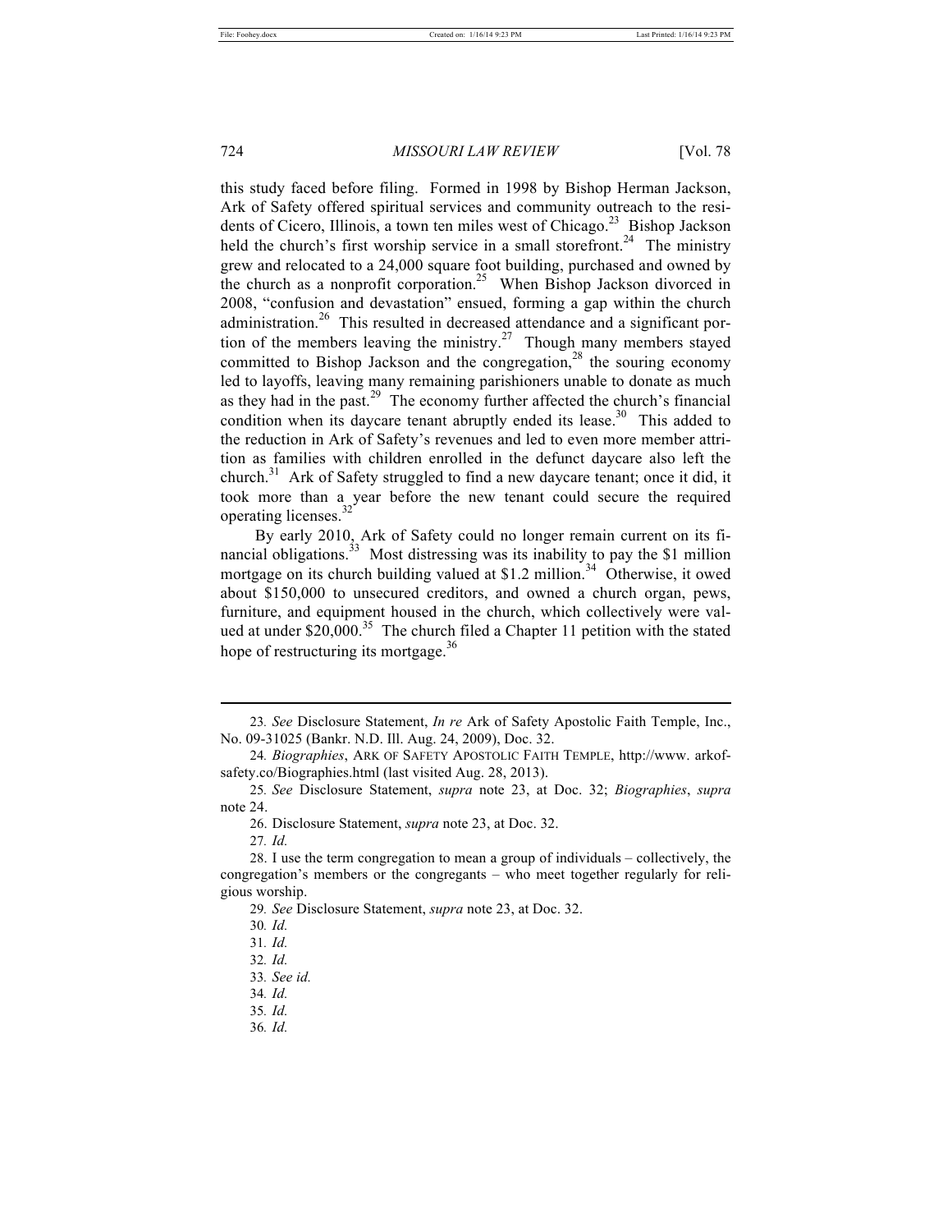this study faced before filing. Formed in 1998 by Bishop Herman Jackson, Ark of Safety offered spiritual services and community outreach to the residents of Cicero, Illinois, a town ten miles west of Chicago.[23] Bishop Jackson held the church's first worship service in a small storefront.[24] The ministry grew and relocated to a 24,000 square foot building, purchased and owned by the church as a nonprofit corporation.[25] When Bishop Jackson divorced in 2008, "confusion and devastation" ensued, forming a gap within the church administration.[26] This resulted in decreased attendance and a significant portion of the members leaving the ministry.[27] Though many members stayed committed to Bishop Jackson and the congregation,[28] the souring economy led to layoffs, leaving many remaining parishioners unable to donate as much as they had in the past.[29] The economy further affected the church's financial condition when its daycare tenant abruptly ended its lease.[30] This added to the reduction in Ark of Safety's revenues and led to even more member attrition as families with children enrolled in the defunct daycare also left the church.[31] Ark of Safety struggled to find a new daycare tenant; once it did, it took more than a year before the new tenant could secure the required operating licenses.[32]

By early 2010, Ark of Safety could no longer remain current on its financial obligations.[33] Most distressing was its inability to pay the $1 million mortgage on its church building valued at $1.2 million.[34] Otherwise, it owed about $150,000 to unsecured creditors, and owned a church organ, pews, furniture, and equipment housed in the church, which collectively were valued at under $20,000.[35] The church filed a Chapter 11 petition with the stated hope of restructuring its mortgage.[36]

---

23. *See* Disclosure Statement, *In re* Ark of Safety Apostolic Faith Temple, Inc., No. 09-31025 (Bankr. N.D. Ill. Aug. 24, 2009), Doc. 32.

24. *Biographies*, ARK OF SAFETY APOSTOLIC FAITH TEMPLE, http://www. arkofsafety.co/Biographies.html (last visited Aug. 28, 2013).

25. *See* Disclosure Statement, *supra* note 23, at Doc. 32; *Biographies*, *supra* note 24.

26. Disclosure Statement, *supra* note 23, at Doc. 32.

27. *Id.*

28. I use the term congregation to mean a group of individuals – collectively, the congregation's members or the congregants – who meet together regularly for religious worship.

29. *See* Disclosure Statement, *supra* note 23, at Doc. 32.

30. *Id.*

31. *Id.*

32. *Id.*

33. *See id.*

34. *Id.*

35. *Id.*

36. *Id.*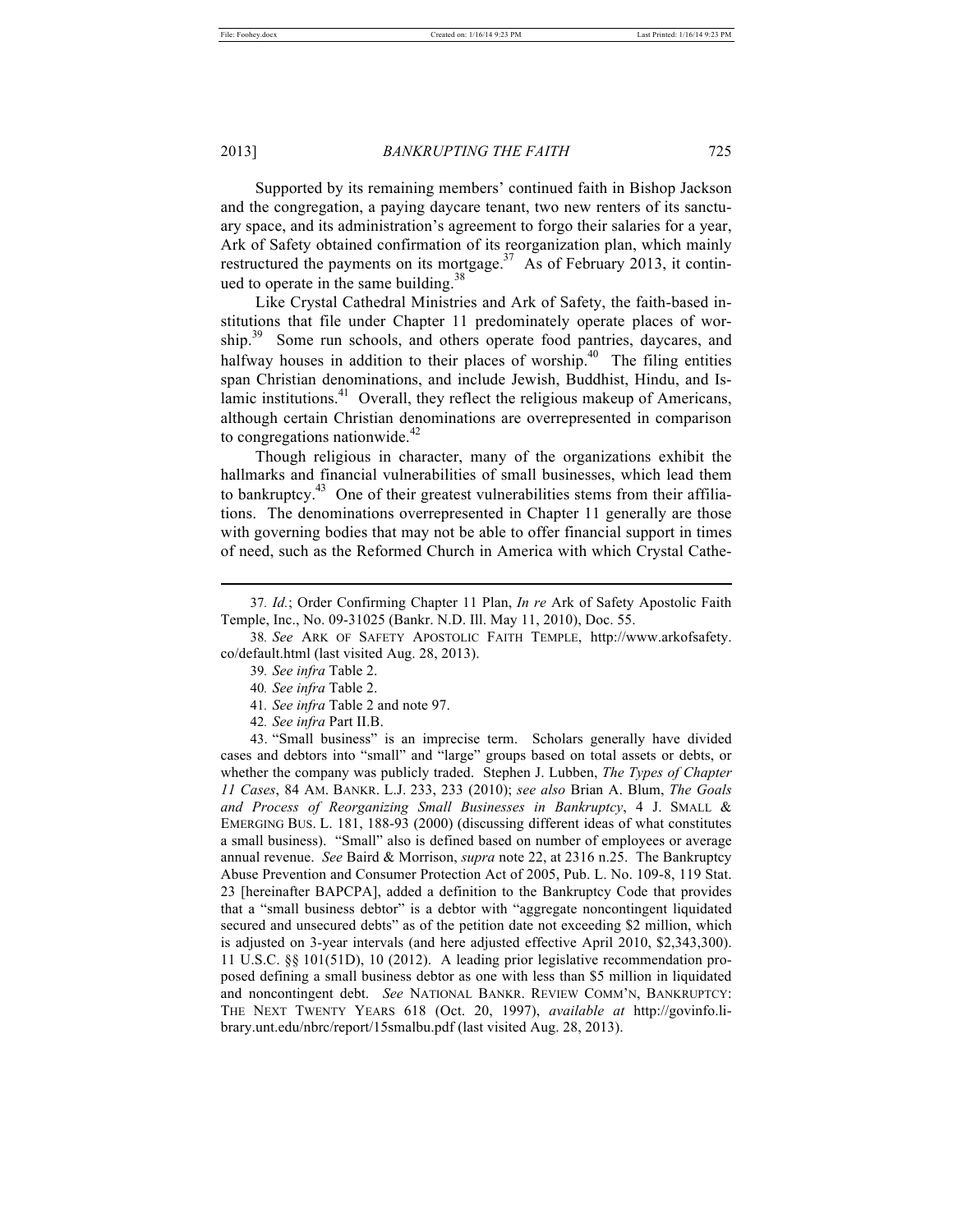Supported by its remaining members' continued faith in Bishop Jackson and the congregation, a paying daycare tenant, two new renters of its sanctuary space, and its administration's agreement to forgo their salaries for a year, Ark of Safety obtained confirmation of its reorganization plan, which mainly restructured the payments on its mortgage.[37] As of February 2013, it continued to operate in the same building.[38]

Like Crystal Cathedral Ministries and Ark of Safety, the faith-based institutions that file under Chapter 11 predominately operate places of worship.[39] Some run schools, and others operate food pantries, daycares, and halfway houses in addition to their places of worship.[40] The filing entities span Christian denominations, and include Jewish, Buddhist, Hindu, and Islamic institutions.[41] Overall, they reflect the religious makeup of Americans, although certain Christian denominations are overrepresented in comparison to congregations nationwide.[42]

Though religious in character, many of the organizations exhibit the hallmarks and financial vulnerabilities of small businesses, which lead them to bankruptcy.[43] One of their greatest vulnerabilities stems from their affiliations. The denominations overrepresented in Chapter 11 generally are those with governing bodies that may not be able to offer financial support in times of need, such as the Reformed Church in America with which Crystal Cathe-

---

37. *Id.*; Order Confirming Chapter 11 Plan, *In re* Ark of Safety Apostolic Faith Temple, Inc., No. 09-31025 (Bankr. N.D. Ill. May 11, 2010), Doc. 55.

38. *See* ARK OF SAFETY APOSTOLIC FAITH TEMPLE, http://www.arkofsafety.co/default.html (last visited Aug. 28, 2013).

39. *See infra* Table 2.

40. *See infra* Table 2.

41. *See infra* Table 2 and note 97.

42. *See infra* Part II.B.

43. "Small business" is an imprecise term. Scholars generally have divided cases and debtors into "small" and "large" groups based on total assets or debts, or whether the company was publicly traded. Stephen J. Lubben, *The Types of Chapter 11 Cases*, 84 AM. BANKR. L.J. 233, 233 (2010); *see also* Brian A. Blum, *The Goals and Process of Reorganizing Small Businesses in Bankruptcy*, 4 J. SMALL & EMERGING BUS. L. 181, 188-93 (2000) (discussing different ideas of what constitutes a small business). "Small" also is defined based on number of employees or average annual revenue. *See* Baird & Morrison, *supra* note 22, at 2316 n.25. The Bankruptcy Abuse Prevention and Consumer Protection Act of 2005, Pub. L. No. 109-8, 119 Stat. 23 [hereinafter BAPCPA], added a definition to the Bankruptcy Code that provides that a "small business debtor" is a debtor with "aggregate noncontingent liquidated secured and unsecured debts" as of the petition date not exceeding $2 million, which is adjusted on 3-year intervals (and here adjusted effective April 2010, $2,343,300). 11 U.S.C. §§ 101(51D), 10 (2012). A leading prior legislative recommendation proposed defining a small business debtor as one with less than $5 million in liquidated and noncontingent debt. *See* NATIONAL BANKR. REVIEW COMM'N, BANKRUPTCY: THE NEXT TWENTY YEARS 618 (Oct. 20, 1997), *available at* http://govinfo.library.unt.edu/nbrc/report/15smalbu.pdf (last visited Aug. 28, 2013).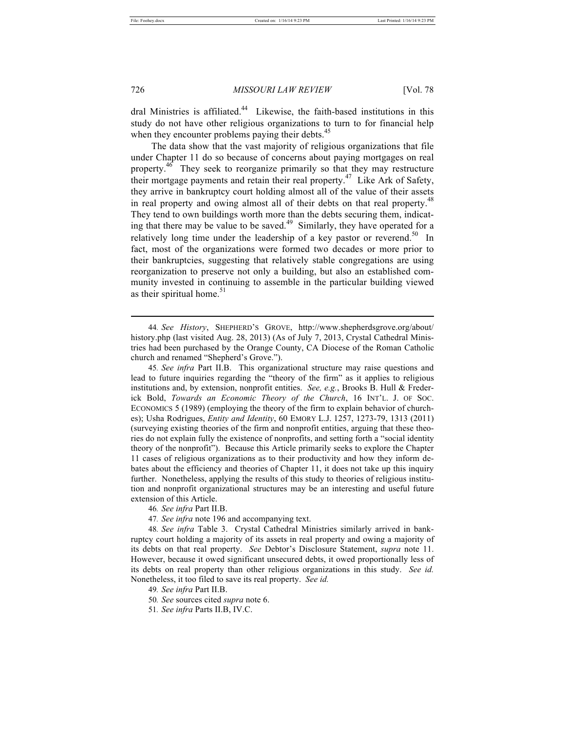dral Ministries is affiliated.[44] Likewise, the faith-based institutions in this study do not have other religious organizations to turn to for financial help when they encounter problems paying their debts.[45]

The data show that the vast majority of religious organizations that file under Chapter 11 do so because of concerns about paying mortgages on real property.[46] They seek to reorganize primarily so that they may restructure their mortgage payments and retain their real property.[47] Like Ark of Safety, they arrive in bankruptcy court holding almost all of the value of their assets in real property and owing almost all of their debts on that real property.[48] They tend to own buildings worth more than the debts securing them, indicating that there may be value to be saved.[49] Similarly, they have operated for a relatively long time under the leadership of a key pastor or reverend.[50] In fact, most of the organizations were formed two decades or more prior to their bankruptcies, suggesting that relatively stable congregations are using reorganization to preserve not only a building, but also an established community invested in continuing to assemble in the particular building viewed as their spiritual home.[51]

---

44. *See History*, SHEPHERD'S GROVE, http://www.shepherdsgrove.org/about/history.php (last visited Aug. 28, 2013) (As of July 7, 2013, Crystal Cathedral Ministries had been purchased by the Orange County, CA Diocese of the Roman Catholic church and renamed "Shepherd's Grove.").

45. *See infra* Part II.B. This organizational structure may raise questions and lead to future inquiries regarding the "theory of the firm" as it applies to religious institutions and, by extension, nonprofit entities. *See, e.g.*, Brooks B. Hull & Frederick Bold, *Towards an Economic Theory of the Church*, 16 INT'L. J. OF SOC. ECONOMICS 5 (1989) (employing the theory of the firm to explain behavior of churches); Usha Rodrigues, *Entity and Identity*, 60 EMORY L.J. 1257, 1273-79, 1313 (2011) (surveying existing theories of the firm and nonprofit entities, arguing that these theories do not explain fully the existence of nonprofits, and setting forth a "social identity theory of the nonprofit"). Because this Article primarily seeks to explore the Chapter 11 cases of religious organizations as to their productivity and how they inform debates about the efficiency and theories of Chapter 11, it does not take up this inquiry further. Nonetheless, applying the results of this study to theories of religious institution and nonprofit organizational structures may be an interesting and useful future extension of this Article.

46. *See infra* Part II.B.

47. *See infra* note 196 and accompanying text.

48. *See infra* Table 3. Crystal Cathedral Ministries similarly arrived in bankruptcy court holding a majority of its assets in real property and owing a majority of its debts on that real property. *See* Debtor's Disclosure Statement, *supra* note 11. However, because it owed significant unsecured debts, it owed proportionally less of its debts on real property than other religious organizations in this study. *See id.* Nonetheless, it too filed to save its real property. *See id.*

49. *See infra* Part II.B.

50. *See* sources cited *supra* note 6.

51. *See infra* Parts II.B, IV.C.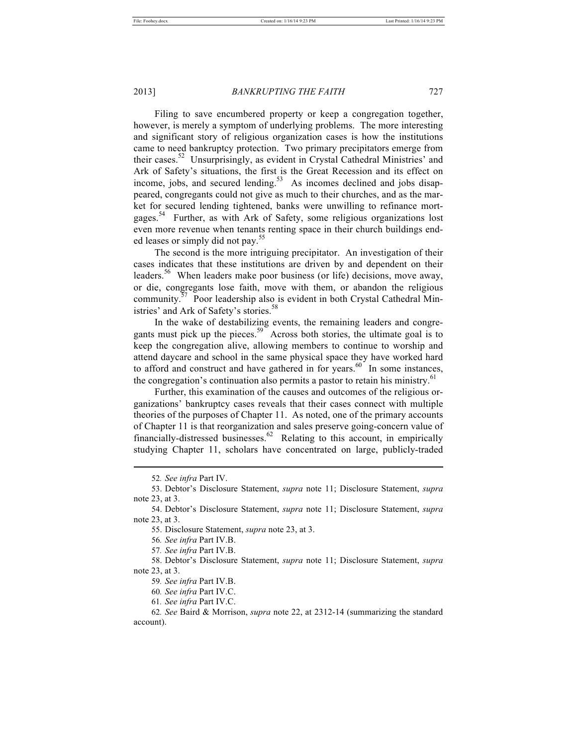Filing to save encumbered property or keep a congregation together, however, is merely a symptom of underlying problems. The more interesting and significant story of religious organization cases is how the institutions came to need bankruptcy protection. Two primary precipitators emerge from their cases.[52] Unsurprisingly, as evident in Crystal Cathedral Ministries' and Ark of Safety's situations, the first is the Great Recession and its effect on income, jobs, and secured lending.[53] As incomes declined and jobs disappeared, congregants could not give as much to their churches, and as the market for secured lending tightened, banks were unwilling to refinance mortgages.[54] Further, as with Ark of Safety, some religious organizations lost even more revenue when tenants renting space in their church buildings ended leases or simply did not pay.[55]

The second is the more intriguing precipitator. An investigation of their cases indicates that these institutions are driven by and dependent on their leaders.[56] When leaders make poor business (or life) decisions, move away, or die, congregants lose faith, move with them, or abandon the religious community.[57] Poor leadership also is evident in both Crystal Cathedral Ministries' and Ark of Safety's stories.[58]

In the wake of destabilizing events, the remaining leaders and congregants must pick up the pieces.[59] Across both stories, the ultimate goal is to keep the congregation alive, allowing members to continue to worship and attend daycare and school in the same physical space they have worked hard to afford and construct and have gathered in for years.[60] In some instances, the congregation's continuation also permits a pastor to retain his ministry.[61]

Further, this examination of the causes and outcomes of the religious organizations' bankruptcy cases reveals that their cases connect with multiple theories of the purposes of Chapter 11. As noted, one of the primary accounts of Chapter 11 is that reorganization and sales preserve going-concern value of financially-distressed businesses.[62] Relating to this account, in empirically studying Chapter 11, scholars have concentrated on large, publicly-traded

---

52. *See infra* Part IV.

53. Debtor's Disclosure Statement, *supra* note 11; Disclosure Statement, *supra* note 23, at 3.

54. Debtor's Disclosure Statement, *supra* note 11; Disclosure Statement, *supra* note 23, at 3.

55. Disclosure Statement, *supra* note 23, at 3.

56. *See infra* Part IV.B.

57. *See infra* Part IV.B.

58. Debtor's Disclosure Statement, *supra* note 11; Disclosure Statement, *supra* note 23, at 3.

59. *See infra* Part IV.B.

60. *See infra* Part IV.C.

61. *See infra* Part IV.C.

62. *See* Baird & Morrison, *supra* note 22, at 2312-14 (summarizing the standard account).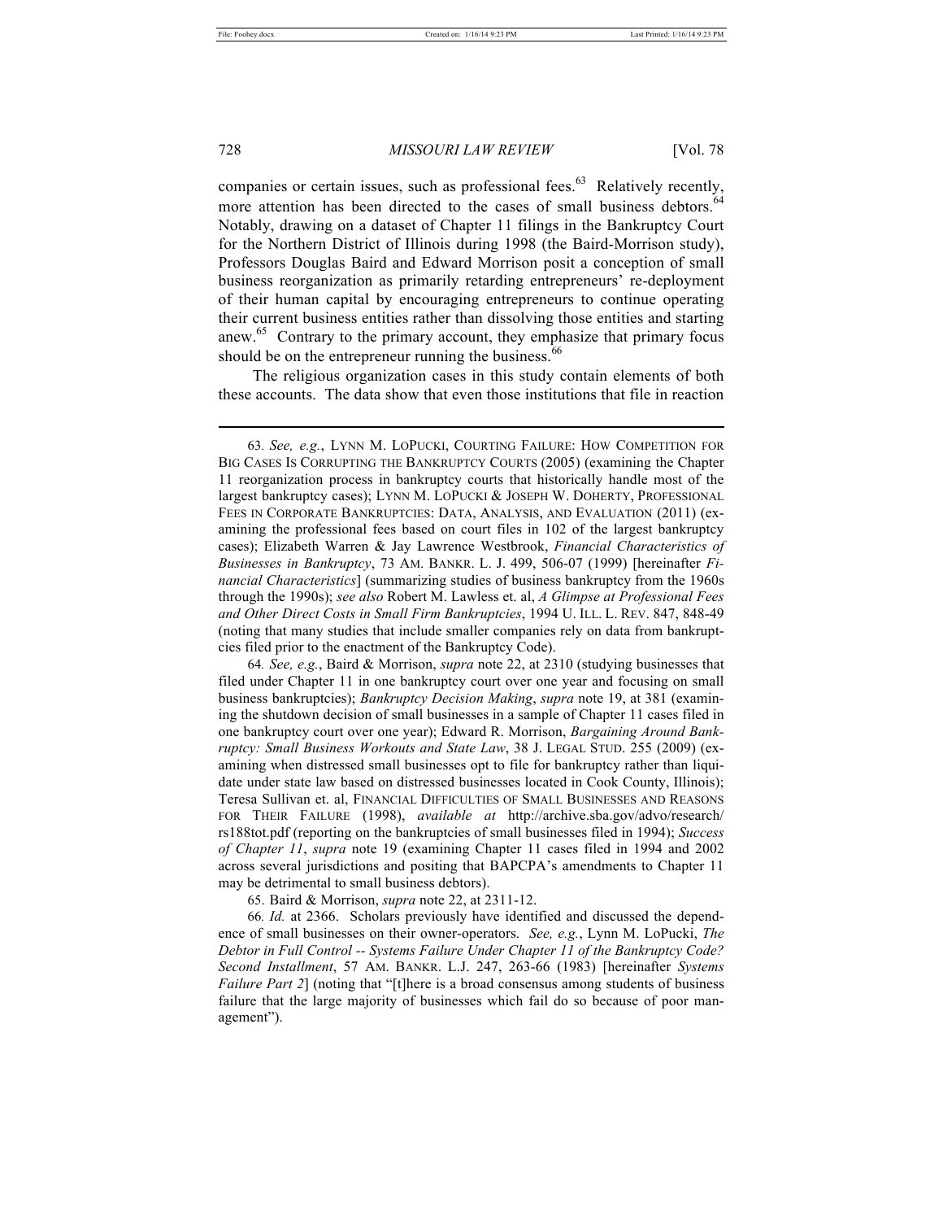companies or certain issues, such as professional fees.[63] Relatively recently, more attention has been directed to the cases of small business debtors.[64] Notably, drawing on a dataset of Chapter 11 filings in the Bankruptcy Court for the Northern District of Illinois during 1998 (the Baird-Morrison study), Professors Douglas Baird and Edward Morrison posit a conception of small business reorganization as primarily retarding entrepreneurs' re-deployment of their human capital by encouraging entrepreneurs to continue operating their current business entities rather than dissolving those entities and starting anew.[65] Contrary to the primary account, they emphasize that primary focus should be on the entrepreneur running the business.[66]

The religious organization cases in this study contain elements of both these accounts. The data show that even those institutions that file in reaction

---

63. *See, e.g.*, LYNN M. LOPUCKI, COURTING FAILURE: HOW COMPETITION FOR BIG CASES IS CORRUPTING THE BANKRUPTCY COURTS (2005) (examining the Chapter 11 reorganization process in bankruptcy courts that historically handle most of the largest bankruptcy cases); LYNN M. LOPUCKI & JOSEPH W. DOHERTY, PROFESSIONAL FEES IN CORPORATE BANKRUPTCIES: DATA, ANALYSIS, AND EVALUATION (2011) (examining the professional fees based on court files in 102 of the largest bankruptcy cases); Elizabeth Warren & Jay Lawrence Westbrook, *Financial Characteristics of Businesses in Bankruptcy*, 73 AM. BANKR. L. J. 499, 506-07 (1999) [hereinafter *Financial Characteristics*] (summarizing studies of business bankruptcy from the 1960s through the 1990s); *see also* Robert M. Lawless et. al, *A Glimpse at Professional Fees and Other Direct Costs in Small Firm Bankruptcies*, 1994 U. ILL. L. REV. 847, 848-49 (noting that many studies that include smaller companies rely on data from bankruptcies filed prior to the enactment of the Bankruptcy Code).

64. *See, e.g.*, Baird & Morrison, *supra* note 22, at 2310 (studying businesses that filed under Chapter 11 in one bankruptcy court over one year and focusing on small business bankruptcies); *Bankruptcy Decision Making*, *supra* note 19, at 381 (examining the shutdown decision of small businesses in a sample of Chapter 11 cases filed in one bankruptcy court over one year); Edward R. Morrison, *Bargaining Around Bankruptcy: Small Business Workouts and State Law*, 38 J. LEGAL STUD. 255 (2009) (examining when distressed small businesses opt to file for bankruptcy rather than liquidate under state law based on distressed businesses located in Cook County, Illinois); Teresa Sullivan et. al, FINANCIAL DIFFICULTIES OF SMALL BUSINESSES AND REASONS FOR THEIR FAILURE (1998), *available at* http://archive.sba.gov/advo/research/rs188tot.pdf (reporting on the bankruptcies of small businesses filed in 1994); *Success of Chapter 11*, *supra* note 19 (examining Chapter 11 cases filed in 1994 and 2002 across several jurisdictions and positing that BAPCPA's amendments to Chapter 11 may be detrimental to small business debtors).

65. Baird & Morrison, *supra* note 22, at 2311-12.

66. *Id.* at 2366. Scholars previously have identified and discussed the dependence of small businesses on their owner-operators. *See, e.g.*, Lynn M. LoPucki, *The Debtor in Full Control -- Systems Failure Under Chapter 11 of the Bankruptcy Code? Second Installment*, 57 AM. BANKR. L.J. 247, 263-66 (1983) [hereinafter *Systems Failure Part 2*] (noting that "[t]here is a broad consensus among students of business failure that the large majority of businesses which fail do so because of poor management").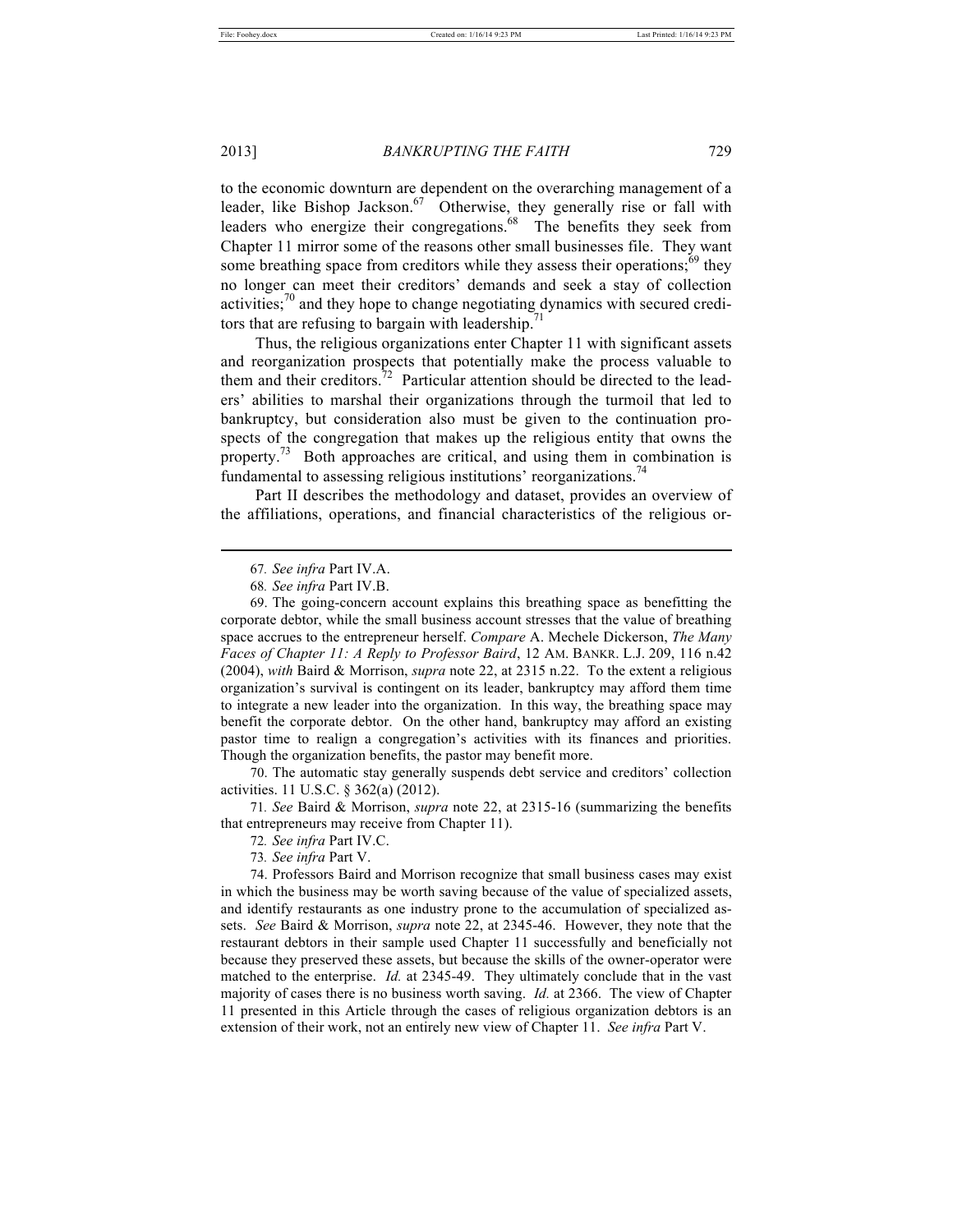to the economic downturn are dependent on the overarching management of a leader, like Bishop Jackson.[67] Otherwise, they generally rise or fall with leaders who energize their congregations.[68] The benefits they seek from Chapter 11 mirror some of the reasons other small businesses file. They want some breathing space from creditors while they assess their operations;[69] they no longer can meet their creditors' demands and seek a stay of collection activities;[70] and they hope to change negotiating dynamics with secured creditors that are refusing to bargain with leadership.[71]

Thus, the religious organizations enter Chapter 11 with significant assets and reorganization prospects that potentially make the process valuable to them and their creditors.[72] Particular attention should be directed to the leaders' abilities to marshal their organizations through the turmoil that led to bankruptcy, but consideration also must be given to the continuation prospects of the congregation that makes up the religious entity that owns the property.[73] Both approaches are critical, and using them in combination is fundamental to assessing religious institutions' reorganizations.[74]

Part II describes the methodology and dataset, provides an overview of the affiliations, operations, and financial characteristics of the religious or-

---

67. *See infra* Part IV.A.

68. *See infra* Part IV.B.

69. The going-concern account explains this breathing space as benefitting the corporate debtor, while the small business account stresses that the value of breathing space accrues to the entrepreneur herself. *Compare* A. Mechele Dickerson, *The Many Faces of Chapter 11: A Reply to Professor Baird*, 12 AM. BANKR. L.J. 209, 116 n.42 (2004), *with* Baird & Morrison, *supra* note 22, at 2315 n.22. To the extent a religious organization's survival is contingent on its leader, bankruptcy may afford them time to integrate a new leader into the organization. In this way, the breathing space may benefit the corporate debtor. On the other hand, bankruptcy may afford an existing pastor time to realign a congregation's activities with its finances and priorities. Though the organization benefits, the pastor may benefit more.

70. The automatic stay generally suspends debt service and creditors' collection activities. 11 U.S.C. § 362(a) (2012).

71. *See* Baird & Morrison, *supra* note 22, at 2315-16 (summarizing the benefits that entrepreneurs may receive from Chapter 11).

72. *See infra* Part IV.C.

73. *See infra* Part V.

74. Professors Baird and Morrison recognize that small business cases may exist in which the business may be worth saving because of the value of specialized assets, and identify restaurants as one industry prone to the accumulation of specialized assets. *See* Baird & Morrison, *supra* note 22, at 2345-46. However, they note that the restaurant debtors in their sample used Chapter 11 successfully and beneficially not because they preserved these assets, but because the skills of the owner-operator were matched to the enterprise. *Id.* at 2345-49. They ultimately conclude that in the vast majority of cases there is no business worth saving. *Id.* at 2366. The view of Chapter 11 presented in this Article through the cases of religious organization debtors is an extension of their work, not an entirely new view of Chapter 11. *See infra* Part V.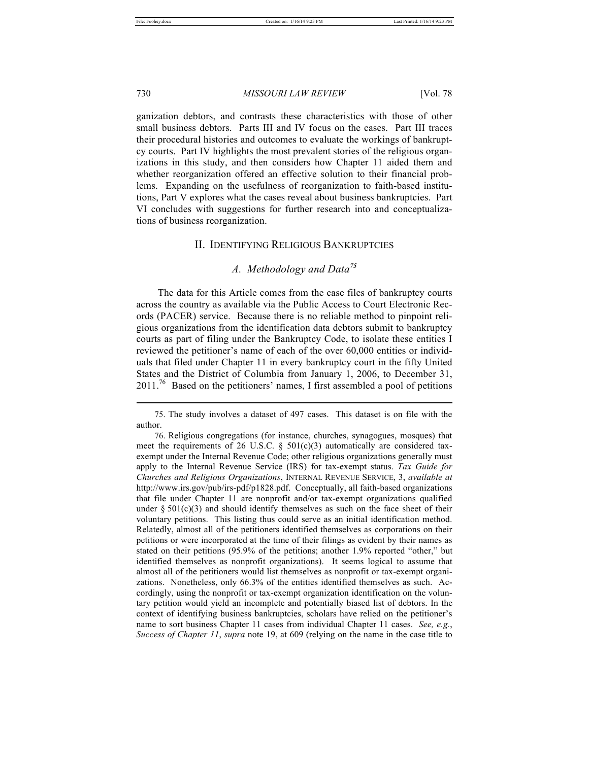ganization debtors, and contrasts these characteristics with those of other small business debtors. Parts III and IV focus on the cases. Part III traces their procedural histories and outcomes to evaluate the workings of bankruptcy courts. Part IV highlights the most prevalent stories of the religious organizations in this study, and then considers how Chapter 11 aided them and whether reorganization offered an effective solution to their financial problems. Expanding on the usefulness of reorganization to faith-based institutions, Part V explores what the cases reveal about business bankruptcies. Part VI concludes with suggestions for further research into and conceptualizations of business reorganization.

## II. IDENTIFYING RELIGIOUS BANKRUPTCIES

### *A. Methodology and Data*[75]

The data for this Article comes from the case files of bankruptcy courts across the country as available via the Public Access to Court Electronic Records (PACER) service. Because there is no reliable method to pinpoint religious organizations from the identification data debtors submit to bankruptcy courts as part of filing under the Bankruptcy Code, to isolate these entities I reviewed the petitioner's name of each of the over 60,000 entities or individuals that filed under Chapter 11 in every bankruptcy court in the fifty United States and the District of Columbia from January 1, 2006, to December 31, 2011.[76] Based on the petitioners' names, I first assembled a pool of petitions

---

75. The study involves a dataset of 497 cases. This dataset is on file with the author.

76. Religious congregations (for instance, churches, synagogues, mosques) that meet the requirements of 26 U.S.C. § 501(c)(3) automatically are considered tax-exempt under the Internal Revenue Code; other religious organizations generally must apply to the Internal Revenue Service (IRS) for tax-exempt status. *Tax Guide for Churches and Religious Organizations*, INTERNAL REVENUE SERVICE, 3, *available at* http://www.irs.gov/pub/irs-pdf/p1828.pdf. Conceptually, all faith-based organizations that file under Chapter 11 are nonprofit and/or tax-exempt organizations qualified under § 501(c)(3) and should identify themselves as such on the face sheet of their voluntary petitions. This listing thus could serve as an initial identification method. Relatedly, almost all of the petitioners identified themselves as corporations on their petitions or were incorporated at the time of their filings as evident by their names as stated on their petitions (95.9% of the petitions; another 1.9% reported "other," but identified themselves as nonprofit organizations). It seems logical to assume that almost all of the petitioners would list themselves as nonprofit or tax-exempt organizations. Nonetheless, only 66.3% of the entities identified themselves as such. Accordingly, using the nonprofit or tax-exempt organization identification on the voluntary petition would yield an incomplete and potentially biased list of debtors. In the context of identifying business bankruptcies, scholars have relied on the petitioner's name to sort business Chapter 11 cases from individual Chapter 11 cases. *See, e.g.*, *Success of Chapter 11*, *supra* note 19, at 609 (relying on the name in the case title to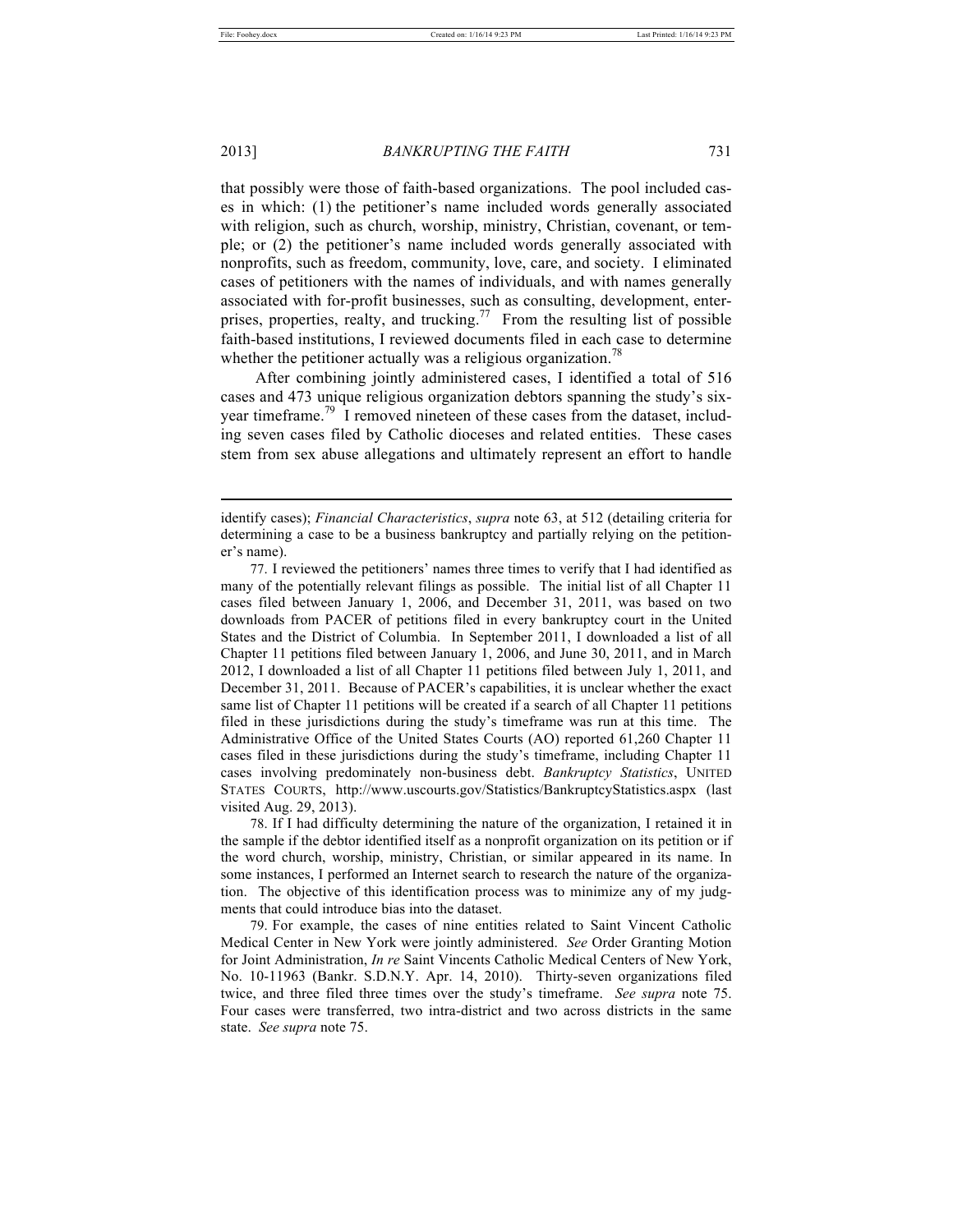that possibly were those of faith-based organizations. The pool included cases in which: (1) the petitioner's name included words generally associated with religion, such as church, worship, ministry, Christian, covenant, or temple; or (2) the petitioner's name included words generally associated with nonprofits, such as freedom, community, love, care, and society. I eliminated cases of petitioners with the names of individuals, and with names generally associated with for-profit businesses, such as consulting, development, enterprises, properties, realty, and trucking.[77] From the resulting list of possible faith-based institutions, I reviewed documents filed in each case to determine whether the petitioner actually was a religious organization.[78]

After combining jointly administered cases, I identified a total of 516 cases and 473 unique religious organization debtors spanning the study's six-year timeframe.[79] I removed nineteen of these cases from the dataset, including seven cases filed by Catholic dioceses and related entities. These cases stem from sex abuse allegations and ultimately represent an effort to handle

---

identify cases); *Financial Characteristics*, *supra* note 63, at 512 (detailing criteria for determining a case to be a business bankruptcy and partially relying on the petitioner's name).

77. I reviewed the petitioners' names three times to verify that I had identified as many of the potentially relevant filings as possible. The initial list of all Chapter 11 cases filed between January 1, 2006, and December 31, 2011, was based on two downloads from PACER of petitions filed in every bankruptcy court in the United States and the District of Columbia. In September 2011, I downloaded a list of all Chapter 11 petitions filed between January 1, 2006, and June 30, 2011, and in March 2012, I downloaded a list of all Chapter 11 petitions filed between July 1, 2011, and December 31, 2011. Because of PACER's capabilities, it is unclear whether the exact same list of Chapter 11 petitions will be created if a search of all Chapter 11 petitions filed in these jurisdictions during the study's timeframe was run at this time. The Administrative Office of the United States Courts (AO) reported 61,260 Chapter 11 cases filed in these jurisdictions during the study's timeframe, including Chapter 11 cases involving predominately non-business debt. *Bankruptcy Statistics*, UNITED STATES COURTS, http://www.uscourts.gov/Statistics/BankruptcyStatistics.aspx (last visited Aug. 29, 2013).

78. If I had difficulty determining the nature of the organization, I retained it in the sample if the debtor identified itself as a nonprofit organization on its petition or if the word church, worship, ministry, Christian, or similar appeared in its name. In some instances, I performed an Internet search to research the nature of the organization. The objective of this identification process was to minimize any of my judgments that could introduce bias into the dataset.

79. For example, the cases of nine entities related to Saint Vincent Catholic Medical Center in New York were jointly administered. *See* Order Granting Motion for Joint Administration, *In re* Saint Vincents Catholic Medical Centers of New York, No. 10-11963 (Bankr. S.D.N.Y. Apr. 14, 2010). Thirty-seven organizations filed twice, and three filed three times over the study's timeframe. *See supra* note 75. Four cases were transferred, two intra-district and two across districts in the same state. *See supra* note 75.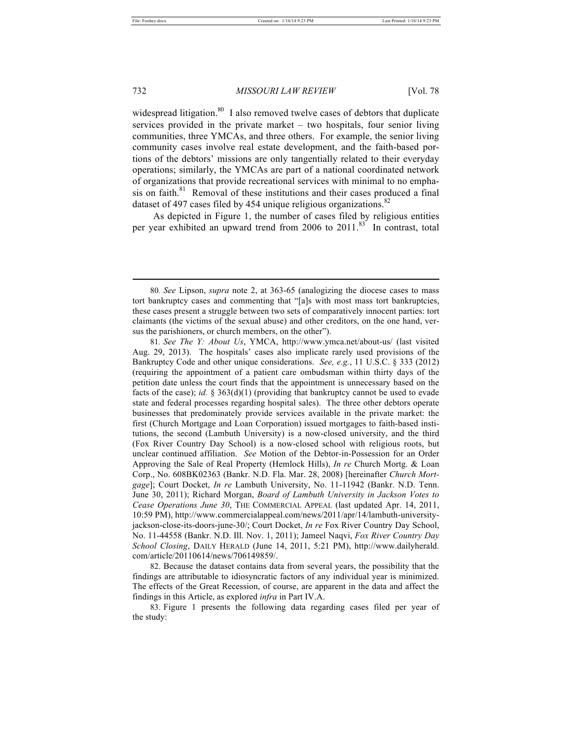widespread litigation.[80] I also removed twelve cases of debtors that duplicate services provided in the private market – two hospitals, four senior living communities, three YMCAs, and three others. For example, the senior living community cases involve real estate development, and the faith-based portions of the debtors' missions are only tangentially related to their everyday operations; similarly, the YMCAs are part of a national coordinated network of organizations that provide recreational services with minimal to no emphasis on faith.[81] Removal of these institutions and their cases produced a final dataset of 497 cases filed by 454 unique religious organizations.[82]

As depicted in Figure 1, the number of cases filed by religious entities per year exhibited an upward trend from 2006 to 2011.[83] In contrast, total

---

80. *See* Lipson, *supra* note 2, at 363-65 (analogizing the diocese cases to mass tort bankruptcy cases and commenting that "[a]s with most mass tort bankruptcies, these cases present a struggle between two sets of comparatively innocent parties: tort claimants (the victims of the sexual abuse) and other creditors, on the one hand, versus the parishioners, or church members, on the other").

81. *See The Y: About Us*, YMCA, http://www.ymca.net/about-us/ (last visited Aug. 29, 2013). The hospitals' cases also implicate rarely used provisions of the Bankruptcy Code and other unique considerations. *See, e.g.*, 11 U.S.C. § 333 (2012) (requiring the appointment of a patient care ombudsman within thirty days of the petition date unless the court finds that the appointment is unnecessary based on the facts of the case); *id.* § 363(d)(1) (providing that bankruptcy cannot be used to evade state and federal processes regarding hospital sales). The three other debtors operate businesses that predominately provide services available in the private market: the first (Church Mortgage and Loan Corporation) issued mortgages to faith-based institutions, the second (Lambuth University) is a now-closed university, and the third (Fox River Country Day School) is a now-closed school with religious roots, but unclear continued affiliation. *See* Motion of the Debtor-in-Possession for an Order Approving the Sale of Real Property (Hemlock Hills), *In re* Church Mortg. & Loan Corp., No. 608BK02363 (Bankr. N.D. Fla. Mar. 28, 2008) [hereinafter *Church Mortgage*]; Court Docket, *In re* Lambuth University, No. 11-11942 (Bankr. N.D. Tenn. June 30, 2011); Richard Morgan, *Board of Lambuth University in Jackson Votes to Cease Operations June 30*, THE COMMERCIAL APPEAL (last updated Apr. 14, 2011, 10:59 PM), http://www.commercialappeal.com/news/2011/apr/14/lambuth-university-jackson-close-its-doors-june-30/; Court Docket, *In re* Fox River Country Day School, No. 11-44558 (Bankr. N.D. Ill. Nov. 1, 2011); Jameel Naqvi, *Fox River Country Day School Closing*, DAILY HERALD (June 14, 2011, 5:21 PM), http://www.dailyherald.com/article/20110614/news/706149859/.

82. Because the dataset contains data from several years, the possibility that the findings are attributable to idiosyncratic factors of any individual year is minimized. The effects of the Great Recession, of course, are apparent in the data and affect the findings in this Article, as explored *infra* in Part IV.A.

83. Figure 1 presents the following data regarding cases filed per year of the study: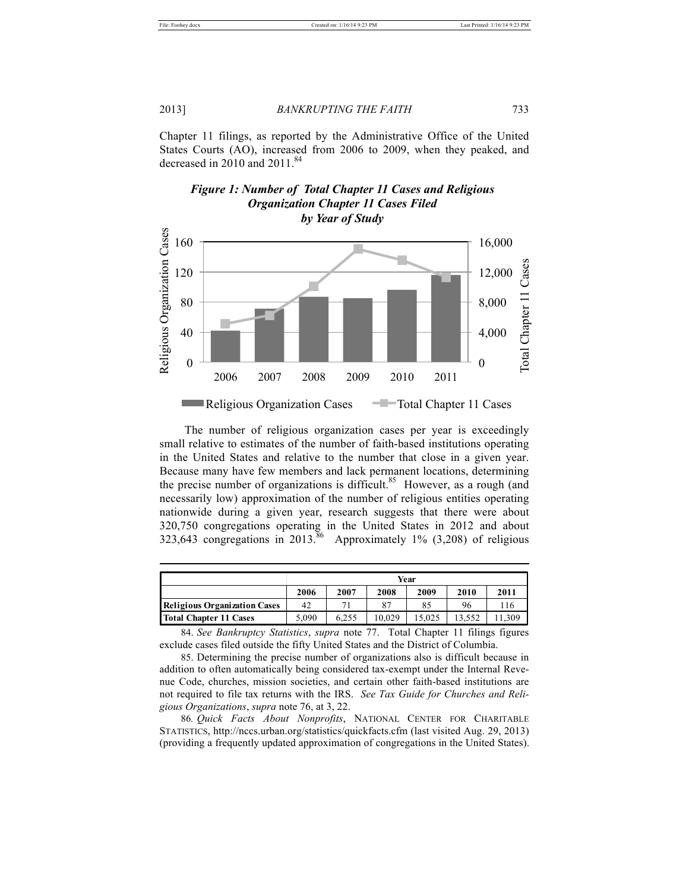Chapter 11 filings, as reported by the Administrative Office of the United States Courts (AO), increased from 2006 to 2009, when they peaked, and decreased in 2010 and 2011.[84]

***Figure 1: Number of Total Chapter 11 Cases and Religious Organization Chapter 11 Cases Filed by Year of Study***

| | Year | | | | | |
|---|---|---|---|---|---|---|
| | **2006** | **2007** | **2008** | **2009** | **2010** | **2011** |
| **Religious Organization Cases** | 42 | 71 | 87 | 85 | 96 | 116 |
| **Total Chapter 11 Cases** | 5,090 | 6,255 | 10,029 | 15,025 | 13,552 | 11,309 |

The number of religious organization cases per year is exceedingly small relative to estimates of the number of faith-based institutions operating in the United States and relative to the number that close in a given year. Because many have few members and lack permanent locations, determining the precise number of organizations is difficult.[85] However, as a rough (and necessarily low) approximation of the number of religious entities operating nationwide during a given year, research suggests that there were about 320,750 congregations operating in the United States in 2012 and about 323,643 congregations in 2013.[86] Approximately 1% (3,208) of religious

---

84. *See Bankruptcy Statistics*, *supra* note 77. Total Chapter 11 filings figures exclude cases filed outside the fifty United States and the District of Columbia.

85. Determining the precise number of organizations also is difficult because in addition to often automatically being considered tax-exempt under the Internal Revenue Code, churches, mission societies, and certain other faith-based institutions are not required to file tax returns with the IRS. *See Tax Guide for Churches and Religious Organizations*, *supra* note 76, at 3, 22.

86. *Quick Facts About Nonprofits*, NATIONAL CENTER FOR CHARITABLE STATISTICS, http://nccs.urban.org/statistics/quickfacts.cfm (last visited Aug. 29, 2013) (providing a frequently updated approximation of congregations in the United States).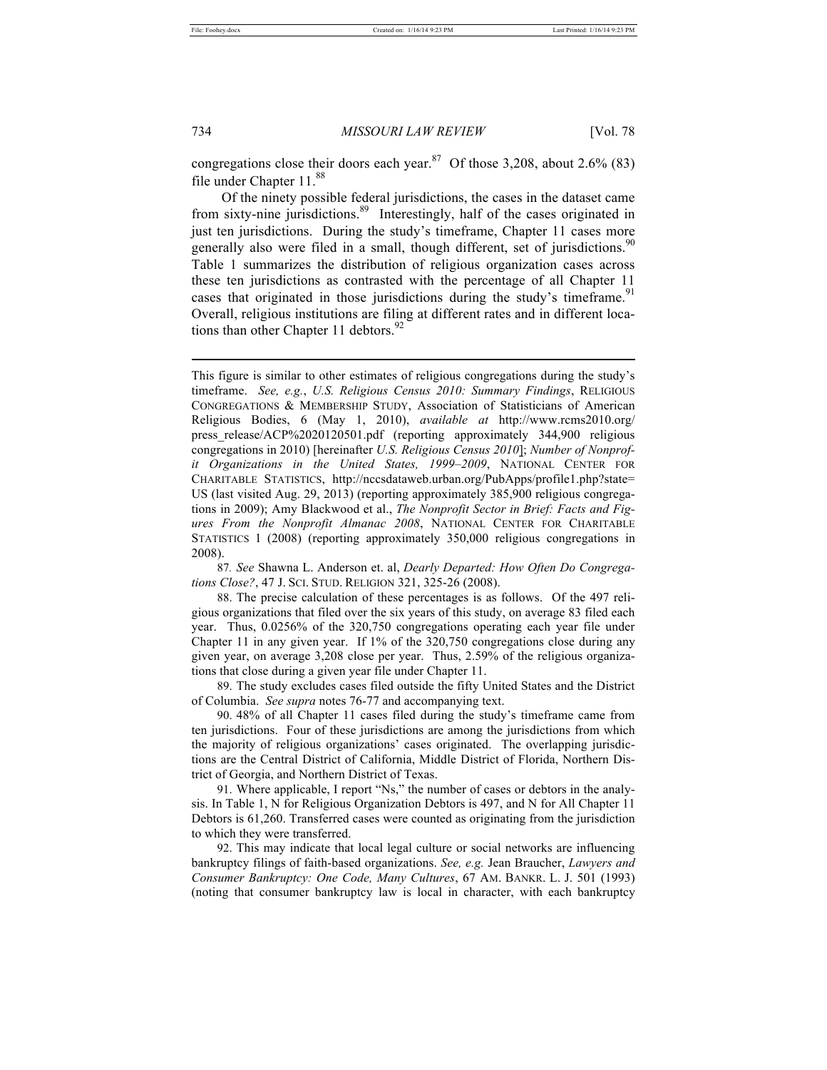congregations close their doors each year.[87] Of those 3,208, about 2.6% (83) file under Chapter 11.[88]

Of the ninety possible federal jurisdictions, the cases in the dataset came from sixty-nine jurisdictions.[89] Interestingly, half of the cases originated in just ten jurisdictions. During the study's timeframe, Chapter 11 cases more generally also were filed in a small, though different, set of jurisdictions.[90] Table 1 summarizes the distribution of religious organization cases across these ten jurisdictions as contrasted with the percentage of all Chapter 11 cases that originated in those jurisdictions during the study's timeframe.[91] Overall, religious institutions are filing at different rates and in different locations than other Chapter 11 debtors.[92]

---

This figure is similar to other estimates of religious congregations during the study's timeframe. *See, e.g.*, *U.S. Religious Census 2010: Summary Findings*, RELIGIOUS CONGREGATIONS & MEMBERSHIP STUDY, Association of Statisticians of American Religious Bodies, 6 (May 1, 2010), *available at* http://www.rcms2010.org/press_release/ACP%2020120501.pdf (reporting approximately 344,900 religious congregations in 2010) [hereinafter *U.S. Religious Census 2010*]; *Number of Nonprofit Organizations in the United States, 1999–2009*, NATIONAL CENTER FOR CHARITABLE STATISTICS, http://nccsdataweb.urban.org/PubApps/profile1.php?state=US (last visited Aug. 29, 2013) (reporting approximately 385,900 religious congregations in 2009); Amy Blackwood et al., *The Nonprofit Sector in Brief: Facts and Figures From the Nonprofit Almanac 2008*, NATIONAL CENTER FOR CHARITABLE STATISTICS 1 (2008) (reporting approximately 350,000 religious congregations in 2008).

87. *See* Shawna L. Anderson et. al, *Dearly Departed: How Often Do Congregations Close?*, 47 J. SCI. STUD. RELIGION 321, 325-26 (2008).

88. The precise calculation of these percentages is as follows. Of the 497 religious organizations that filed over the six years of this study, on average 83 filed each year. Thus, 0.0256% of the 320,750 congregations operating each year file under Chapter 11 in any given year. If 1% of the 320,750 congregations close during any given year, on average 3,208 close per year. Thus, 2.59% of the religious organizations that close during a given year file under Chapter 11.

89. The study excludes cases filed outside the fifty United States and the District of Columbia. *See supra* notes 76-77 and accompanying text.

90. 48% of all Chapter 11 cases filed during the study's timeframe came from ten jurisdictions. Four of these jurisdictions are among the jurisdictions from which the majority of religious organizations' cases originated. The overlapping jurisdictions are the Central District of California, Middle District of Florida, Northern District of Georgia, and Northern District of Texas.

91. Where applicable, I report "Ns," the number of cases or debtors in the analysis. In Table 1, N for Religious Organization Debtors is 497, and N for All Chapter 11 Debtors is 61,260. Transferred cases were counted as originating from the jurisdiction to which they were transferred.

92. This may indicate that local legal culture or social networks are influencing bankruptcy filings of faith-based organizations. *See, e.g.* Jean Braucher, *Lawyers and Consumer Bankruptcy: One Code, Many Cultures*, 67 AM. BANKR. L. J. 501 (1993) (noting that consumer bankruptcy law is local in character, with each bankruptcy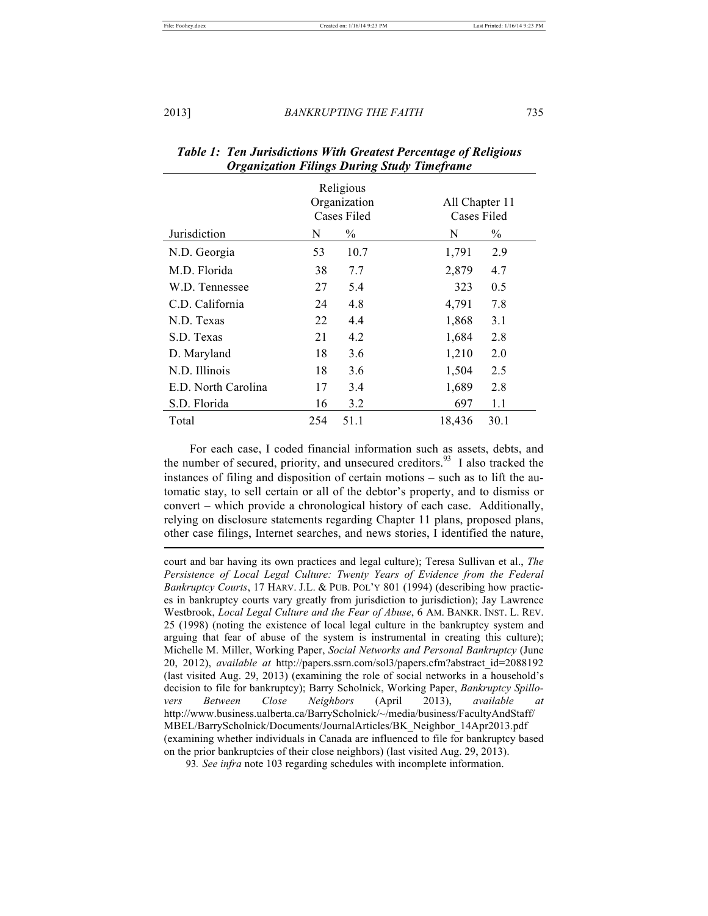***Table 1: Ten Jurisdictions With Greatest Percentage of Religious Organization Filings During Study Timeframe***

| | Religious Organization Cases Filed | | All Chapter 11 Cases Filed | |
|---|---|---|---|---|
| Jurisdiction | N | % | N | % |
| N.D. Georgia | 53 | 10.7 | 1,791 | 2.9 |
| M.D. Florida | 38 | 7.7 | 2,879 | 4.7 |
| W.D. Tennessee | 27 | 5.4 | 323 | 0.5 |
| C.D. California | 24 | 4.8 | 4,791 | 7.8 |
| N.D. Texas | 22 | 4.4 | 1,868 | 3.1 |
| S.D. Texas | 21 | 4.2 | 1,684 | 2.8 |
| D. Maryland | 18 | 3.6 | 1,210 | 2.0 |
| N.D. Illinois | 18 | 3.6 | 1,504 | 2.5 |
| E.D. North Carolina | 17 | 3.4 | 1,689 | 2.8 |
| S.D. Florida | 16 | 3.2 | 697 | 1.1 |
| Total | 254 | 51.1 | 18,436 | 30.1 |

For each case, I coded financial information such as assets, debts, and the number of secured, priority, and unsecured creditors.[93] I also tracked the instances of filing and disposition of certain motions – such as to lift the automatic stay, to sell certain or all of the debtor's property, and to dismiss or convert – which provide a chronological history of each case. Additionally, relying on disclosure statements regarding Chapter 11 plans, proposed plans, other case filings, Internet searches, and news stories, I identified the nature,

---

court and bar having its own practices and legal culture); Teresa Sullivan et al., *The Persistence of Local Legal Culture: Twenty Years of Evidence from the Federal Bankruptcy Courts*, 17 HARV. J.L. & PUB. POL'Y 801 (1994) (describing how practices in bankruptcy courts vary greatly from jurisdiction to jurisdiction); Jay Lawrence Westbrook, *Local Legal Culture and the Fear of Abuse*, 6 AM. BANKR. INST. L. REV. 25 (1998) (noting the existence of local legal culture in the bankruptcy system and arguing that fear of abuse of the system is instrumental in creating this culture); Michelle M. Miller, Working Paper, *Social Networks and Personal Bankruptcy* (June 20, 2012), *available at* http://papers.ssrn.com/sol3/papers.cfm?abstract_id=2088192 (last visited Aug. 29, 2013) (examining the role of social networks in a household's decision to file for bankruptcy); Barry Scholnick, Working Paper, *Bankruptcy Spillovers Between Close Neighbors* (April 2013), *available at* http://www.business.ualberta.ca/BarryScholnick/~/media/business/FacultyAndStaff/MBEL/BarryScholnick/Documents/JournalArticles/BK_Neighbor_14Apr2013.pdf (examining whether individuals in Canada are influenced to file for bankruptcy based on the prior bankruptcies of their close neighbors) (last visited Aug. 29, 2013).

93. *See infra* note 103 regarding schedules with incomplete information.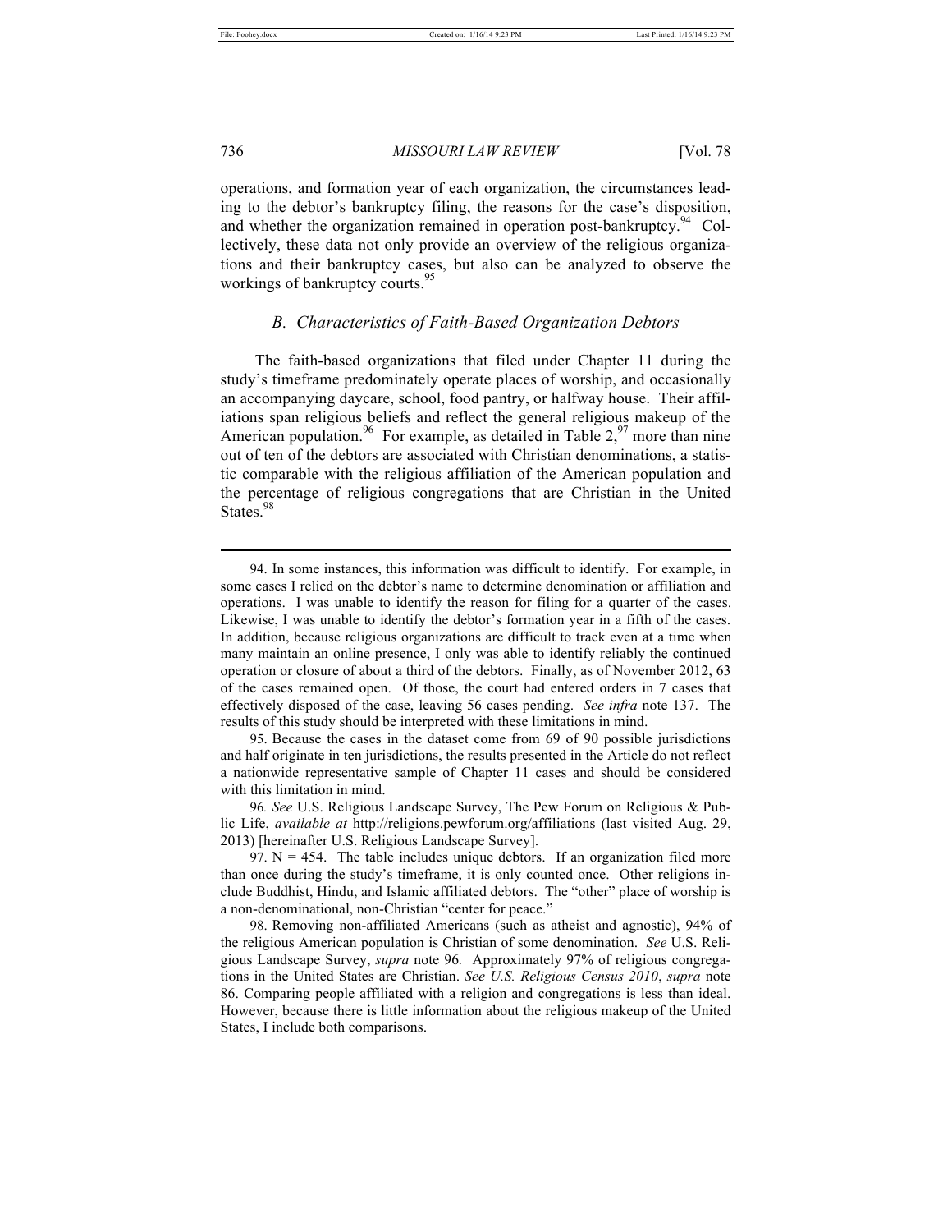operations, and formation year of each organization, the circumstances leading to the debtor's bankruptcy filing, the reasons for the case's disposition, and whether the organization remained in operation post-bankruptcy.[94] Collectively, these data not only provide an overview of the religious organizations and their bankruptcy cases, but also can be analyzed to observe the workings of bankruptcy courts.[95]

### *B. Characteristics of Faith-Based Organization Debtors*

The faith-based organizations that filed under Chapter 11 during the study's timeframe predominately operate places of worship, and occasionally an accompanying daycare, school, food pantry, or halfway house. Their affiliations span religious beliefs and reflect the general religious makeup of the American population.[96] For example, as detailed in Table 2,[97] more than nine out of ten of the debtors are associated with Christian denominations, a statistic comparable with the religious affiliation of the American population and the percentage of religious congregations that are Christian in the United States.[98]

---

94. In some instances, this information was difficult to identify. For example, in some cases I relied on the debtor's name to determine denomination or affiliation and operations. I was unable to identify the reason for filing for a quarter of the cases. Likewise, I was unable to identify the debtor's formation year in a fifth of the cases. In addition, because religious organizations are difficult to track even at a time when many maintain an online presence, I only was able to identify reliably the continued operation or closure of about a third of the debtors. Finally, as of November 2012, 63 of the cases remained open. Of those, the court had entered orders in 7 cases that effectively disposed of the case, leaving 56 cases pending. *See infra* note 137. The results of this study should be interpreted with these limitations in mind.

95. Because the cases in the dataset come from 69 of 90 possible jurisdictions and half originate in ten jurisdictions, the results presented in the Article do not reflect a nationwide representative sample of Chapter 11 cases and should be considered with this limitation in mind.

96. *See* U.S. Religious Landscape Survey, The Pew Forum on Religious & Public Life, *available at* http://religions.pewforum.org/affiliations (last visited Aug. 29, 2013) [hereinafter U.S. Religious Landscape Survey].

97. N = 454. The table includes unique debtors. If an organization filed more than once during the study's timeframe, it is only counted once. Other religions include Buddhist, Hindu, and Islamic affiliated debtors. The "other" place of worship is a non-denominational, non-Christian "center for peace."

98. Removing non-affiliated Americans (such as atheist and agnostic), 94% of the religious American population is Christian of some denomination. *See* U.S. Religious Landscape Survey, *supra* note 96. Approximately 97% of religious congregations in the United States are Christian. *See U.S. Religious Census 2010*, *supra* note 86. Comparing people affiliated with a religion and congregations is less than ideal. However, because there is little information about the religious makeup of the United States, I include both comparisons.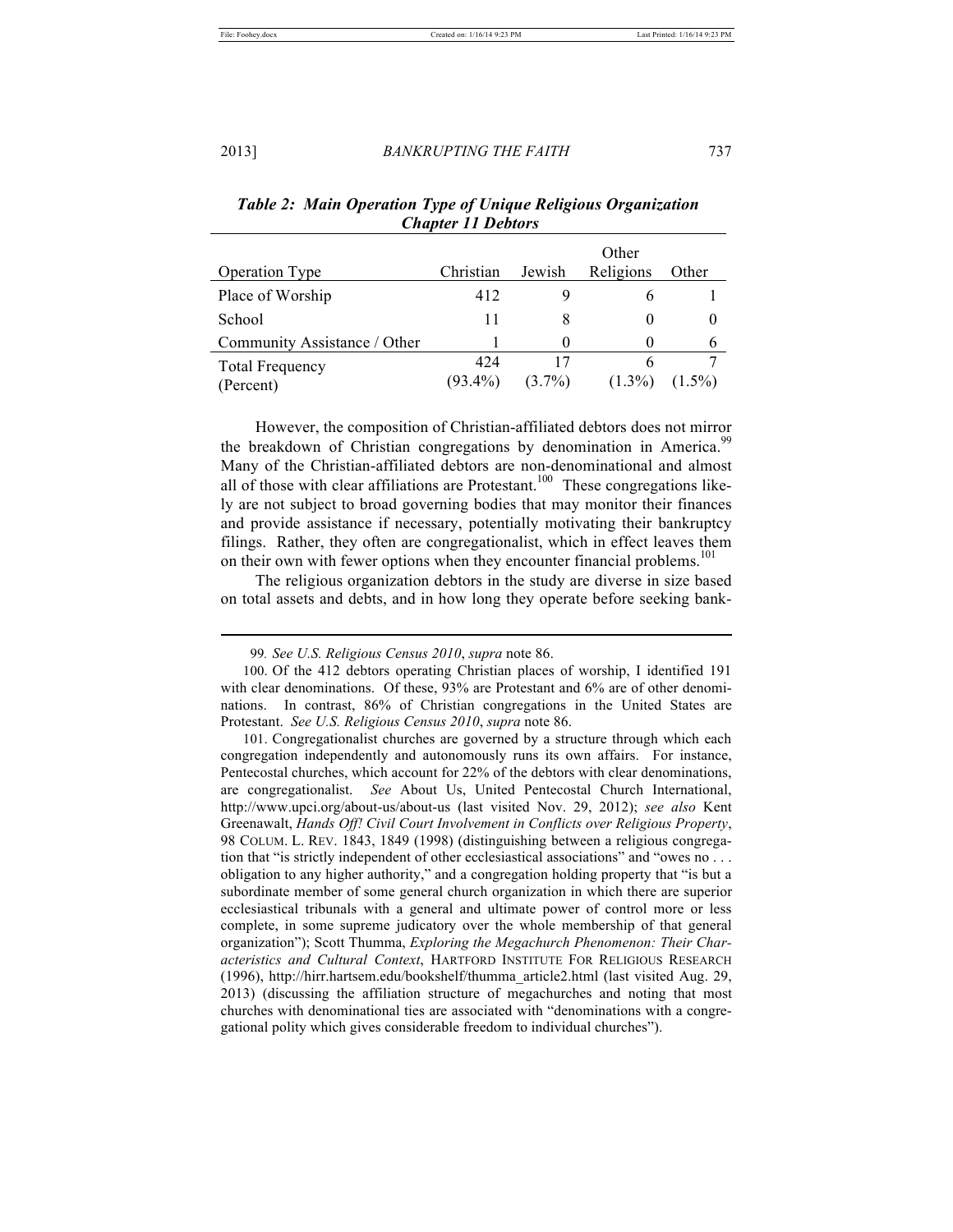***Table 2: Main Operation Type of Unique Religious Organization Chapter 11 Debtors***

| Operation Type | Christian | Jewish | Other Religions | Other |
|---|---|---|---|---|
| Place of Worship | 412 | 9 | 6 | 1 |
| School | 11 | 8 | 0 | 0 |
| Community Assistance / Other | 1 | 0 | 0 | 6 |
| Total Frequency (Percent) | 424 (93.4%) | 17 (3.7%) | 6 (1.3%) | 7 (1.5%) |

However, the composition of Christian-affiliated debtors does not mirror the breakdown of Christian congregations by denomination in America.[99] Many of the Christian-affiliated debtors are non-denominational and almost all of those with clear affiliations are Protestant.[100] These congregations likely are not subject to broad governing bodies that may monitor their finances and provide assistance if necessary, potentially motivating their bankruptcy filings. Rather, they often are congregationalist, which in effect leaves them on their own with fewer options when they encounter financial problems.[101]

The religious organization debtors in the study are diverse in size based on total assets and debts, and in how long they operate before seeking bank-

---

99. *See U.S. Religious Census 2010*, *supra* note 86.

100. Of the 412 debtors operating Christian places of worship, I identified 191 with clear denominations. Of these, 93% are Protestant and 6% are of other denominations. In contrast, 86% of Christian congregations in the United States are Protestant. *See U.S. Religious Census 2010*, *supra* note 86.

101. Congregationalist churches are governed by a structure through which each congregation independently and autonomously runs its own affairs. For instance, Pentecostal churches, which account for 22% of the debtors with clear denominations, are congregationalist. *See* About Us, United Pentecostal Church International, http://www.upci.org/about-us/about-us (last visited Nov. 29, 2012); *see also* Kent Greenawalt, *Hands Off! Civil Court Involvement in Conflicts over Religious Property*, 98 COLUM. L. REV. 1843, 1849 (1998) (distinguishing between a religious congregation that "is strictly independent of other ecclesiastical associations" and "owes no . . . obligation to any higher authority," and a congregation holding property that "is but a subordinate member of some general church organization in which there are superior ecclesiastical tribunals with a general and ultimate power of control more or less complete, in some supreme judicatory over the whole membership of that general organization"); Scott Thumma, *Exploring the Megachurch Phenomenon: Their Characteristics and Cultural Context*, HARTFORD INSTITUTE FOR RELIGIOUS RESEARCH (1996), http://hirr.hartsem.edu/bookshelf/thumma_article2.html (last visited Aug. 29, 2013) (discussing the affiliation structure of megachurches and noting that most churches with denominational ties are associated with "denominations with a congregational polity which gives considerable freedom to individual churches").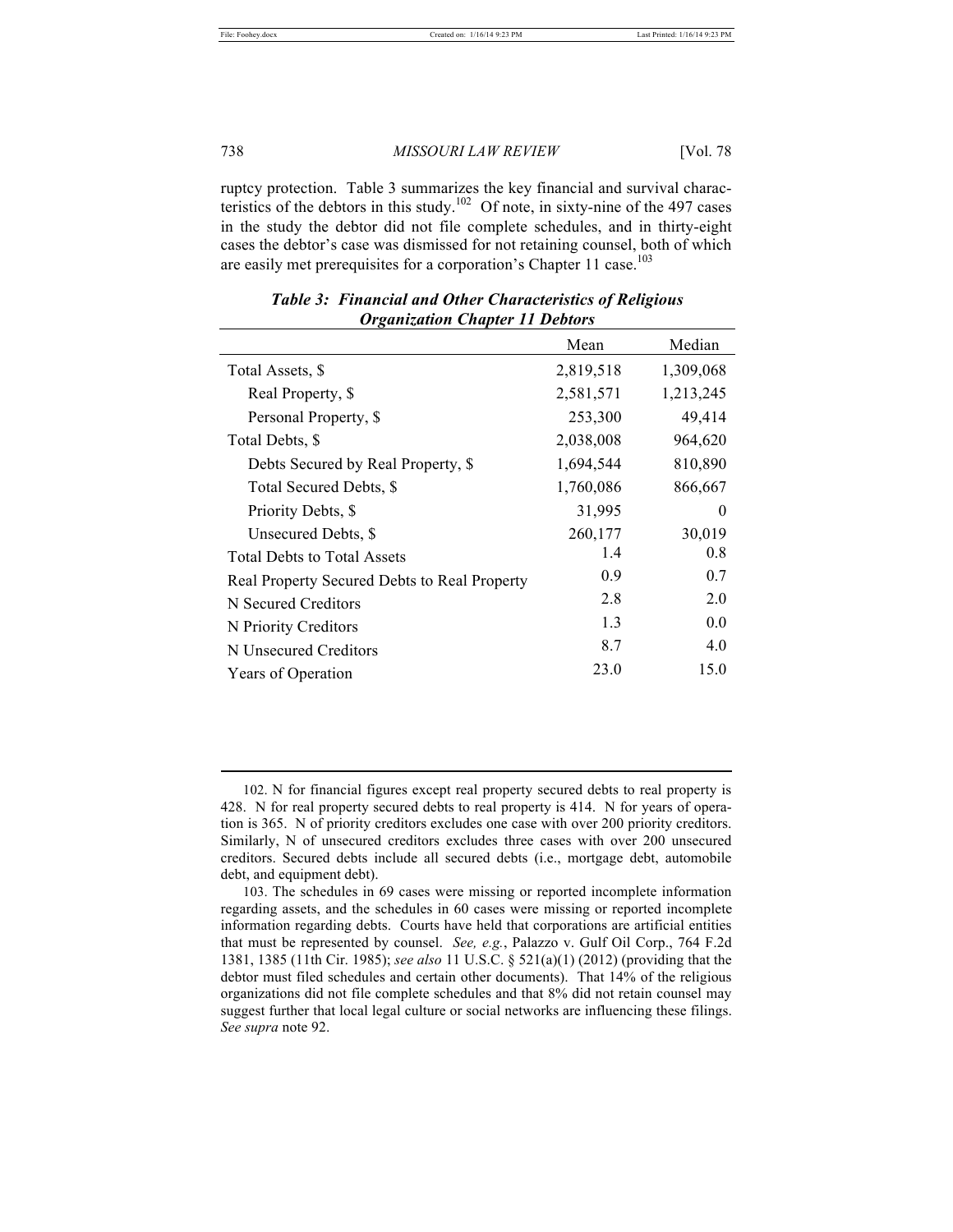ruptcy protection. Table 3 summarizes the key financial and survival characteristics of the debtors in this study.[102] Of note, in sixty-nine of the 497 cases in the study the debtor did not file complete schedules, and in thirty-eight cases the debtor's case was dismissed for not retaining counsel, both of which are easily met prerequisites for a corporation's Chapter 11 case.[103]

***Table 3: Financial and Other Characteristics of Religious Organization Chapter 11 Debtors***

| | Mean | Median |
|---|---:|---:|
| Total Assets, $ | 2,819,518 | 1,309,068 |
| Real Property, $ | 2,581,571 | 1,213,245 |
| Personal Property, $ | 253,300 | 49,414 |
| Total Debts, $ | 2,038,008 | 964,620 |
| Debts Secured by Real Property, $ | 1,694,544 | 810,890 |
| Total Secured Debts, $ | 1,760,086 | 866,667 |
| Priority Debts, $ | 31,995 | 0 |
| Unsecured Debts, $ | 260,177 | 30,019 |
| Total Debts to Total Assets | 1.4 | 0.8 |
| Real Property Secured Debts to Real Property | 0.9 | 0.7 |
| N Secured Creditors | 2.8 | 2.0 |
| N Priority Creditors | 1.3 | 0.0 |
| N Unsecured Creditors | 8.7 | 4.0 |
| Years of Operation | 23.0 | 15.0 |

102. N for financial figures except real property secured debts to real property is 428. N for real property secured debts to real property is 414. N for years of operation is 365. N of priority creditors excludes one case with over 200 priority creditors. Similarly, N of unsecured creditors excludes three cases with over 200 unsecured creditors. Secured debts include all secured debts (i.e., mortgage debt, automobile debt, and equipment debt).

103. The schedules in 69 cases were missing or reported incomplete information regarding assets, and the schedules in 60 cases were missing or reported incomplete information regarding debts. Courts have held that corporations are artificial entities that must be represented by counsel. *See, e.g.*, Palazzo v. Gulf Oil Corp., 764 F.2d 1381, 1385 (11th Cir. 1985); *see also* 11 U.S.C. § 521(a)(1) (2012) (providing that the debtor must filed schedules and certain other documents). That 14% of the religious organizations did not file complete schedules and that 8% did not retain counsel may suggest further that local legal culture or social networks are influencing these filings. *See supra* note 92.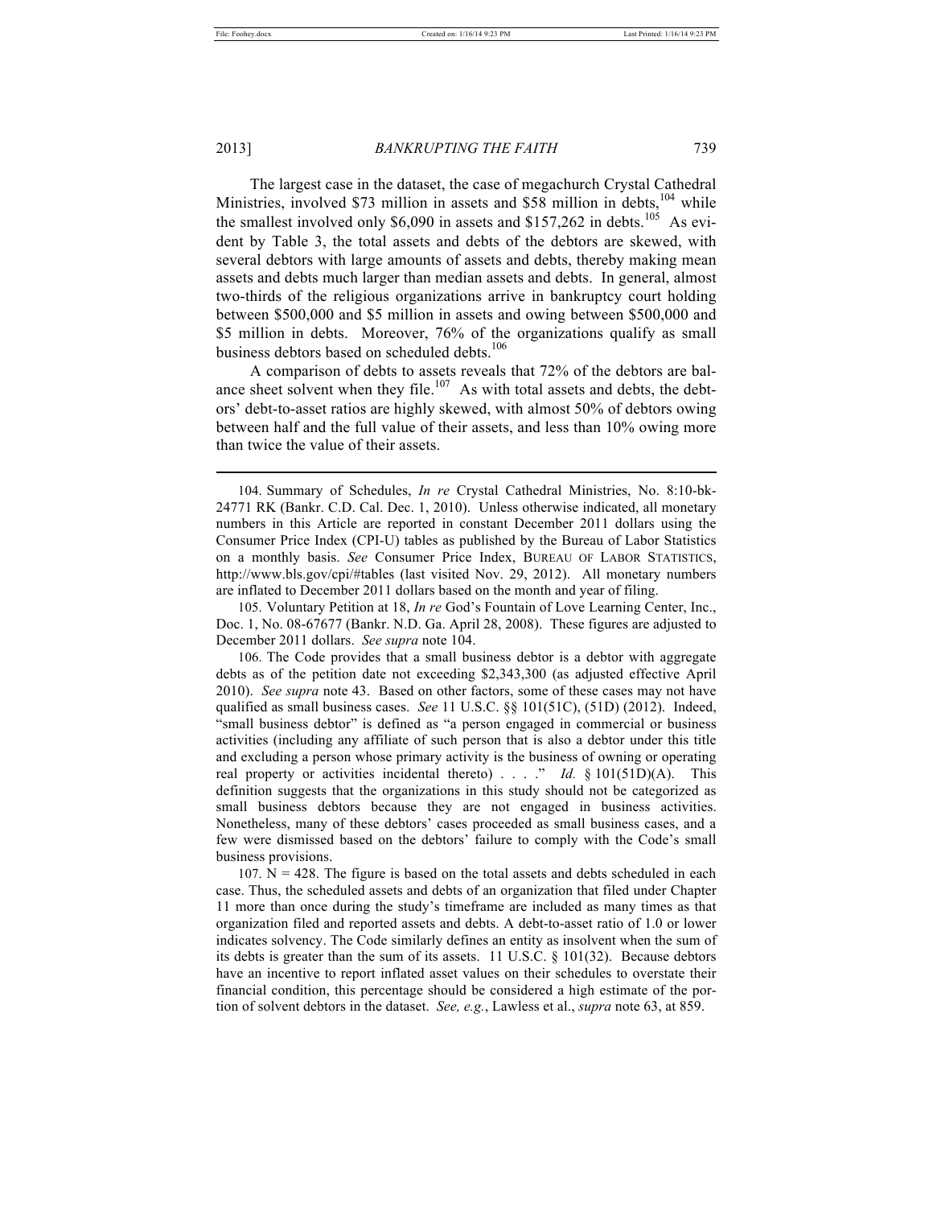The largest case in the dataset, the case of megachurch Crystal Cathedral Ministries, involved $73 million in assets and $58 million in debts,[104] while the smallest involved only $6,090 in assets and $157,262 in debts.[105] As evident by Table 3, the total assets and debts of the debtors are skewed, with several debtors with large amounts of assets and debts, thereby making mean assets and debts much larger than median assets and debts. In general, almost two-thirds of the religious organizations arrive in bankruptcy court holding between $500,000 and $5 million in assets and owing between $500,000 and $5 million in debts. Moreover, 76% of the organizations qualify as small business debtors based on scheduled debts.[106]

A comparison of debts to assets reveals that 72% of the debtors are balance sheet solvent when they file.[107] As with total assets and debts, the debtors' debt-to-asset ratios are highly skewed, with almost 50% of debtors owing between half and the full value of their assets, and less than 10% owing more than twice the value of their assets.

---

104. Summary of Schedules, *In re* Crystal Cathedral Ministries, No. 8:10-bk-24771 RK (Bankr. C.D. Cal. Dec. 1, 2010). Unless otherwise indicated, all monetary numbers in this Article are reported in constant December 2011 dollars using the Consumer Price Index (CPI-U) tables as published by the Bureau of Labor Statistics on a monthly basis. *See* Consumer Price Index, BUREAU OF LABOR STATISTICS, http://www.bls.gov/cpi/#tables (last visited Nov. 29, 2012). All monetary numbers are inflated to December 2011 dollars based on the month and year of filing.

105. Voluntary Petition at 18, *In re* God's Fountain of Love Learning Center, Inc., Doc. 1, No. 08-67677 (Bankr. N.D. Ga. April 28, 2008). These figures are adjusted to December 2011 dollars. *See supra* note 104.

106. The Code provides that a small business debtor is a debtor with aggregate debts as of the petition date not exceeding $2,343,300 (as adjusted effective April 2010). *See supra* note 43. Based on other factors, some of these cases may not have qualified as small business cases. *See* 11 U.S.C. §§ 101(51C), (51D) (2012). Indeed, "small business debtor" is defined as "a person engaged in commercial or business activities (including any affiliate of such person that is also a debtor under this title and excluding a person whose primary activity is the business of owning or operating real property or activities incidental thereto) . . . ." *Id.* § 101(51D)(A). This definition suggests that the organizations in this study should not be categorized as small business debtors because they are not engaged in business activities. Nonetheless, many of these debtors' cases proceeded as small business cases, and a few were dismissed based on the debtors' failure to comply with the Code's small business provisions.

107. N = 428. The figure is based on the total assets and debts scheduled in each case. Thus, the scheduled assets and debts of an organization that filed under Chapter 11 more than once during the study's timeframe are included as many times as that organization filed and reported assets and debts. A debt-to-asset ratio of 1.0 or lower indicates solvency. The Code similarly defines an entity as insolvent when the sum of its debts is greater than the sum of its assets. 11 U.S.C. § 101(32). Because debtors have an incentive to report inflated asset values on their schedules to overstate their financial condition, this percentage should be considered a high estimate of the portion of solvent debtors in the dataset. *See, e.g.*, Lawless et al., *supra* note 63, at 859.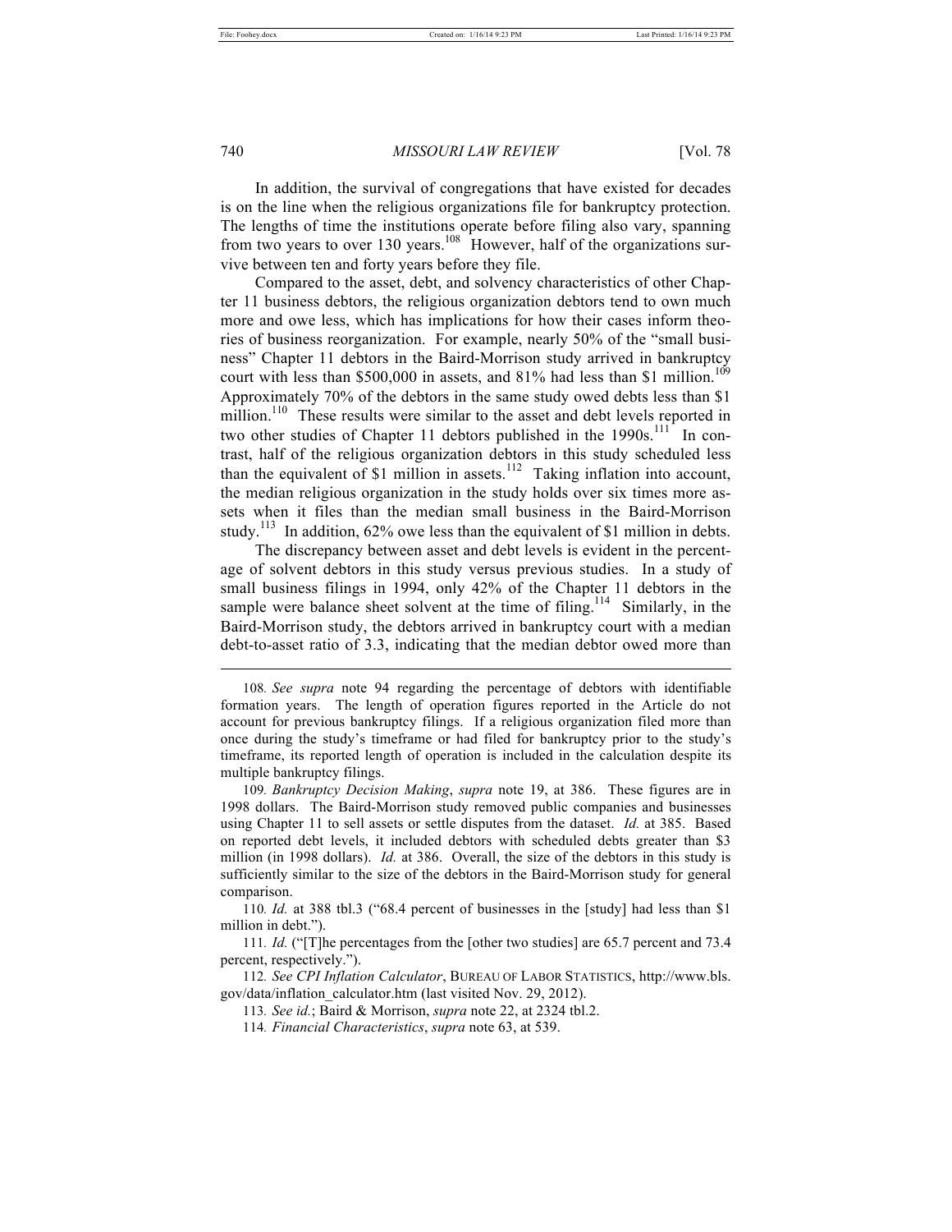In addition, the survival of congregations that have existed for decades is on the line when the religious organizations file for bankruptcy protection. The lengths of time the institutions operate before filing also vary, spanning from two years to over 130 years.[108] However, half of the organizations survive between ten and forty years before they file.

Compared to the asset, debt, and solvency characteristics of other Chapter 11 business debtors, the religious organization debtors tend to own much more and owe less, which has implications for how their cases inform theories of business reorganization. For example, nearly 50% of the "small business" Chapter 11 debtors in the Baird-Morrison study arrived in bankruptcy court with less than $500,000 in assets, and 81% had less than $1 million.[109] Approximately 70% of the debtors in the same study owed debts less than $1 million.[110] These results were similar to the asset and debt levels reported in two other studies of Chapter 11 debtors published in the 1990s.[111] In contrast, half of the religious organization debtors in this study scheduled less than the equivalent of $1 million in assets.[112] Taking inflation into account, the median religious organization in the study holds over six times more assets when it files than the median small business in the Baird-Morrison study.[113] In addition, 62% owe less than the equivalent of $1 million in debts.

The discrepancy between asset and debt levels is evident in the percentage of solvent debtors in this study versus previous studies. In a study of small business filings in 1994, only 42% of the Chapter 11 debtors in the sample were balance sheet solvent at the time of filing.[114] Similarly, in the Baird-Morrison study, the debtors arrived in bankruptcy court with a median debt-to-asset ratio of 3.3, indicating that the median debtor owed more than

---

108. *See supra* note 94 regarding the percentage of debtors with identifiable formation years. The length of operation figures reported in the Article do not account for previous bankruptcy filings. If a religious organization filed more than once during the study's timeframe or had filed for bankruptcy prior to the study's timeframe, its reported length of operation is included in the calculation despite its multiple bankruptcy filings.

109. *Bankruptcy Decision Making*, *supra* note 19, at 386. These figures are in 1998 dollars. The Baird-Morrison study removed public companies and businesses using Chapter 11 to sell assets or settle disputes from the dataset. *Id.* at 385. Based on reported debt levels, it included debtors with scheduled debts greater than $3 million (in 1998 dollars). *Id.* at 386. Overall, the size of the debtors in this study is sufficiently similar to the size of the debtors in the Baird-Morrison study for general comparison.

110. *Id.* at 388 tbl.3 ("68.4 percent of businesses in the [study] had less than $1 million in debt.").

111. *Id.* ("[T]he percentages from the [other two studies] are 65.7 percent and 73.4 percent, respectively.").

112. *See CPI Inflation Calculator*, BUREAU OF LABOR STATISTICS, http://www.bls.gov/data/inflation_calculator.htm (last visited Nov. 29, 2012).

113. *See id.*; Baird & Morrison, *supra* note 22, at 2324 tbl.2.

114. *Financial Characteristics*, *supra* note 63, at 539.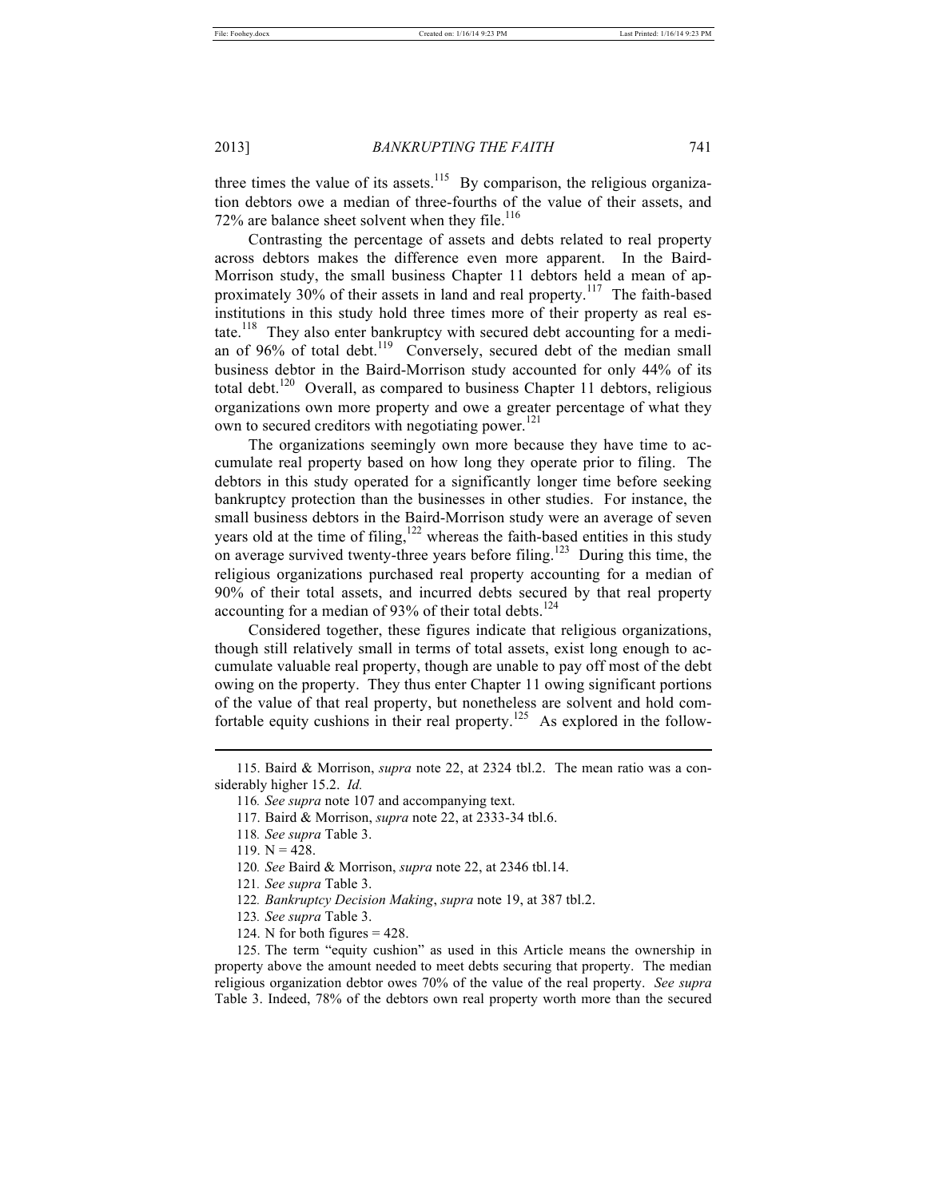three times the value of its assets.[115] By comparison, the religious organization debtors owe a median of three-fourths of the value of their assets, and 72% are balance sheet solvent when they file.[116]

Contrasting the percentage of assets and debts related to real property across debtors makes the difference even more apparent. In the Baird-Morrison study, the small business Chapter 11 debtors held a mean of approximately 30% of their assets in land and real property.[117] The faith-based institutions in this study hold three times more of their property as real estate.[118] They also enter bankruptcy with secured debt accounting for a median of 96% of total debt.[119] Conversely, secured debt of the median small business debtor in the Baird-Morrison study accounted for only 44% of its total debt.[120] Overall, as compared to business Chapter 11 debtors, religious organizations own more property and owe a greater percentage of what they own to secured creditors with negotiating power.[121]

The organizations seemingly own more because they have time to accumulate real property based on how long they operate prior to filing. The debtors in this study operated for a significantly longer time before seeking bankruptcy protection than the businesses in other studies. For instance, the small business debtors in the Baird-Morrison study were an average of seven years old at the time of filing,[122] whereas the faith-based entities in this study on average survived twenty-three years before filing.[123] During this time, the religious organizations purchased real property accounting for a median of 90% of their total assets, and incurred debts secured by that real property accounting for a median of 93% of their total debts.[124]

Considered together, these figures indicate that religious organizations, though still relatively small in terms of total assets, exist long enough to accumulate valuable real property, though are unable to pay off most of the debt owing on the property. They thus enter Chapter 11 owing significant portions of the value of that real property, but nonetheless are solvent and hold comfortable equity cushions in their real property.[125] As explored in the follow-

---

115. Baird & Morrison, *supra* note 22, at 2324 tbl.2. The mean ratio was a considerably higher 15.2. *Id.*

116. *See supra* note 107 and accompanying text.

117. Baird & Morrison, *supra* note 22, at 2333-34 tbl.6.

118. *See supra* Table 3.

119. N = 428.

120. *See* Baird & Morrison, *supra* note 22, at 2346 tbl.14.

121. *See supra* Table 3.

122. *Bankruptcy Decision Making*, *supra* note 19, at 387 tbl.2.

123. *See supra* Table 3.

124. N for both figures = 428.

125. The term "equity cushion" as used in this Article means the ownership in property above the amount needed to meet debts securing that property. The median religious organization debtor owes 70% of the value of the real property. *See supra* Table 3. Indeed, 78% of the debtors own real property worth more than the secured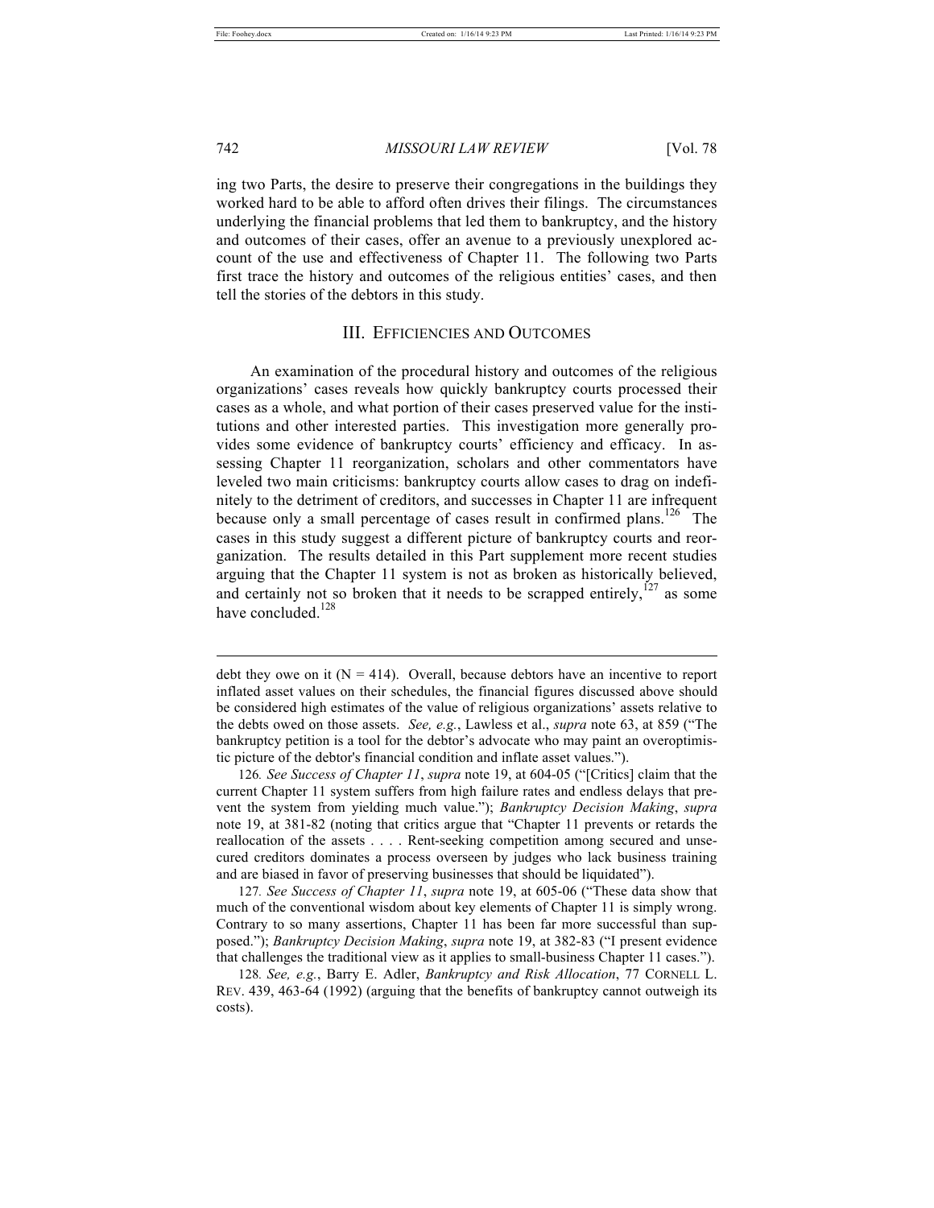ing two Parts, the desire to preserve their congregations in the buildings they worked hard to be able to afford often drives their filings. The circumstances underlying the financial problems that led them to bankruptcy, and the history and outcomes of their cases, offer an avenue to a previously unexplored account of the use and effectiveness of Chapter 11. The following two Parts first trace the history and outcomes of the religious entities' cases, and then tell the stories of the debtors in this study.

## III. EFFICIENCIES AND OUTCOMES

An examination of the procedural history and outcomes of the religious organizations' cases reveals how quickly bankruptcy courts processed their cases as a whole, and what portion of their cases preserved value for the institutions and other interested parties. This investigation more generally provides some evidence of bankruptcy courts' efficiency and efficacy. In assessing Chapter 11 reorganization, scholars and other commentators have leveled two main criticisms: bankruptcy courts allow cases to drag on indefinitely to the detriment of creditors, and successes in Chapter 11 are infrequent because only a small percentage of cases result in confirmed plans.[126] The cases in this study suggest a different picture of bankruptcy courts and reorganization. The results detailed in this Part supplement more recent studies arguing that the Chapter 11 system is not as broken as historically believed, and certainly not so broken that it needs to be scrapped entirely,[127] as some have concluded.[128]

---

debt they owe on it (N = 414). Overall, because debtors have an incentive to report inflated asset values on their schedules, the financial figures discussed above should be considered high estimates of the value of religious organizations' assets relative to the debts owed on those assets. *See, e.g.*, Lawless et al., *supra* note 63, at 859 ("The bankruptcy petition is a tool for the debtor's advocate who may paint an overoptimistic picture of the debtor's financial condition and inflate asset values.").

126. *See Success of Chapter 11*, *supra* note 19, at 604-05 ("[Critics] claim that the current Chapter 11 system suffers from high failure rates and endless delays that prevent the system from yielding much value."); *Bankruptcy Decision Making*, *supra* note 19, at 381-82 (noting that critics argue that "Chapter 11 prevents or retards the reallocation of the assets . . . . Rent-seeking competition among secured and unsecured creditors dominates a process overseen by judges who lack business training and are biased in favor of preserving businesses that should be liquidated").

127. *See Success of Chapter 11*, *supra* note 19, at 605-06 ("These data show that much of the conventional wisdom about key elements of Chapter 11 is simply wrong. Contrary to so many assertions, Chapter 11 has been far more successful than supposed."); *Bankruptcy Decision Making*, *supra* note 19, at 382-83 ("I present evidence that challenges the traditional view as it applies to small-business Chapter 11 cases.").

128. *See, e.g.*, Barry E. Adler, *Bankruptcy and Risk Allocation*, 77 CORNELL L. REV. 439, 463-64 (1992) (arguing that the benefits of bankruptcy cannot outweigh its costs).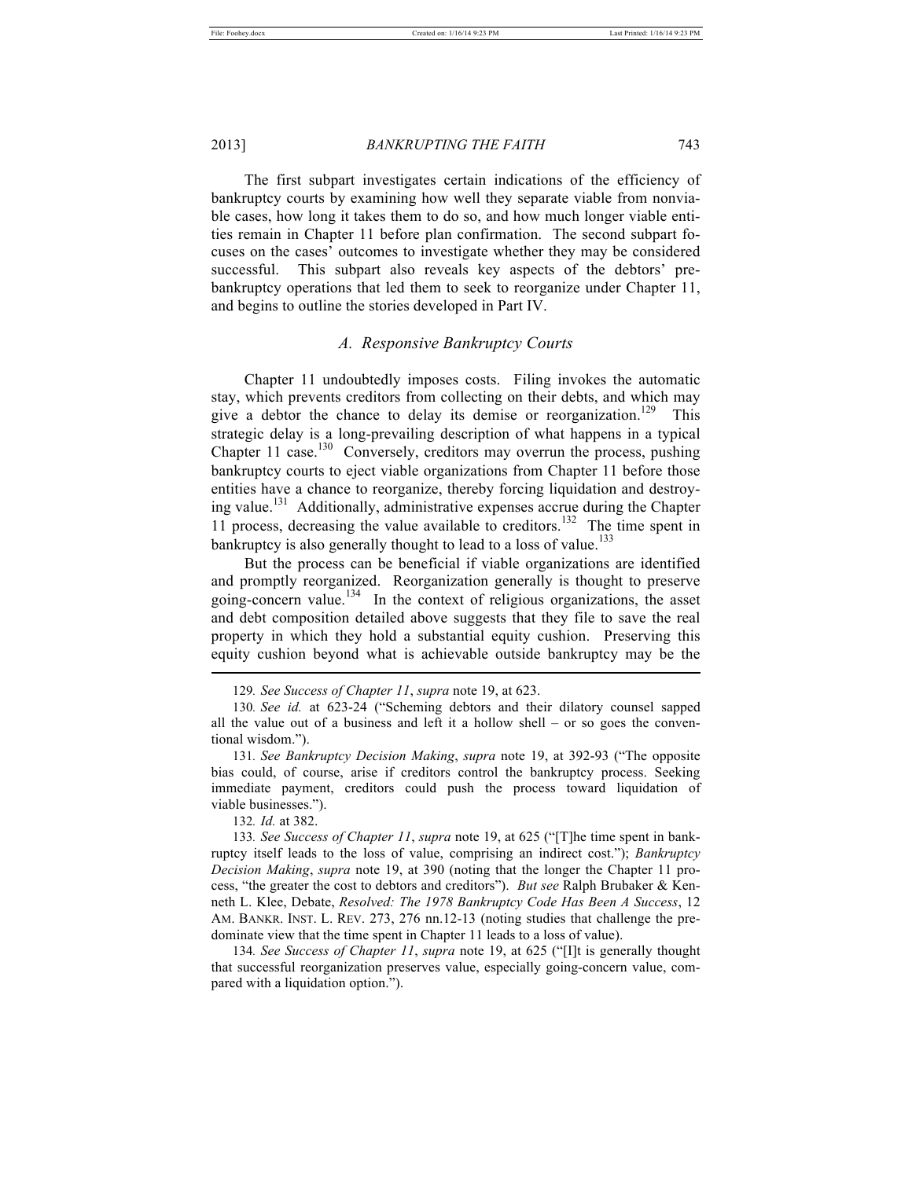The first subpart investigates certain indications of the efficiency of bankruptcy courts by examining how well they separate viable from nonviable cases, how long it takes them to do so, and how much longer viable entities remain in Chapter 11 before plan confirmation. The second subpart focuses on the cases' outcomes to investigate whether they may be considered successful. This subpart also reveals key aspects of the debtors' pre-bankruptcy operations that led them to seek to reorganize under Chapter 11, and begins to outline the stories developed in Part IV.

## *A. Responsive Bankruptcy Courts*

Chapter 11 undoubtedly imposes costs. Filing invokes the automatic stay, which prevents creditors from collecting on their debts, and which may give a debtor the chance to delay its demise or reorganization.[129] This strategic delay is a long-prevailing description of what happens in a typical Chapter 11 case.[130] Conversely, creditors may overrun the process, pushing bankruptcy courts to eject viable organizations from Chapter 11 before those entities have a chance to reorganize, thereby forcing liquidation and destroying value.[131] Additionally, administrative expenses accrue during the Chapter 11 process, decreasing the value available to creditors.[132] The time spent in bankruptcy is also generally thought to lead to a loss of value.[133]

But the process can be beneficial if viable organizations are identified and promptly reorganized. Reorganization generally is thought to preserve going-concern value.[134] In the context of religious organizations, the asset and debt composition detailed above suggests that they file to save the real property in which they hold a substantial equity cushion. Preserving this equity cushion beyond what is achievable outside bankruptcy may be the

---

129. *See Success of Chapter 11*, *supra* note 19, at 623.

130. *See id.* at 623-24 ("Scheming debtors and their dilatory counsel sapped all the value out of a business and left it a hollow shell – or so goes the conventional wisdom.").

131. *See Bankruptcy Decision Making*, *supra* note 19, at 392-93 ("The opposite bias could, of course, arise if creditors control the bankruptcy process. Seeking immediate payment, creditors could push the process toward liquidation of viable businesses.").

132. *Id.* at 382.

133. *See Success of Chapter 11*, *supra* note 19, at 625 ("[T]he time spent in bankruptcy itself leads to the loss of value, comprising an indirect cost."); *Bankruptcy Decision Making*, *supra* note 19, at 390 (noting that the longer the Chapter 11 process, "the greater the cost to debtors and creditors"). *But see* Ralph Brubaker & Kenneth L. Klee, Debate, *Resolved: The 1978 Bankruptcy Code Has Been A Success*, 12 AM. BANKR. INST. L. REV. 273, 276 nn.12-13 (noting studies that challenge the predominate view that the time spent in Chapter 11 leads to a loss of value).

134. *See Success of Chapter 11*, *supra* note 19, at 625 ("[I]t is generally thought that successful reorganization preserves value, especially going-concern value, compared with a liquidation option.").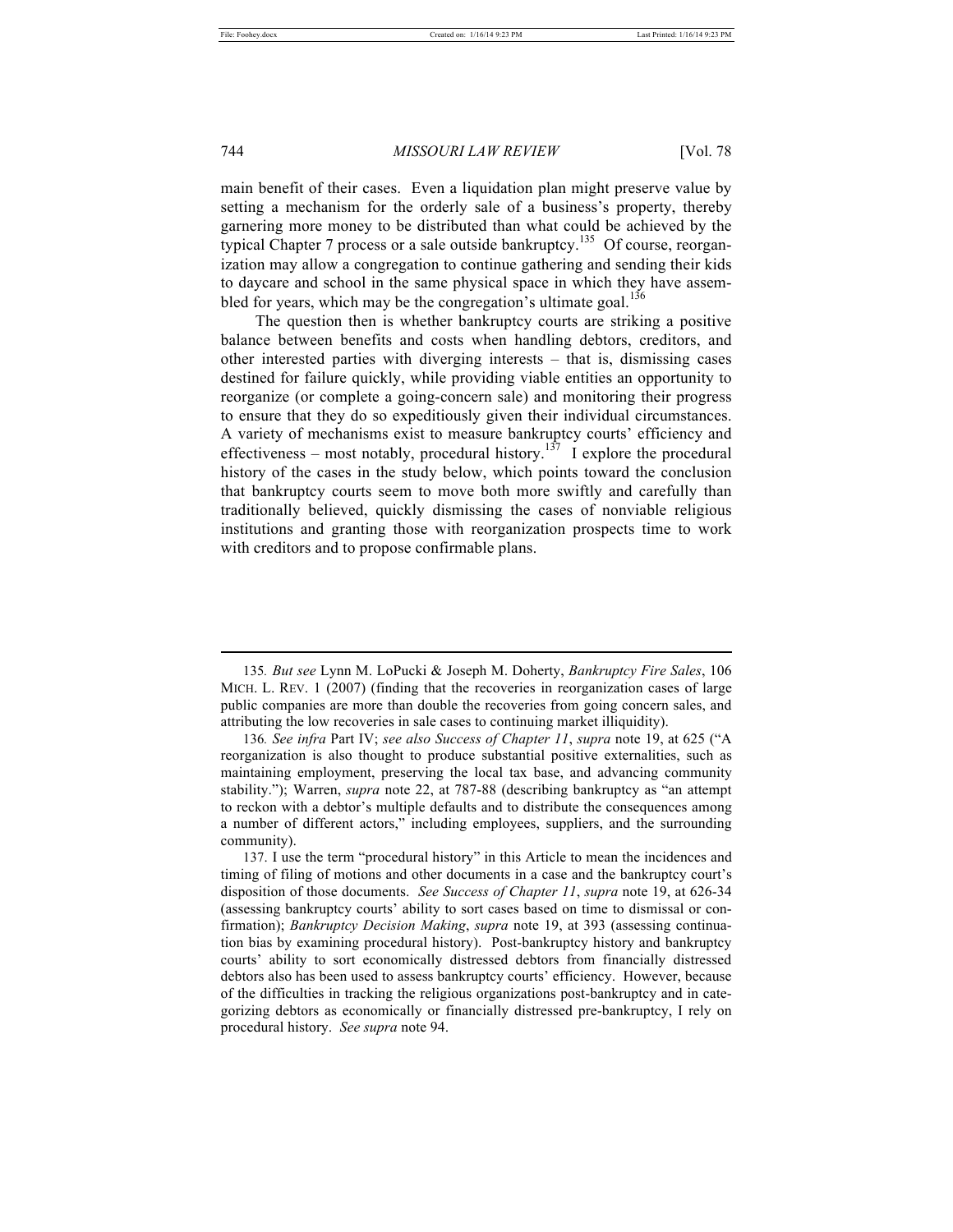main benefit of their cases. Even a liquidation plan might preserve value by setting a mechanism for the orderly sale of a business's property, thereby garnering more money to be distributed than what could be achieved by the typical Chapter 7 process or a sale outside bankruptcy.[135] Of course, reorganization may allow a congregation to continue gathering and sending their kids to daycare and school in the same physical space in which they have assembled for years, which may be the congregation's ultimate goal.[136]

The question then is whether bankruptcy courts are striking a positive balance between benefits and costs when handling debtors, creditors, and other interested parties with diverging interests – that is, dismissing cases destined for failure quickly, while providing viable entities an opportunity to reorganize (or complete a going-concern sale) and monitoring their progress to ensure that they do so expeditiously given their individual circumstances. A variety of mechanisms exist to measure bankruptcy courts' efficiency and effectiveness – most notably, procedural history.[137] I explore the procedural history of the cases in the study below, which points toward the conclusion that bankruptcy courts seem to move both more swiftly and carefully than traditionally believed, quickly dismissing the cases of nonviable religious institutions and granting those with reorganization prospects time to work with creditors and to propose confirmable plans.

---

135. *But see* Lynn M. LoPucki & Joseph M. Doherty, *Bankruptcy Fire Sales*, 106 MICH. L. REV. 1 (2007) (finding that the recoveries in reorganization cases of large public companies are more than double the recoveries from going concern sales, and attributing the low recoveries in sale cases to continuing market illiquidity).

136. *See infra* Part IV; *see also Success of Chapter 11*, *supra* note 19, at 625 ("A reorganization is also thought to produce substantial positive externalities, such as maintaining employment, preserving the local tax base, and advancing community stability."); Warren, *supra* note 22, at 787-88 (describing bankruptcy as "an attempt to reckon with a debtor's multiple defaults and to distribute the consequences among a number of different actors," including employees, suppliers, and the surrounding community).

137. I use the term "procedural history" in this Article to mean the incidences and timing of filing of motions and other documents in a case and the bankruptcy court's disposition of those documents. *See Success of Chapter 11*, *supra* note 19, at 626-34 (assessing bankruptcy courts' ability to sort cases based on time to dismissal or confirmation); *Bankruptcy Decision Making*, *supra* note 19, at 393 (assessing continuation bias by examining procedural history). Post-bankruptcy history and bankruptcy courts' ability to sort economically distressed debtors from financially distressed debtors also has been used to assess bankruptcy courts' efficiency. However, because of the difficulties in tracking the religious organizations post-bankruptcy and in categorizing debtors as economically or financially distressed pre-bankruptcy, I rely on procedural history. *See supra* note 94.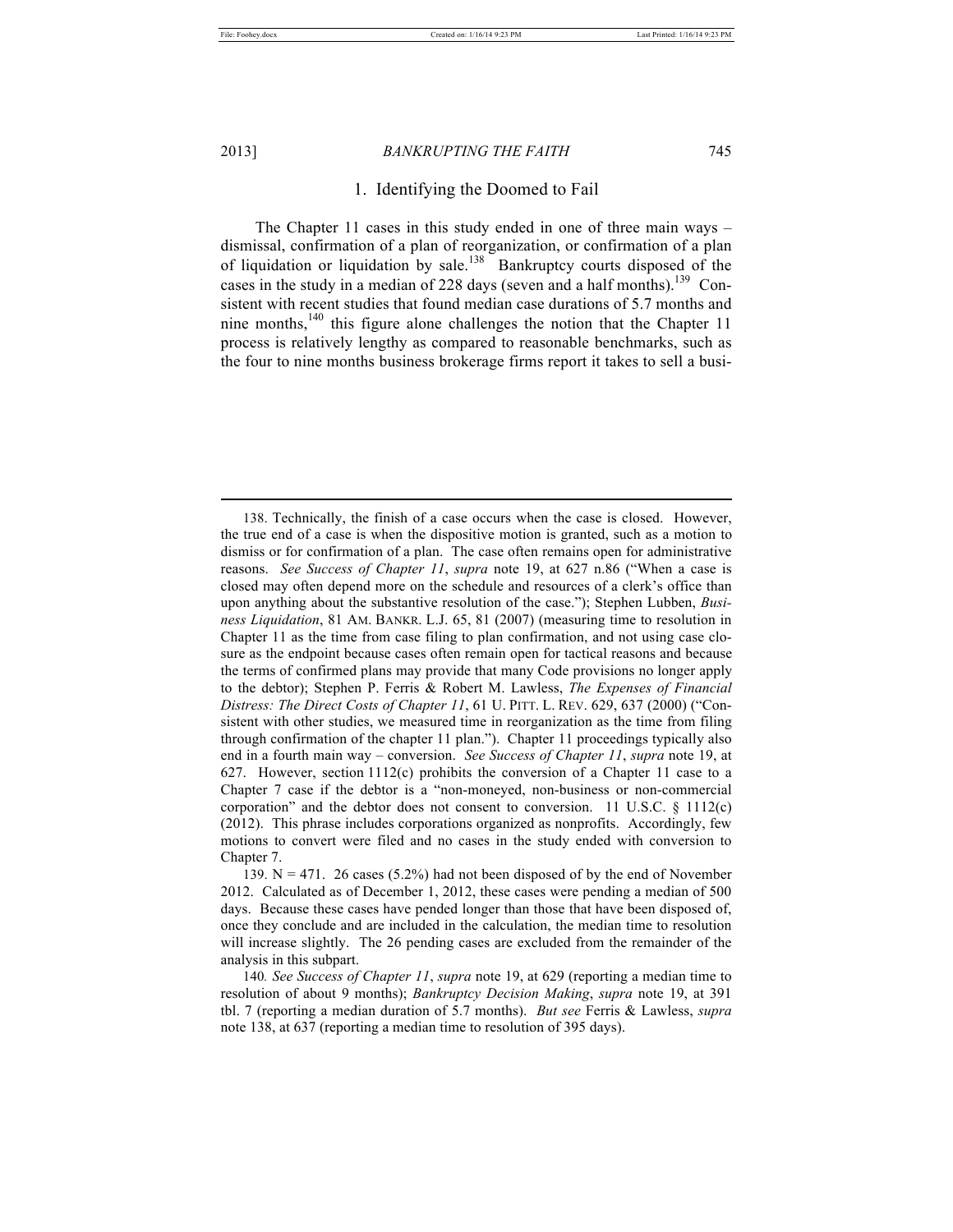### 1. Identifying the Doomed to Fail

The Chapter 11 cases in this study ended in one of three main ways – dismissal, confirmation of a plan of reorganization, or confirmation of a plan of liquidation or liquidation by sale.[138] Bankruptcy courts disposed of the cases in the study in a median of 228 days (seven and a half months).[139] Consistent with recent studies that found median case durations of 5.7 months and nine months,[140] this figure alone challenges the notion that the Chapter 11 process is relatively lengthy as compared to reasonable benchmarks, such as the four to nine months business brokerage firms report it takes to sell a busi-

---

138. Technically, the finish of a case occurs when the case is closed. However, the true end of a case is when the dispositive motion is granted, such as a motion to dismiss or for confirmation of a plan. The case often remains open for administrative reasons. *See Success of Chapter 11*, *supra* note 19, at 627 n.86 ("When a case is closed may often depend more on the schedule and resources of a clerk's office than upon anything about the substantive resolution of the case."); Stephen Lubben, *Business Liquidation*, 81 AM. BANKR. L.J. 65, 81 (2007) (measuring time to resolution in Chapter 11 as the time from case filing to plan confirmation, and not using case closure as the endpoint because cases often remain open for tactical reasons and because the terms of confirmed plans may provide that many Code provisions no longer apply to the debtor); Stephen P. Ferris & Robert M. Lawless, *The Expenses of Financial Distress: The Direct Costs of Chapter 11*, 61 U. PITT. L. REV. 629, 637 (2000) ("Consistent with other studies, we measured time in reorganization as the time from filing through confirmation of the chapter 11 plan."). Chapter 11 proceedings typically also end in a fourth main way – conversion. *See Success of Chapter 11*, *supra* note 19, at 627. However, section 1112(c) prohibits the conversion of a Chapter 11 case to a Chapter 7 case if the debtor is a "non-moneyed, non-business or non-commercial corporation" and the debtor does not consent to conversion. 11 U.S.C. § 1112(c) (2012). This phrase includes corporations organized as nonprofits. Accordingly, few motions to convert were filed and no cases in the study ended with conversion to Chapter 7.

139. N = 471. 26 cases (5.2%) had not been disposed of by the end of November 2012. Calculated as of December 1, 2012, these cases were pending a median of 500 days. Because these cases have pended longer than those that have been disposed of, once they conclude and are included in the calculation, the median time to resolution will increase slightly. The 26 pending cases are excluded from the remainder of the analysis in this subpart.

140. *See Success of Chapter 11*, *supra* note 19, at 629 (reporting a median time to resolution of about 9 months); *Bankruptcy Decision Making*, *supra* note 19, at 391 tbl. 7 (reporting a median duration of 5.7 months). *But see* Ferris & Lawless, *supra* note 138, at 637 (reporting a median time to resolution of 395 days).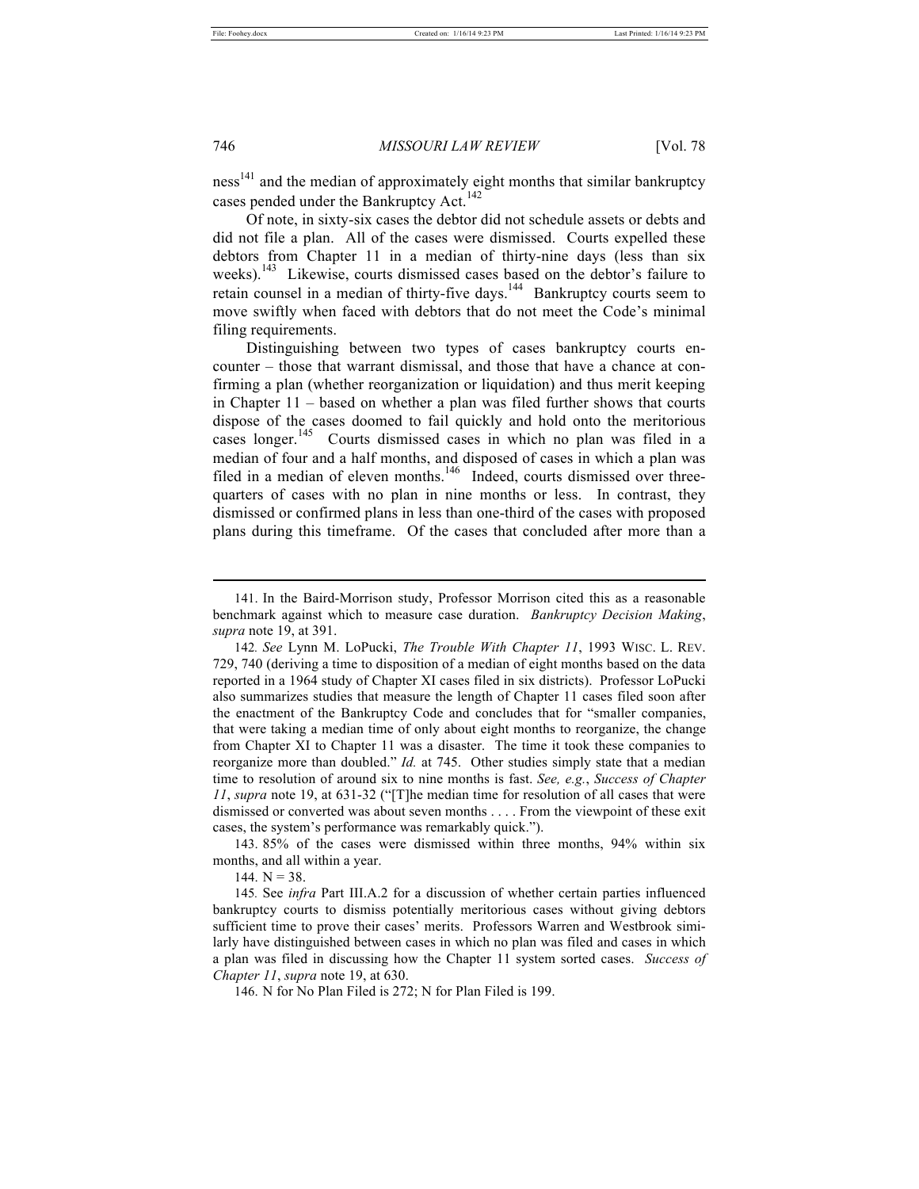ness[141] and the median of approximately eight months that similar bankruptcy cases pended under the Bankruptcy Act.[142]

Of note, in sixty-six cases the debtor did not schedule assets or debts and did not file a plan. All of the cases were dismissed. Courts expelled these debtors from Chapter 11 in a median of thirty-nine days (less than six weeks).[143] Likewise, courts dismissed cases based on the debtor's failure to retain counsel in a median of thirty-five days.[144] Bankruptcy courts seem to move swiftly when faced with debtors that do not meet the Code's minimal filing requirements.

Distinguishing between two types of cases bankruptcy courts encounter – those that warrant dismissal, and those that have a chance at confirming a plan (whether reorganization or liquidation) and thus merit keeping in Chapter 11 – based on whether a plan was filed further shows that courts dispose of the cases doomed to fail quickly and hold onto the meritorious cases longer.[145] Courts dismissed cases in which no plan was filed in a median of four and a half months, and disposed of cases in which a plan was filed in a median of eleven months.[146] Indeed, courts dismissed over three-quarters of cases with no plan in nine months or less. In contrast, they dismissed or confirmed plans in less than one-third of the cases with proposed plans during this timeframe. Of the cases that concluded after more than a

---

141. In the Baird-Morrison study, Professor Morrison cited this as a reasonable benchmark against which to measure case duration. *Bankruptcy Decision Making*, *supra* note 19, at 391.

142. *See* Lynn M. LoPucki, *The Trouble With Chapter 11*, 1993 WISC. L. REV. 729, 740 (deriving a time to disposition of a median of eight months based on the data reported in a 1964 study of Chapter XI cases filed in six districts). Professor LoPucki also summarizes studies that measure the length of Chapter 11 cases filed soon after the enactment of the Bankruptcy Code and concludes that for "smaller companies, that were taking a median time of only about eight months to reorganize, the change from Chapter XI to Chapter 11 was a disaster. The time it took these companies to reorganize more than doubled." *Id.* at 745. Other studies simply state that a median time to resolution of around six to nine months is fast. *See, e.g.*, *Success of Chapter 11*, *supra* note 19, at 631-32 ("[T]he median time for resolution of all cases that were dismissed or converted was about seven months . . . . From the viewpoint of these exit cases, the system's performance was remarkably quick.").

143. 85% of the cases were dismissed within three months, 94% within six months, and all within a year.

144. N = 38.

145. See *infra* Part III.A.2 for a discussion of whether certain parties influenced bankruptcy courts to dismiss potentially meritorious cases without giving debtors sufficient time to prove their cases' merits. Professors Warren and Westbrook similarly have distinguished between cases in which no plan was filed and cases in which a plan was filed in discussing how the Chapter 11 system sorted cases. *Success of Chapter 11*, *supra* note 19, at 630.

146. N for No Plan Filed is 272; N for Plan Filed is 199.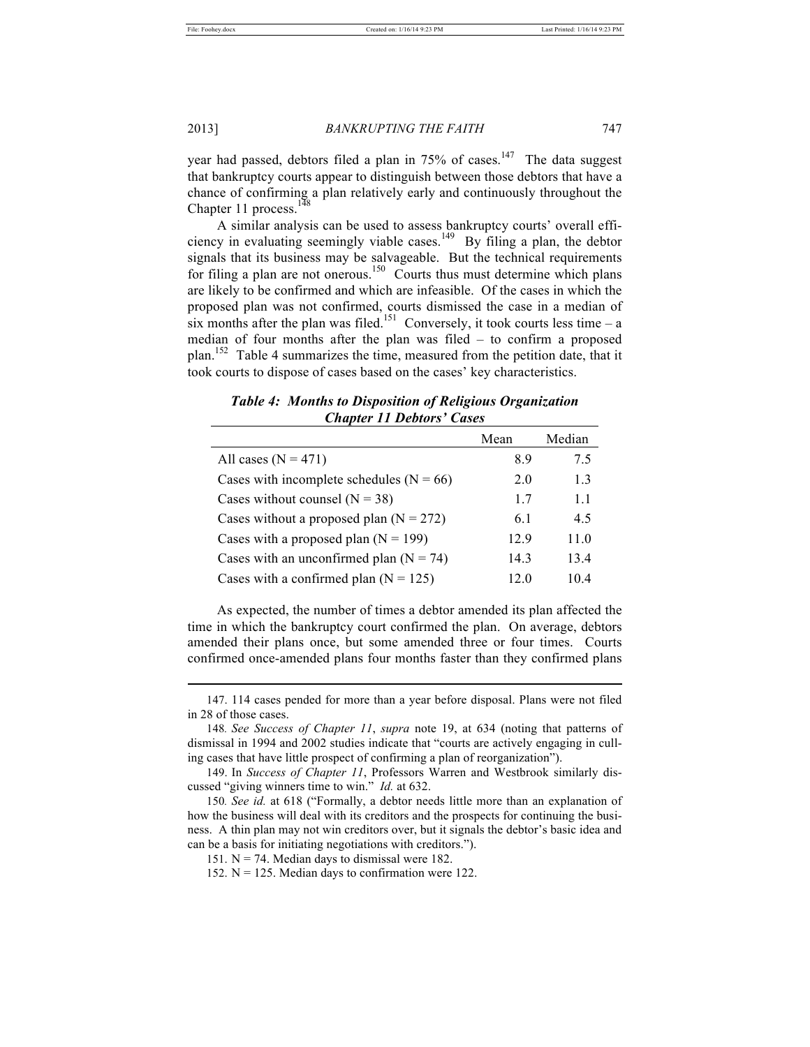year had passed, debtors filed a plan in 75% of cases.[147] The data suggest that bankruptcy courts appear to distinguish between those debtors that have a chance of confirming a plan relatively early and continuously throughout the Chapter 11 process.[148]

A similar analysis can be used to assess bankruptcy courts' overall efficiency in evaluating seemingly viable cases.[149] By filing a plan, the debtor signals that its business may be salvageable. But the technical requirements for filing a plan are not onerous.[150] Courts thus must determine which plans are likely to be confirmed and which are infeasible. Of the cases in which the proposed plan was not confirmed, courts dismissed the case in a median of six months after the plan was filed.[151] Conversely, it took courts less time – a median of four months after the plan was filed – to confirm a proposed plan.[152] Table 4 summarizes the time, measured from the petition date, that it took courts to dispose of cases based on the cases' key characteristics.

***Table 4: Months to Disposition of Religious Organization Chapter 11 Debtors' Cases***

| | Mean | Median |
|---|---|---|
| All cases (N = 471) | 8.9 | 7.5 |
| Cases with incomplete schedules (N = 66) | 2.0 | 1.3 |
| Cases without counsel (N = 38) | 1.7 | 1.1 |
| Cases without a proposed plan (N = 272) | 6.1 | 4.5 |
| Cases with a proposed plan (N = 199) | 12.9 | 11.0 |
| Cases with an unconfirmed plan (N = 74) | 14.3 | 13.4 |
| Cases with a confirmed plan (N = 125) | 12.0 | 10.4 |

As expected, the number of times a debtor amended its plan affected the time in which the bankruptcy court confirmed the plan. On average, debtors amended their plans once, but some amended three or four times. Courts confirmed once-amended plans four months faster than they confirmed plans

---

147. 114 cases pended for more than a year before disposal. Plans were not filed in 28 of those cases.

148. *See Success of Chapter 11*, *supra* note 19, at 634 (noting that patterns of dismissal in 1994 and 2002 studies indicate that "courts are actively engaging in culling cases that have little prospect of confirming a plan of reorganization").

149. In *Success of Chapter 11*, Professors Warren and Westbrook similarly discussed "giving winners time to win." *Id.* at 632.

150. *See id.* at 618 ("Formally, a debtor needs little more than an explanation of how the business will deal with its creditors and the prospects for continuing the business. A thin plan may not win creditors over, but it signals the debtor's basic idea and can be a basis for initiating negotiations with creditors.").

151. N = 74. Median days to dismissal were 182.

152. N = 125. Median days to confirmation were 122.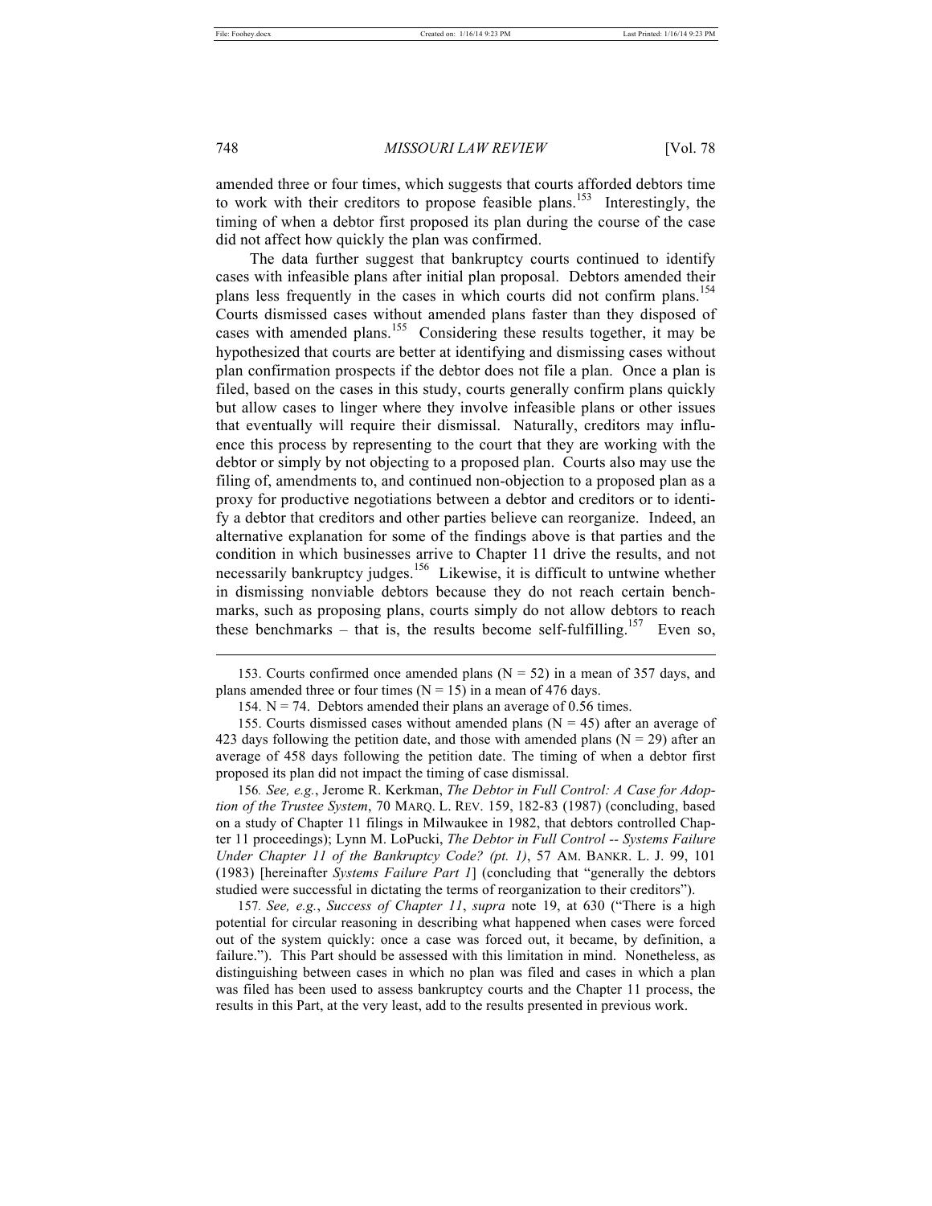amended three or four times, which suggests that courts afforded debtors time to work with their creditors to propose feasible plans.[153] Interestingly, the timing of when a debtor first proposed its plan during the course of the case did not affect how quickly the plan was confirmed.

The data further suggest that bankruptcy courts continued to identify cases with infeasible plans after initial plan proposal. Debtors amended their plans less frequently in the cases in which courts did not confirm plans.[154] Courts dismissed cases without amended plans faster than they disposed of cases with amended plans.[155] Considering these results together, it may be hypothesized that courts are better at identifying and dismissing cases without plan confirmation prospects if the debtor does not file a plan. Once a plan is filed, based on the cases in this study, courts generally confirm plans quickly but allow cases to linger where they involve infeasible plans or other issues that eventually will require their dismissal. Naturally, creditors may influence this process by representing to the court that they are working with the debtor or simply by not objecting to a proposed plan. Courts also may use the filing of, amendments to, and continued non-objection to a proposed plan as a proxy for productive negotiations between a debtor and creditors or to identify a debtor that creditors and other parties believe can reorganize. Indeed, an alternative explanation for some of the findings above is that parties and the condition in which businesses arrive to Chapter 11 drive the results, and not necessarily bankruptcy judges.[156] Likewise, it is difficult to untwine whether in dismissing nonviable debtors because they do not reach certain benchmarks, such as proposing plans, courts simply do not allow debtors to reach these benchmarks – that is, the results become self-fulfilling.[157] Even so,

---

153. Courts confirmed once amended plans (N = 52) in a mean of 357 days, and plans amended three or four times (N = 15) in a mean of 476 days.

154. N = 74. Debtors amended their plans an average of 0.56 times.

155. Courts dismissed cases without amended plans (N = 45) after an average of 423 days following the petition date, and those with amended plans (N = 29) after an average of 458 days following the petition date. The timing of when a debtor first proposed its plan did not impact the timing of case dismissal.

156. *See, e.g.*, Jerome R. Kerkman, *The Debtor in Full Control: A Case for Adoption of the Trustee System*, 70 MARQ. L. REV. 159, 182-83 (1987) (concluding, based on a study of Chapter 11 filings in Milwaukee in 1982, that debtors controlled Chapter 11 proceedings); Lynn M. LoPucki, *The Debtor in Full Control -- Systems Failure Under Chapter 11 of the Bankruptcy Code? (pt. 1)*, 57 AM. BANKR. L. J. 99, 101 (1983) [hereinafter *Systems Failure Part 1*] (concluding that "generally the debtors studied were successful in dictating the terms of reorganization to their creditors").

157. *See, e.g.*, *Success of Chapter 11*, *supra* note 19, at 630 ("There is a high potential for circular reasoning in describing what happened when cases were forced out of the system quickly: once a case was forced out, it became, by definition, a failure."). This Part should be assessed with this limitation in mind. Nonetheless, as distinguishing between cases in which no plan was filed and cases in which a plan was filed has been used to assess bankruptcy courts and the Chapter 11 process, the results in this Part, at the very least, add to the results presented in previous work.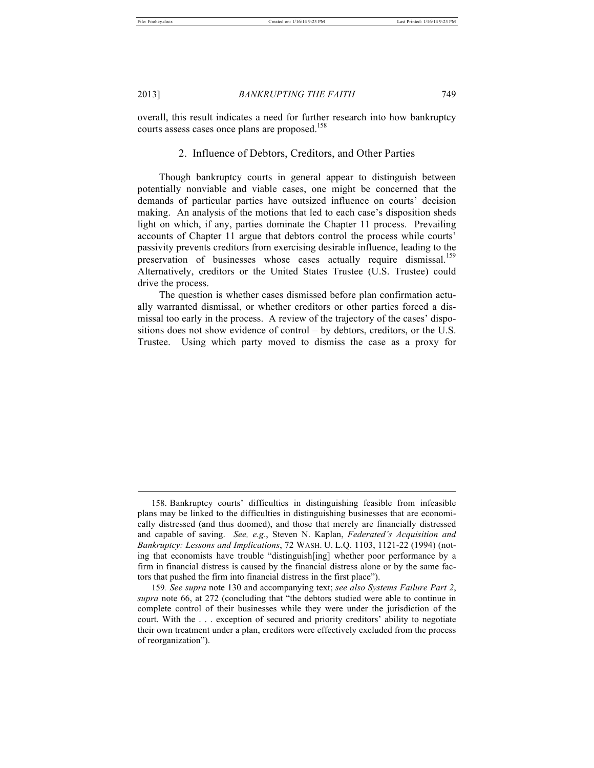overall, this result indicates a need for further research into how bankruptcy courts assess cases once plans are proposed.[158]

### 2. Influence of Debtors, Creditors, and Other Parties

Though bankruptcy courts in general appear to distinguish between potentially nonviable and viable cases, one might be concerned that the demands of particular parties have outsized influence on courts' decision making. An analysis of the motions that led to each case's disposition sheds light on which, if any, parties dominate the Chapter 11 process. Prevailing accounts of Chapter 11 argue that debtors control the process while courts' passivity prevents creditors from exercising desirable influence, leading to the preservation of businesses whose cases actually require dismissal.[159] Alternatively, creditors or the United States Trustee (U.S. Trustee) could drive the process.

The question is whether cases dismissed before plan confirmation actually warranted dismissal, or whether creditors or other parties forced a dismissal too early in the process. A review of the trajectory of the cases' dispositions does not show evidence of control – by debtors, creditors, or the U.S. Trustee. Using which party moved to dismiss the case as a proxy for

---

158. Bankruptcy courts' difficulties in distinguishing feasible from infeasible plans may be linked to the difficulties in distinguishing businesses that are economically distressed (and thus doomed), and those that merely are financially distressed and capable of saving. *See, e.g.*, Steven N. Kaplan, *Federated's Acquisition and Bankruptcy: Lessons and Implications*, 72 WASH. U. L.Q. 1103, 1121-22 (1994) (noting that economists have trouble "distinguish[ing] whether poor performance by a firm in financial distress is caused by the financial distress alone or by the same factors that pushed the firm into financial distress in the first place").

159. *See supra* note 130 and accompanying text; *see also Systems Failure Part 2*, *supra* note 66, at 272 (concluding that "the debtors studied were able to continue in complete control of their businesses while they were under the jurisdiction of the court. With the . . . exception of secured and priority creditors' ability to negotiate their own treatment under a plan, creditors were effectively excluded from the process of reorganization").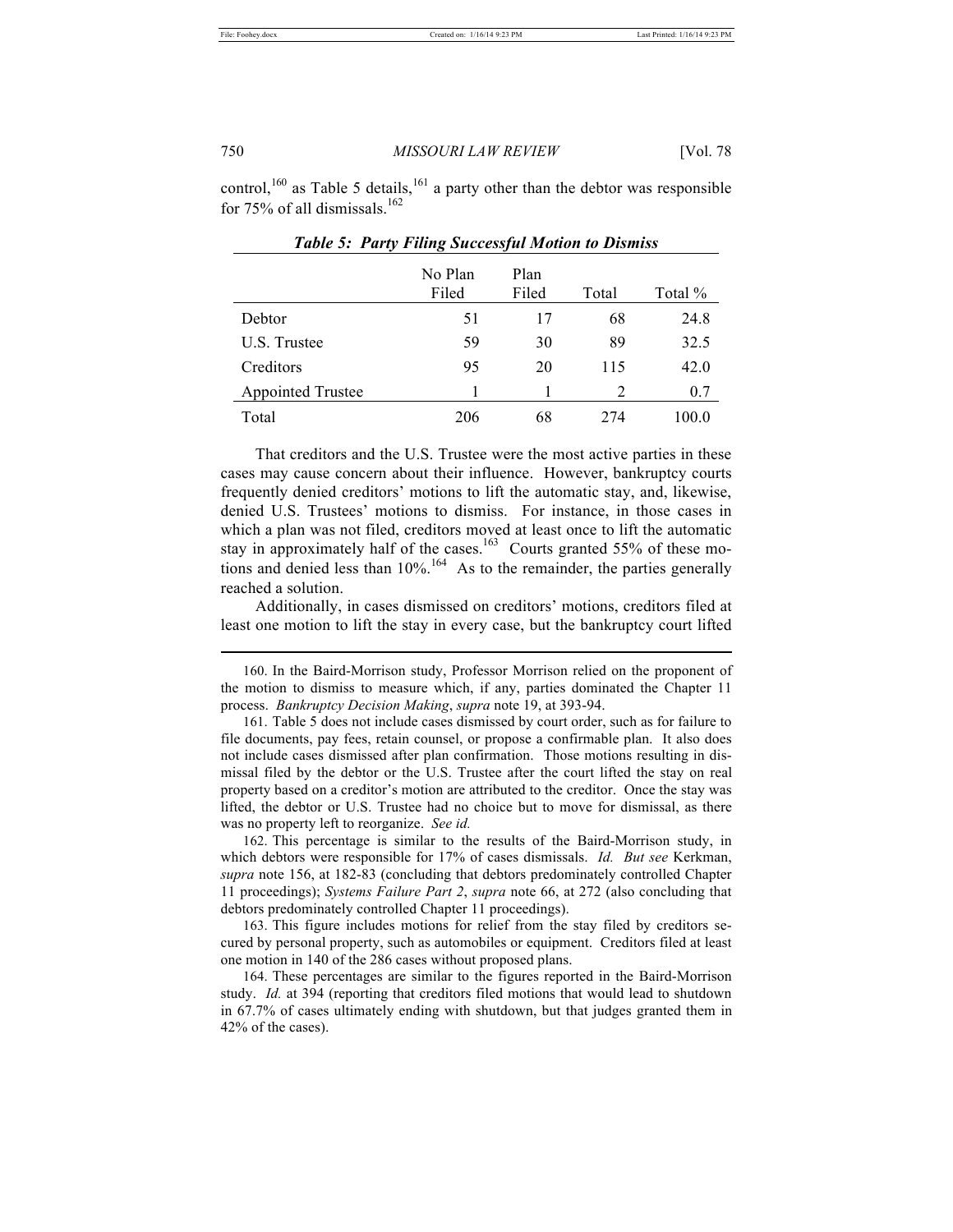control,[160] as Table 5 details,[161] a party other than the debtor was responsible for 75% of all dismissals.[162]

***Table 5: Party Filing Successful Motion to Dismiss***

| | No Plan Filed | Plan Filed | Total | Total % |
|---|---|---|---|---|
| Debtor | 51 | 17 | 68 | 24.8 |
| U.S. Trustee | 59 | 30 | 89 | 32.5 |
| Creditors | 95 | 20 | 115 | 42.0 |
| Appointed Trustee | 1 | 1 | 2 | 0.7 |
| Total | 206 | 68 | 274 | 100.0 |

That creditors and the U.S. Trustee were the most active parties in these cases may cause concern about their influence. However, bankruptcy courts frequently denied creditors' motions to lift the automatic stay, and, likewise, denied U.S. Trustees' motions to dismiss. For instance, in those cases in which a plan was not filed, creditors moved at least once to lift the automatic stay in approximately half of the cases.[163] Courts granted 55% of these motions and denied less than 10%.[164] As to the remainder, the parties generally reached a solution.

Additionally, in cases dismissed on creditors' motions, creditors filed at least one motion to lift the stay in every case, but the bankruptcy court lifted

---

160. In the Baird-Morrison study, Professor Morrison relied on the proponent of the motion to dismiss to measure which, if any, parties dominated the Chapter 11 process. *Bankruptcy Decision Making*, *supra* note 19, at 393-94.

161. Table 5 does not include cases dismissed by court order, such as for failure to file documents, pay fees, retain counsel, or propose a confirmable plan. It also does not include cases dismissed after plan confirmation. Those motions resulting in dismissal filed by the debtor or the U.S. Trustee after the court lifted the stay on real property based on a creditor's motion are attributed to the creditor. Once the stay was lifted, the debtor or U.S. Trustee had no choice but to move for dismissal, as there was no property left to reorganize. *See id.*

162. This percentage is similar to the results of the Baird-Morrison study, in which debtors were responsible for 17% of cases dismissals. *Id. But see* Kerkman, *supra* note 156, at 182-83 (concluding that debtors predominately controlled Chapter 11 proceedings); *Systems Failure Part 2*, *supra* note 66, at 272 (also concluding that debtors predominately controlled Chapter 11 proceedings).

163. This figure includes motions for relief from the stay filed by creditors secured by personal property, such as automobiles or equipment. Creditors filed at least one motion in 140 of the 286 cases without proposed plans.

164. These percentages are similar to the figures reported in the Baird-Morrison study. *Id.* at 394 (reporting that creditors filed motions that would lead to shutdown in 67.7% of cases ultimately ending with shutdown, but that judges granted them in 42% of the cases).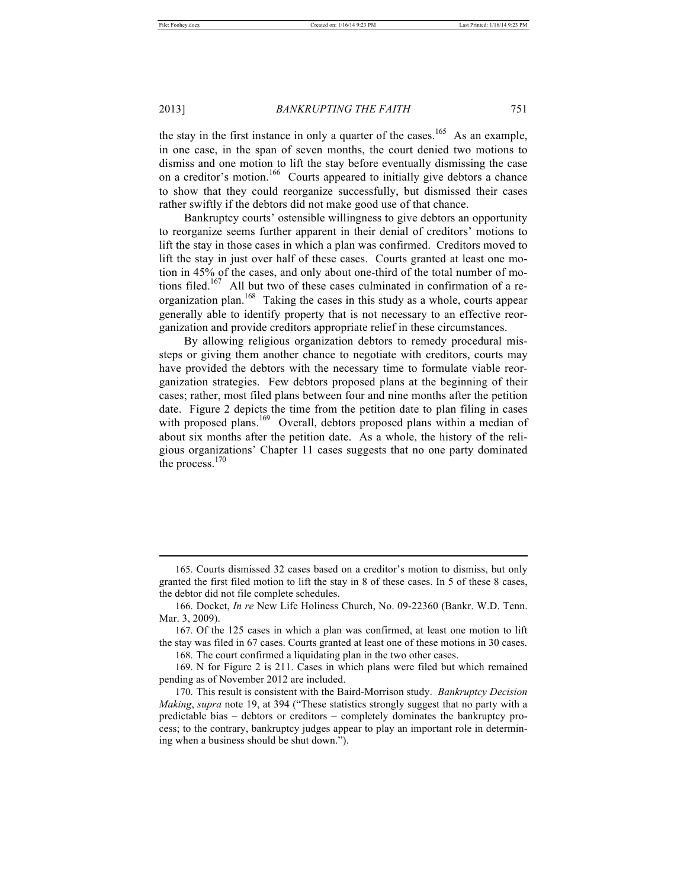the stay in the first instance in only a quarter of the cases.[165] As an example, in one case, in the span of seven months, the court denied two motions to dismiss and one motion to lift the stay before eventually dismissing the case on a creditor's motion.[166] Courts appeared to initially give debtors a chance to show that they could reorganize successfully, but dismissed their cases rather swiftly if the debtors did not make good use of that chance.

Bankruptcy courts' ostensible willingness to give debtors an opportunity to reorganize seems further apparent in their denial of creditors' motions to lift the stay in those cases in which a plan was confirmed. Creditors moved to lift the stay in just over half of these cases. Courts granted at least one motion in 45% of the cases, and only about one-third of the total number of motions filed.[167] All but two of these cases culminated in confirmation of a reorganization plan.[168] Taking the cases in this study as a whole, courts appear generally able to identify property that is not necessary to an effective reorganization and provide creditors appropriate relief in these circumstances.

By allowing religious organization debtors to remedy procedural missteps or giving them another chance to negotiate with creditors, courts may have provided the debtors with the necessary time to formulate viable reorganization strategies. Few debtors proposed plans at the beginning of their cases; rather, most filed plans between four and nine months after the petition date. Figure 2 depicts the time from the petition date to plan filing in cases with proposed plans.[169] Overall, debtors proposed plans within a median of about six months after the petition date. As a whole, the history of the religious organizations' Chapter 11 cases suggests that no one party dominated the process.[170]

---

165. Courts dismissed 32 cases based on a creditor's motion to dismiss, but only granted the first filed motion to lift the stay in 8 of these cases. In 5 of these 8 cases, the debtor did not file complete schedules.

166. Docket, *In re* New Life Holiness Church, No. 09-22360 (Bankr. W.D. Tenn. Mar. 3, 2009).

167. Of the 125 cases in which a plan was confirmed, at least one motion to lift the stay was filed in 67 cases. Courts granted at least one of these motions in 30 cases.

168. The court confirmed a liquidating plan in the two other cases.

169. N for Figure 2 is 211. Cases in which plans were filed but which remained pending as of November 2012 are included.

170. This result is consistent with the Baird-Morrison study. *Bankruptcy Decision Making*, *supra* note 19, at 394 ("These statistics strongly suggest that no party with a predictable bias – debtors or creditors – completely dominates the bankruptcy process; to the contrary, bankruptcy judges appear to play an important role in determining when a business should be shut down.").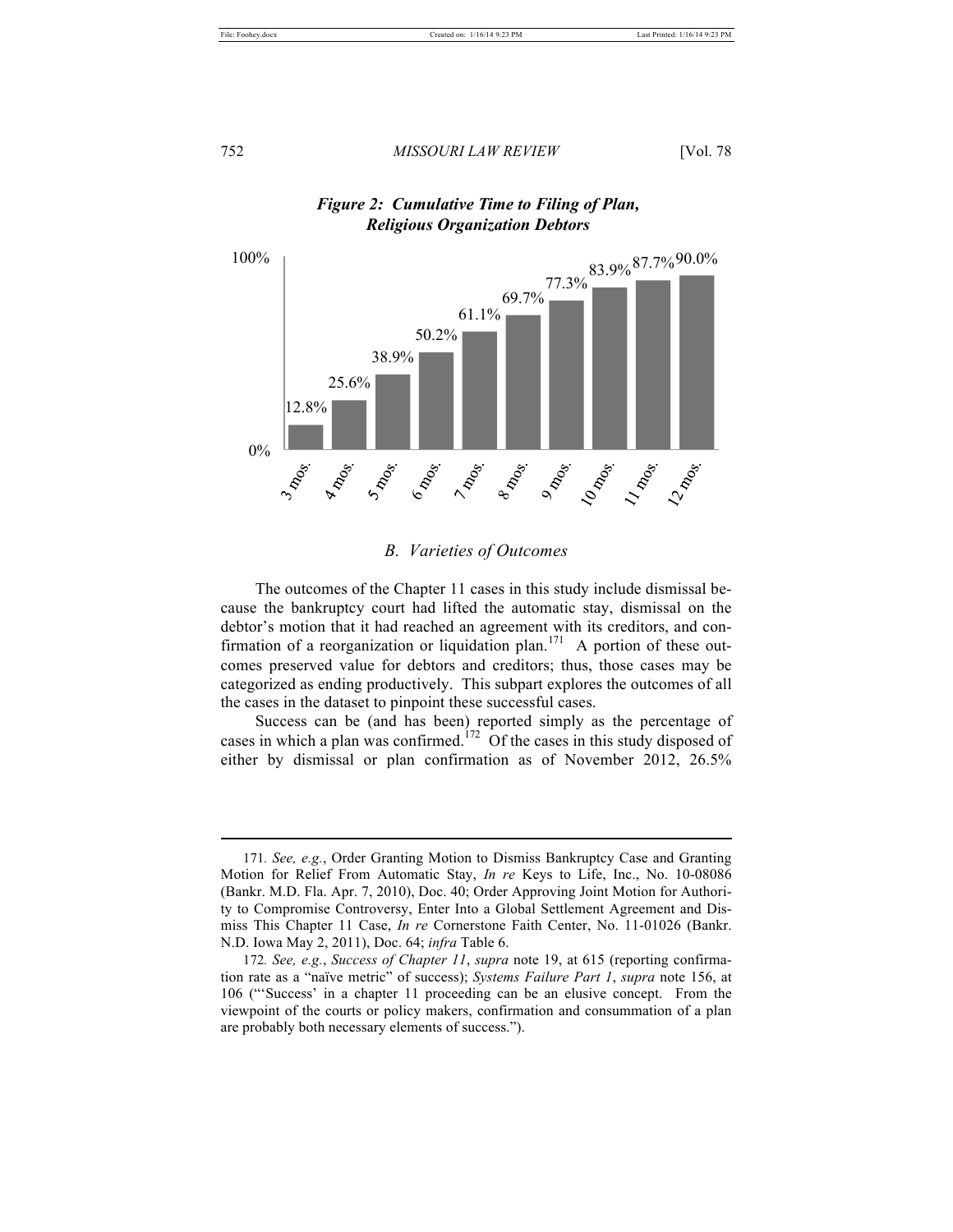*Figure 2: Cumulative Time to Filing of Plan, Religious Organization Debtors*

| Time | Cumulative % |
|---|---|
| 3 mos. | 12.8% |
| 4 mos. | 25.6% |
| 5 mos. | 38.9% |
| 6 mos. | 50.2% |
| 7 mos. | 61.1% |
| 8 mos. | 69.7% |
| 9 mos. | 77.3% |
| 10 mos. | 83.9% |
| 11 mos. | 87.7% |
| 12 mos. | 90.0% |

### *B. Varieties of Outcomes*

The outcomes of the Chapter 11 cases in this study include dismissal because the bankruptcy court had lifted the automatic stay, dismissal on the debtor's motion that it had reached an agreement with its creditors, and confirmation of a reorganization or liquidation plan.[171] A portion of these outcomes preserved value for debtors and creditors; thus, those cases may be categorized as ending productively. This subpart explores the outcomes of all the cases in the dataset to pinpoint these successful cases.

Success can be (and has been) reported simply as the percentage of cases in which a plan was confirmed.[172] Of the cases in this study disposed of either by dismissal or plan confirmation as of November 2012, 26.5%

---

171. *See, e.g.*, Order Granting Motion to Dismiss Bankruptcy Case and Granting Motion for Relief From Automatic Stay, *In re* Keys to Life, Inc., No. 10-08086 (Bankr. M.D. Fla. Apr. 7, 2010), Doc. 40; Order Approving Joint Motion for Authority to Compromise Controversy, Enter Into a Global Settlement Agreement and Dismiss This Chapter 11 Case, *In re* Cornerstone Faith Center, No. 11-01026 (Bankr. N.D. Iowa May 2, 2011), Doc. 64; *infra* Table 6.

172. *See, e.g.*, *Success of Chapter 11*, *supra* note 19, at 615 (reporting confirmation rate as a "naïve metric" of success); *Systems Failure Part 1*, *supra* note 156, at 106 ("'Success' in a chapter 11 proceeding can be an elusive concept. From the viewpoint of the courts or policy makers, confirmation and consummation of a plan are probably both necessary elements of success.").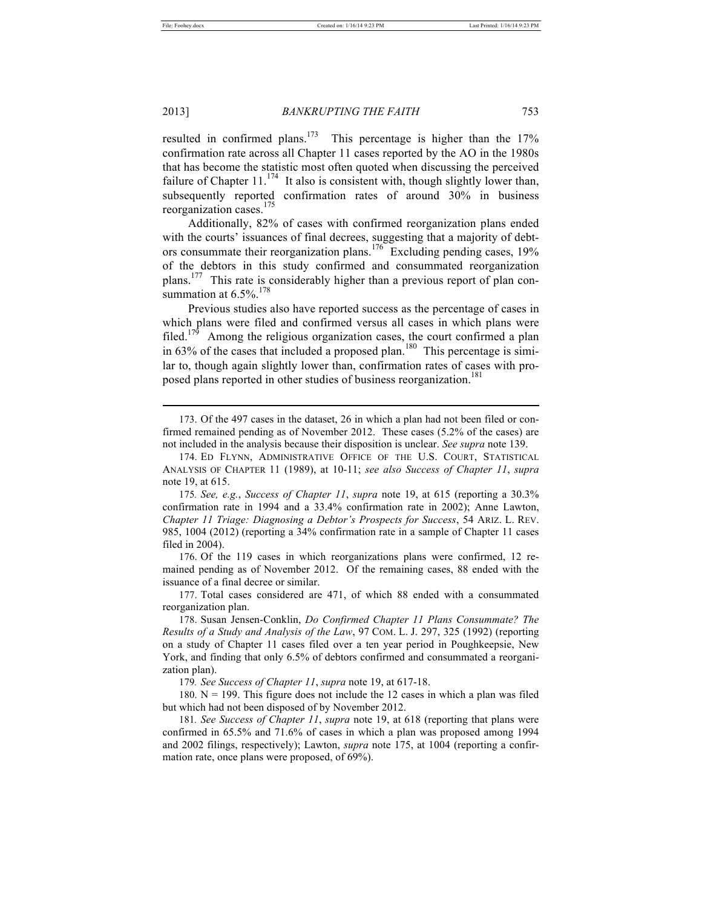resulted in confirmed plans.[173] This percentage is higher than the 17% confirmation rate across all Chapter 11 cases reported by the AO in the 1980s that has become the statistic most often quoted when discussing the perceived failure of Chapter 11.[174] It also is consistent with, though slightly lower than, subsequently reported confirmation rates of around 30% in business reorganization cases.[175]

Additionally, 82% of cases with confirmed reorganization plans ended with the courts' issuances of final decrees, suggesting that a majority of debtors consummate their reorganization plans.[176] Excluding pending cases, 19% of the debtors in this study confirmed and consummated reorganization plans.[177] This rate is considerably higher than a previous report of plan consummation at 6.5%.[178]

Previous studies also have reported success as the percentage of cases in which plans were filed and confirmed versus all cases in which plans were filed.[179] Among the religious organization cases, the court confirmed a plan in 63% of the cases that included a proposed plan.[180] This percentage is similar to, though again slightly lower than, confirmation rates of cases with proposed plans reported in other studies of business reorganization.[181]

---

173. Of the 497 cases in the dataset, 26 in which a plan had not been filed or confirmed remained pending as of November 2012. These cases (5.2% of the cases) are not included in the analysis because their disposition is unclear. *See supra* note 139.

174. ED FLYNN, ADMINISTRATIVE OFFICE OF THE U.S. COURT, STATISTICAL ANALYSIS OF CHAPTER 11 (1989), at 10-11; *see also Success of Chapter 11*, *supra* note 19, at 615.

175. *See, e.g.*, *Success of Chapter 11*, *supra* note 19, at 615 (reporting a 30.3% confirmation rate in 1994 and a 33.4% confirmation rate in 2002); Anne Lawton, *Chapter 11 Triage: Diagnosing a Debtor's Prospects for Success*, 54 ARIZ. L. REV. 985, 1004 (2012) (reporting a 34% confirmation rate in a sample of Chapter 11 cases filed in 2004).

176. Of the 119 cases in which reorganizations plans were confirmed, 12 remained pending as of November 2012. Of the remaining cases, 88 ended with the issuance of a final decree or similar.

177. Total cases considered are 471, of which 88 ended with a consummated reorganization plan.

178. Susan Jensen-Conklin, *Do Confirmed Chapter 11 Plans Consummate? The Results of a Study and Analysis of the Law*, 97 COM. L. J. 297, 325 (1992) (reporting on a study of Chapter 11 cases filed over a ten year period in Poughkeepsie, New York, and finding that only 6.5% of debtors confirmed and consummated a reorganization plan).

179. *See Success of Chapter 11*, *supra* note 19, at 617-18.

180. N = 199. This figure does not include the 12 cases in which a plan was filed but which had not been disposed of by November 2012.

181. *See Success of Chapter 11*, *supra* note 19, at 618 (reporting that plans were confirmed in 65.5% and 71.6% of cases in which a plan was proposed among 1994 and 2002 filings, respectively); Lawton, *supra* note 175, at 1004 (reporting a confirmation rate, once plans were proposed, of 69%).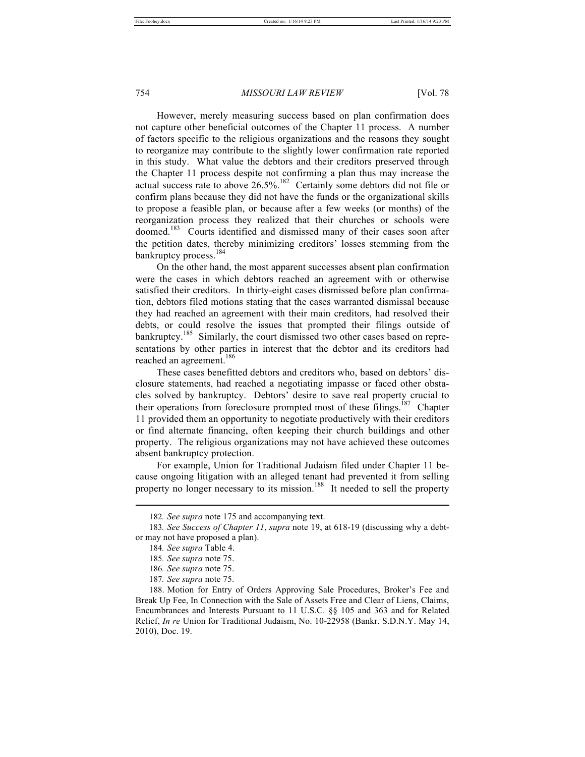However, merely measuring success based on plan confirmation does not capture other beneficial outcomes of the Chapter 11 process. A number of factors specific to the religious organizations and the reasons they sought to reorganize may contribute to the slightly lower confirmation rate reported in this study. What value the debtors and their creditors preserved through the Chapter 11 process despite not confirming a plan thus may increase the actual success rate to above 26.5%.[182] Certainly some debtors did not file or confirm plans because they did not have the funds or the organizational skills to propose a feasible plan, or because after a few weeks (or months) of the reorganization process they realized that their churches or schools were doomed.[183] Courts identified and dismissed many of their cases soon after the petition dates, thereby minimizing creditors' losses stemming from the bankruptcy process.[184]

On the other hand, the most apparent successes absent plan confirmation were the cases in which debtors reached an agreement with or otherwise satisfied their creditors. In thirty-eight cases dismissed before plan confirmation, debtors filed motions stating that the cases warranted dismissal because they had reached an agreement with their main creditors, had resolved their debts, or could resolve the issues that prompted their filings outside of bankruptcy.[185] Similarly, the court dismissed two other cases based on representations by other parties in interest that the debtor and its creditors had reached an agreement.[186]

These cases benefitted debtors and creditors who, based on debtors' disclosure statements, had reached a negotiating impasse or faced other obstacles solved by bankruptcy. Debtors' desire to save real property crucial to their operations from foreclosure prompted most of these filings.[187] Chapter 11 provided them an opportunity to negotiate productively with their creditors or find alternate financing, often keeping their church buildings and other property. The religious organizations may not have achieved these outcomes absent bankruptcy protection.

For example, Union for Traditional Judaism filed under Chapter 11 because ongoing litigation with an alleged tenant had prevented it from selling property no longer necessary to its mission.[188] It needed to sell the property

---

182. *See supra* note 175 and accompanying text.

183. *See Success of Chapter 11*, *supra* note 19, at 618-19 (discussing why a debtor may not have proposed a plan).

184. *See supra* Table 4.

185. *See supra* note 75.

186. *See supra* note 75.

187. *See supra* note 75.

188. Motion for Entry of Orders Approving Sale Procedures, Broker's Fee and Break Up Fee, In Connection with the Sale of Assets Free and Clear of Liens, Claims, Encumbrances and Interests Pursuant to 11 U.S.C. §§ 105 and 363 and for Related Relief, *In re* Union for Traditional Judaism, No. 10-22958 (Bankr. S.D.N.Y. May 14, 2010), Doc. 19.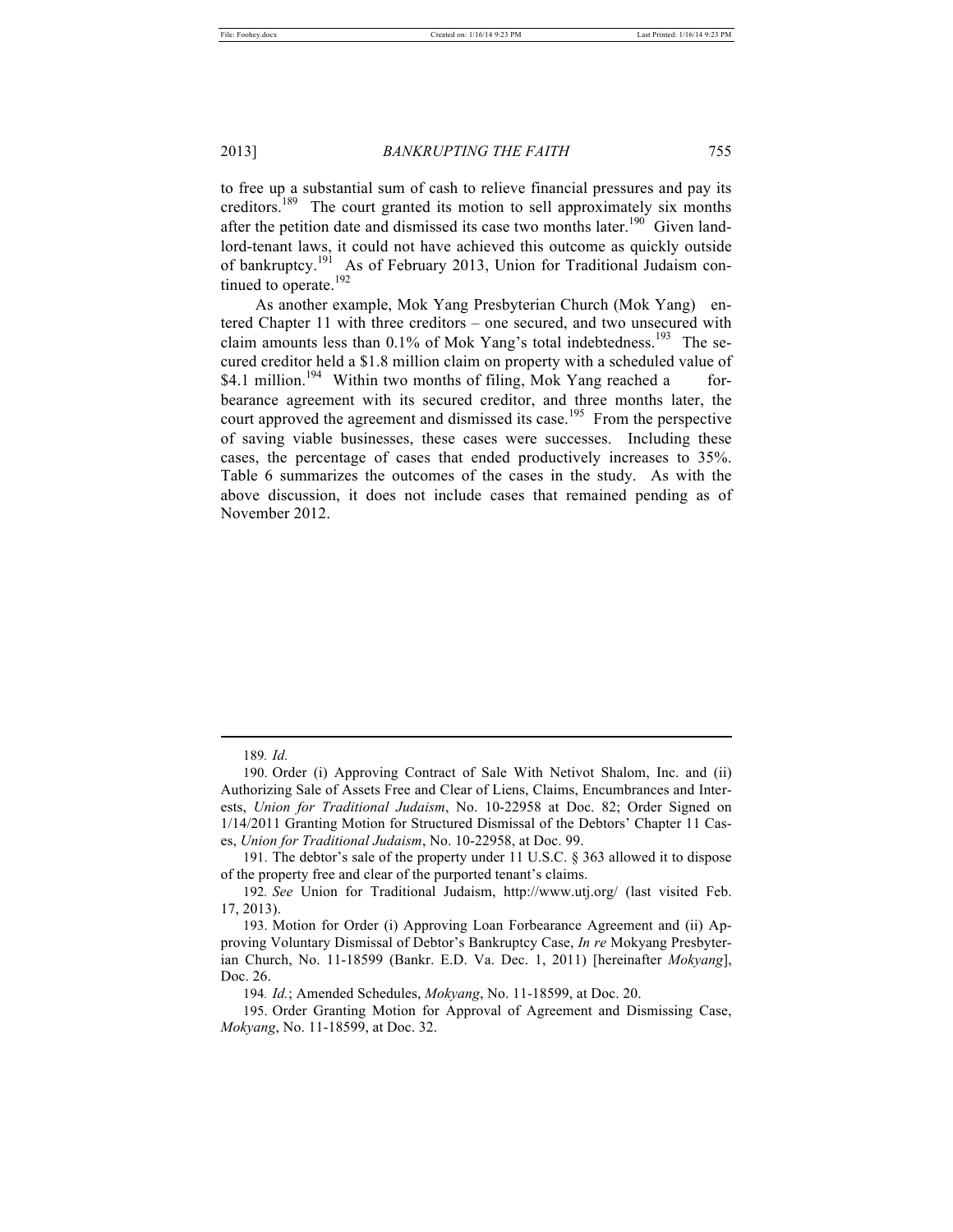to free up a substantial sum of cash to relieve financial pressures and pay its creditors.[189] The court granted its motion to sell approximately six months after the petition date and dismissed its case two months later.[190] Given landlord-tenant laws, it could not have achieved this outcome as quickly outside of bankruptcy.[191] As of February 2013, Union for Traditional Judaism continued to operate.[192]

As another example, Mok Yang Presbyterian Church (Mok Yang) entered Chapter 11 with three creditors – one secured, and two unsecured with claim amounts less than 0.1% of Mok Yang's total indebtedness.[193] The secured creditor held a $1.8 million claim on property with a scheduled value of $4.1 million.[194] Within two months of filing, Mok Yang reached a forbearance agreement with its secured creditor, and three months later, the court approved the agreement and dismissed its case.[195] From the perspective of saving viable businesses, these cases were successes. Including these cases, the percentage of cases that ended productively increases to 35%. Table 6 summarizes the outcomes of the cases in the study. As with the above discussion, it does not include cases that remained pending as of November 2012.

---

189. *Id.*

190. Order (i) Approving Contract of Sale With Netivot Shalom, Inc. and (ii) Authorizing Sale of Assets Free and Clear of Liens, Claims, Encumbrances and Interests, *Union for Traditional Judaism*, No. 10-22958 at Doc. 82; Order Signed on 1/14/2011 Granting Motion for Structured Dismissal of the Debtors' Chapter 11 Cases, *Union for Traditional Judaism*, No. 10-22958, at Doc. 99.

191. The debtor's sale of the property under 11 U.S.C. § 363 allowed it to dispose of the property free and clear of the purported tenant's claims.

192. *See* Union for Traditional Judaism, http://www.utj.org/ (last visited Feb. 17, 2013).

193. Motion for Order (i) Approving Loan Forbearance Agreement and (ii) Approving Voluntary Dismissal of Debtor's Bankruptcy Case, *In re* Mokyang Presbyterian Church, No. 11-18599 (Bankr. E.D. Va. Dec. 1, 2011) [hereinafter *Mokyang*], Doc. 26.

194. *Id.*; Amended Schedules, *Mokyang*, No. 11-18599, at Doc. 20.

195. Order Granting Motion for Approval of Agreement and Dismissing Case, *Mokyang*, No. 11-18599, at Doc. 32.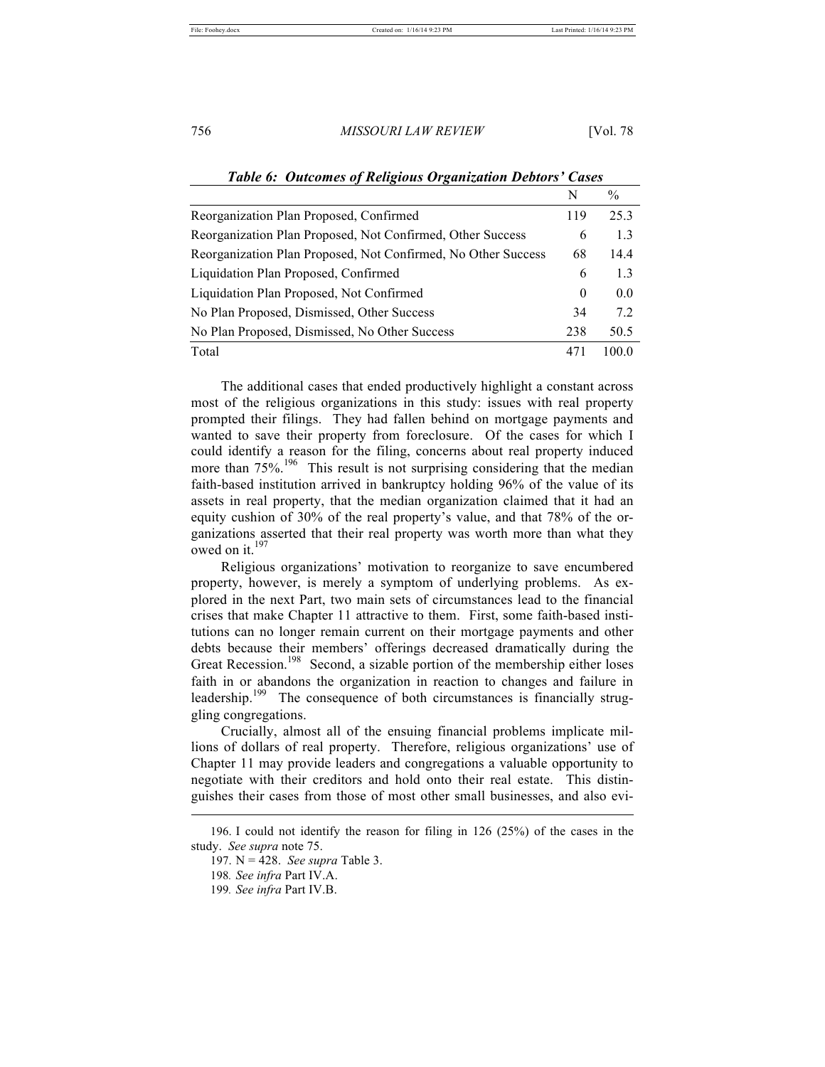*Table 6: Outcomes of Religious Organization Debtors' Cases*

| | N | % |
|---|---|---|
| Reorganization Plan Proposed, Confirmed | 119 | 25.3 |
| Reorganization Plan Proposed, Not Confirmed, Other Success | 6 | 1.3 |
| Reorganization Plan Proposed, Not Confirmed, No Other Success | 68 | 14.4 |
| Liquidation Plan Proposed, Confirmed | 6 | 1.3 |
| Liquidation Plan Proposed, Not Confirmed | 0 | 0.0 |
| No Plan Proposed, Dismissed, Other Success | 34 | 7.2 |
| No Plan Proposed, Dismissed, No Other Success | 238 | 50.5 |
| Total | 471 | 100.0 |

The additional cases that ended productively highlight a constant across most of the religious organizations in this study: issues with real property prompted their filings. They had fallen behind on mortgage payments and wanted to save their property from foreclosure. Of the cases for which I could identify a reason for the filing, concerns about real property induced more than 75%.[196] This result is not surprising considering that the median faith-based institution arrived in bankruptcy holding 96% of the value of its assets in real property, that the median organization claimed that it had an equity cushion of 30% of the real property's value, and that 78% of the organizations asserted that their real property was worth more than what they owed on it.[197]

Religious organizations' motivation to reorganize to save encumbered property, however, is merely a symptom of underlying problems. As explored in the next Part, two main sets of circumstances lead to the financial crises that make Chapter 11 attractive to them. First, some faith-based institutions can no longer remain current on their mortgage payments and other debts because their members' offerings decreased dramatically during the Great Recession.[198] Second, a sizable portion of the membership either loses faith in or abandons the organization in reaction to changes and failure in leadership.[199] The consequence of both circumstances is financially struggling congregations.

Crucially, almost all of the ensuing financial problems implicate millions of dollars of real property. Therefore, religious organizations' use of Chapter 11 may provide leaders and congregations a valuable opportunity to negotiate with their creditors and hold onto their real estate. This distinguishes their cases from those of most other small businesses, and also evi-

---

196. I could not identify the reason for filing in 126 (25%) of the cases in the study. *See supra* note 75.

197. N = 428. *See supra* Table 3.

198. *See infra* Part IV.A.

199. *See infra* Part IV.B.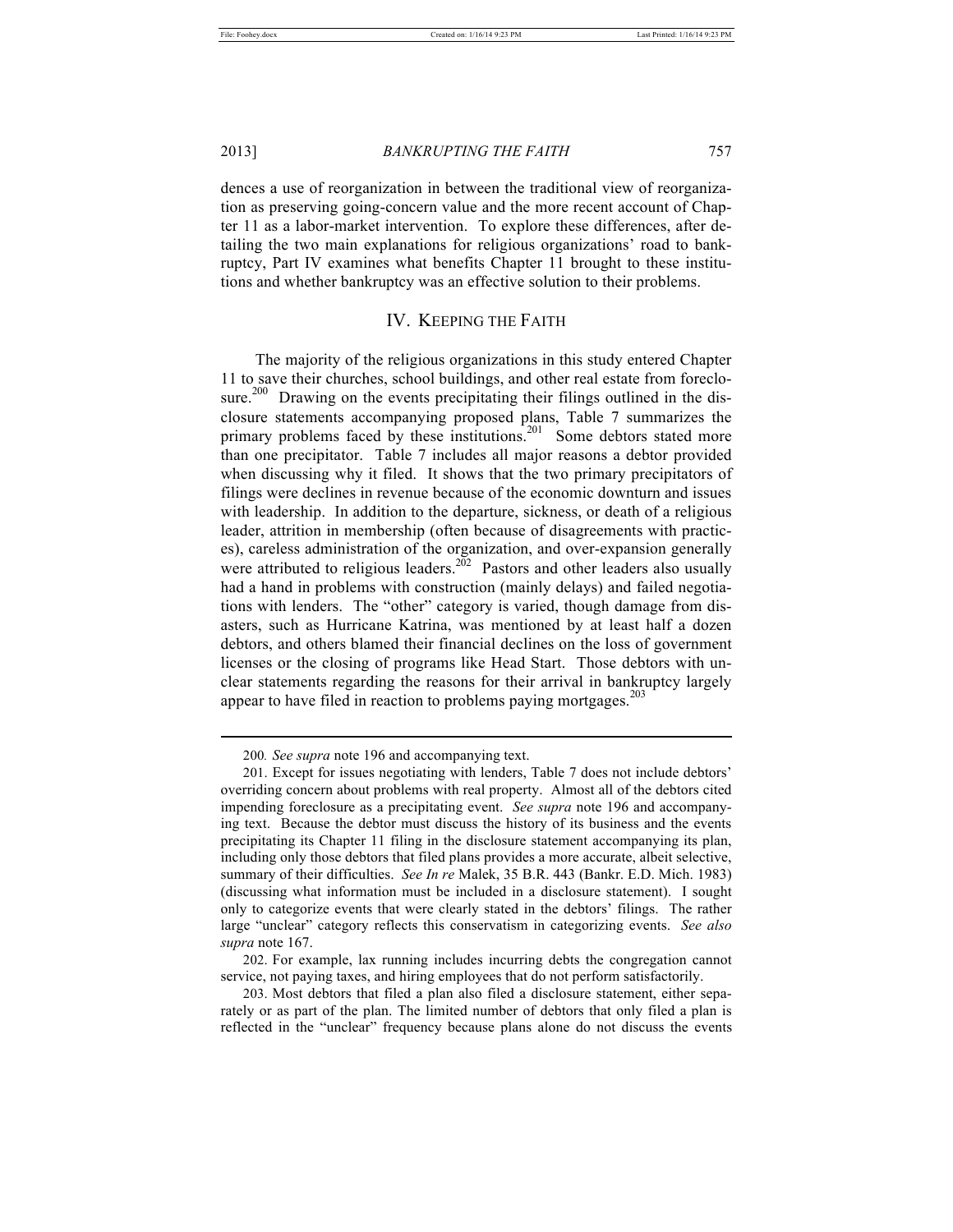dences a use of reorganization in between the traditional view of reorganization as preserving going-concern value and the more recent account of Chapter 11 as a labor-market intervention. To explore these differences, after detailing the two main explanations for religious organizations' road to bankruptcy, Part IV examines what benefits Chapter 11 brought to these institutions and whether bankruptcy was an effective solution to their problems.

## IV. KEEPING THE FAITH

The majority of the religious organizations in this study entered Chapter 11 to save their churches, school buildings, and other real estate from foreclosure.[200] Drawing on the events precipitating their filings outlined in the disclosure statements accompanying proposed plans, Table 7 summarizes the primary problems faced by these institutions.[201] Some debtors stated more than one precipitator. Table 7 includes all major reasons a debtor provided when discussing why it filed. It shows that the two primary precipitators of filings were declines in revenue because of the economic downturn and issues with leadership. In addition to the departure, sickness, or death of a religious leader, attrition in membership (often because of disagreements with practices), careless administration of the organization, and over-expansion generally were attributed to religious leaders.[202] Pastors and other leaders also usually had a hand in problems with construction (mainly delays) and failed negotiations with lenders. The "other" category is varied, though damage from disasters, such as Hurricane Katrina, was mentioned by at least half a dozen debtors, and others blamed their financial declines on the loss of government licenses or the closing of programs like Head Start. Those debtors with unclear statements regarding the reasons for their arrival in bankruptcy largely appear to have filed in reaction to problems paying mortgages.[203]

---

200. *See supra* note 196 and accompanying text.

201. Except for issues negotiating with lenders, Table 7 does not include debtors' overriding concern about problems with real property. Almost all of the debtors cited impending foreclosure as a precipitating event. *See supra* note 196 and accompanying text. Because the debtor must discuss the history of its business and the events precipitating its Chapter 11 filing in the disclosure statement accompanying its plan, including only those debtors that filed plans provides a more accurate, albeit selective, summary of their difficulties. *See In re* Malek, 35 B.R. 443 (Bankr. E.D. Mich. 1983) (discussing what information must be included in a disclosure statement). I sought only to categorize events that were clearly stated in the debtors' filings. The rather large "unclear" category reflects this conservatism in categorizing events. *See also supra* note 167.

202. For example, lax running includes incurring debts the congregation cannot service, not paying taxes, and hiring employees that do not perform satisfactorily.

203. Most debtors that filed a plan also filed a disclosure statement, either separately or as part of the plan. The limited number of debtors that only filed a plan is reflected in the "unclear" frequency because plans alone do not discuss the events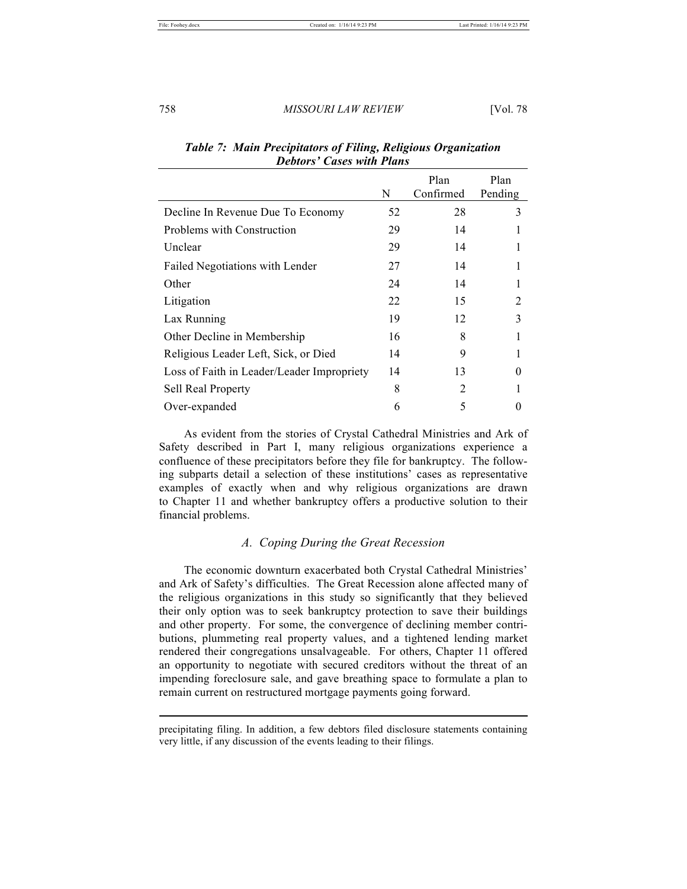***Table 7: Main Precipitators of Filing, Religious Organization Debtors' Cases with Plans***

| | N | Plan Confirmed | Plan Pending |
|---|---|---|---|
| Decline In Revenue Due To Economy | 52 | 28 | 3 |
| Problems with Construction | 29 | 14 | 1 |
| Unclear | 29 | 14 | 1 |
| Failed Negotiations with Lender | 27 | 14 | 1 |
| Other | 24 | 14 | 1 |
| Litigation | 22 | 15 | 2 |
| Lax Running | 19 | 12 | 3 |
| Other Decline in Membership | 16 | 8 | 1 |
| Religious Leader Left, Sick, or Died | 14 | 9 | 1 |
| Loss of Faith in Leader/Leader Impropriety | 14 | 13 | 0 |
| Sell Real Property | 8 | 2 | 1 |
| Over-expanded | 6 | 5 | 0 |

As evident from the stories of Crystal Cathedral Ministries and Ark of Safety described in Part I, many religious organizations experience a confluence of these precipitators before they file for bankruptcy. The following subparts detail a selection of these institutions' cases as representative examples of exactly when and why religious organizations are drawn to Chapter 11 and whether bankruptcy offers a productive solution to their financial problems.

### *A. Coping During the Great Recession*

The economic downturn exacerbated both Crystal Cathedral Ministries' and Ark of Safety's difficulties. The Great Recession alone affected many of the religious organizations in this study so significantly that they believed their only option was to seek bankruptcy protection to save their buildings and other property. For some, the convergence of declining member contributions, plummeting real property values, and a tightened lending market rendered their congregations unsalvageable. For others, Chapter 11 offered an opportunity to negotiate with secured creditors without the threat of an impending foreclosure sale, and gave breathing space to formulate a plan to remain current on restructured mortgage payments going forward.

---

precipitating filing. In addition, a few debtors filed disclosure statements containing very little, if any discussion of the events leading to their filings.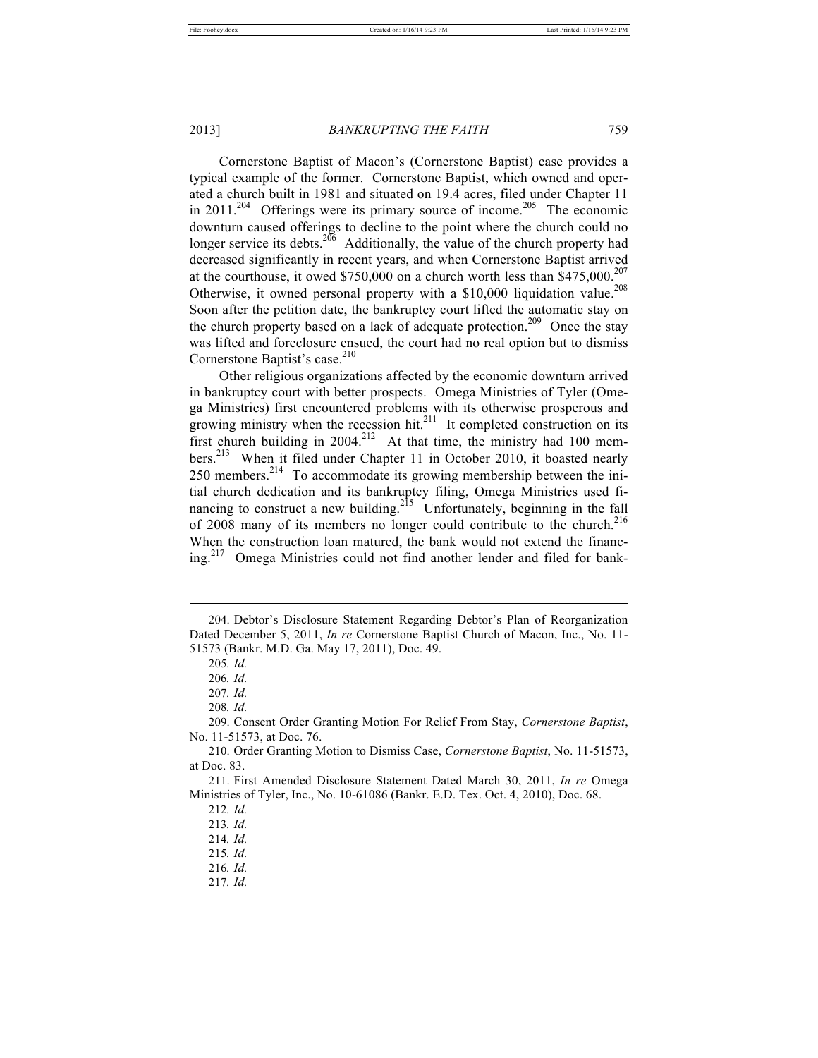Cornerstone Baptist of Macon's (Cornerstone Baptist) case provides a typical example of the former. Cornerstone Baptist, which owned and operated a church built in 1981 and situated on 19.4 acres, filed under Chapter 11 in 2011.[204] Offerings were its primary source of income.[205] The economic downturn caused offerings to decline to the point where the church could no longer service its debts.[206] Additionally, the value of the church property had decreased significantly in recent years, and when Cornerstone Baptist arrived at the courthouse, it owed \$750,000 on a church worth less than \$475,000.[207] Otherwise, it owned personal property with a \$10,000 liquidation value.[208] Soon after the petition date, the bankruptcy court lifted the automatic stay on the church property based on a lack of adequate protection.[209] Once the stay was lifted and foreclosure ensued, the court had no real option but to dismiss Cornerstone Baptist's case.[210]

Other religious organizations affected by the economic downturn arrived in bankruptcy court with better prospects. Omega Ministries of Tyler (Omega Ministries) first encountered problems with its otherwise prosperous and growing ministry when the recession hit.[211] It completed construction on its first church building in 2004.[212] At that time, the ministry had 100 members.[213] When it filed under Chapter 11 in October 2010, it boasted nearly 250 members.[214] To accommodate its growing membership between the initial church dedication and its bankruptcy filing, Omega Ministries used financing to construct a new building.[215] Unfortunately, beginning in the fall of 2008 many of its members no longer could contribute to the church.[216] When the construction loan matured, the bank would not extend the financing.[217] Omega Ministries could not find another lender and filed for bank-

---

204. Debtor's Disclosure Statement Regarding Debtor's Plan of Reorganization Dated December 5, 2011, *In re* Cornerstone Baptist Church of Macon, Inc., No. 11-51573 (Bankr. M.D. Ga. May 17, 2011), Doc. 49.

205. *Id.*

206. *Id.*

207. *Id.*

208. *Id.*

209. Consent Order Granting Motion For Relief From Stay, *Cornerstone Baptist*, No. 11-51573, at Doc. 76.

210. Order Granting Motion to Dismiss Case, *Cornerstone Baptist*, No. 11-51573, at Doc. 83.

211. First Amended Disclosure Statement Dated March 30, 2011, *In re* Omega Ministries of Tyler, Inc., No. 10-61086 (Bankr. E.D. Tex. Oct. 4, 2010), Doc. 68.

212. *Id.*

213. *Id.*

214. *Id.*

215. *Id.*

216. *Id.*

217. *Id.*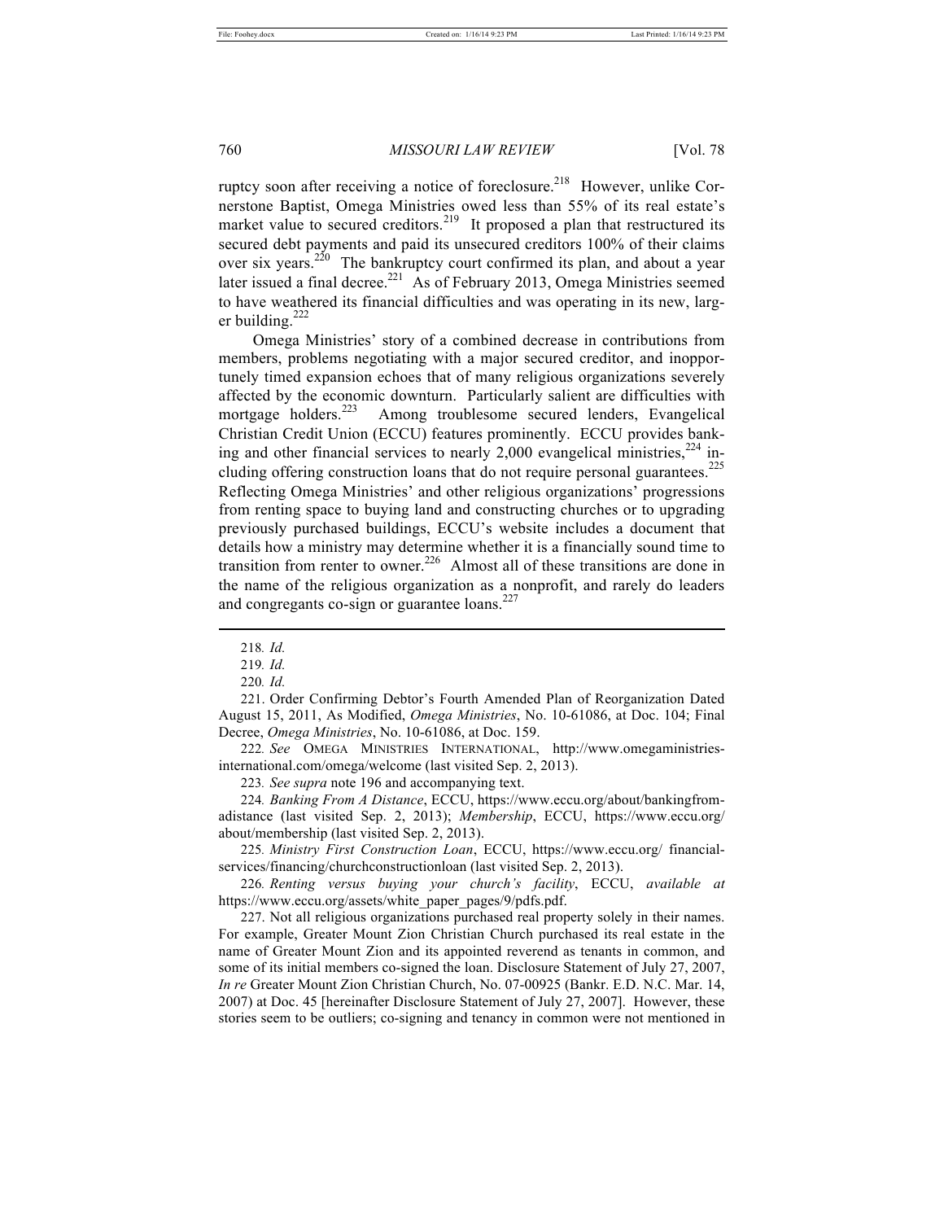ruptcy soon after receiving a notice of foreclosure.[218] However, unlike Cornerstone Baptist, Omega Ministries owed less than 55% of its real estate's market value to secured creditors.[219] It proposed a plan that restructured its secured debt payments and paid its unsecured creditors 100% of their claims over six years.[220] The bankruptcy court confirmed its plan, and about a year later issued a final decree.[221] As of February 2013, Omega Ministries seemed to have weathered its financial difficulties and was operating in its new, larger building.[222]

Omega Ministries' story of a combined decrease in contributions from members, problems negotiating with a major secured creditor, and inopportunely timed expansion echoes that of many religious organizations severely affected by the economic downturn. Particularly salient are difficulties with mortgage holders.[223] Among troublesome secured lenders, Evangelical Christian Credit Union (ECCU) features prominently. ECCU provides banking and other financial services to nearly 2,000 evangelical ministries,[224] including offering construction loans that do not require personal guarantees.[225] Reflecting Omega Ministries' and other religious organizations' progressions from renting space to buying land and constructing churches or to upgrading previously purchased buildings, ECCU's website includes a document that details how a ministry may determine whether it is a financially sound time to transition from renter to owner.[226] Almost all of these transitions are done in the name of the religious organization as a nonprofit, and rarely do leaders and congregants co-sign or guarantee loans.[227]

---

218. *Id.*

219. *Id.*

220. *Id.*

221. Order Confirming Debtor's Fourth Amended Plan of Reorganization Dated August 15, 2011, As Modified, *Omega Ministries*, No. 10-61086, at Doc. 104; Final Decree, *Omega Ministries*, No. 10-61086, at Doc. 159.

222. *See* OMEGA MINISTRIES INTERNATIONAL, http://www.omegaministries-international.com/omega/welcome (last visited Sep. 2, 2013).

223. *See supra* note 196 and accompanying text.

224. *Banking From A Distance*, ECCU, https://www.eccu.org/about/bankingfromadistance (last visited Sep. 2, 2013); *Membership*, ECCU, https://www.eccu.org/about/membership (last visited Sep. 2, 2013).

225. *Ministry First Construction Loan*, ECCU, https://www.eccu.org/financial-services/financing/churchconstructionloan (last visited Sep. 2, 2013).

226. *Renting versus buying your church's facility*, ECCU, *available at* https://www.eccu.org/assets/white_paper_pages/9/pdfs.pdf.

227. Not all religious organizations purchased real property solely in their names. For example, Greater Mount Zion Christian Church purchased its real estate in the name of Greater Mount Zion and its appointed reverend as tenants in common, and some of its initial members co-signed the loan. Disclosure Statement of July 27, 2007, *In re* Greater Mount Zion Christian Church, No. 07-00925 (Bankr. E.D. N.C. Mar. 14, 2007) at Doc. 45 [hereinafter Disclosure Statement of July 27, 2007]. However, these stories seem to be outliers; co-signing and tenancy in common were not mentioned in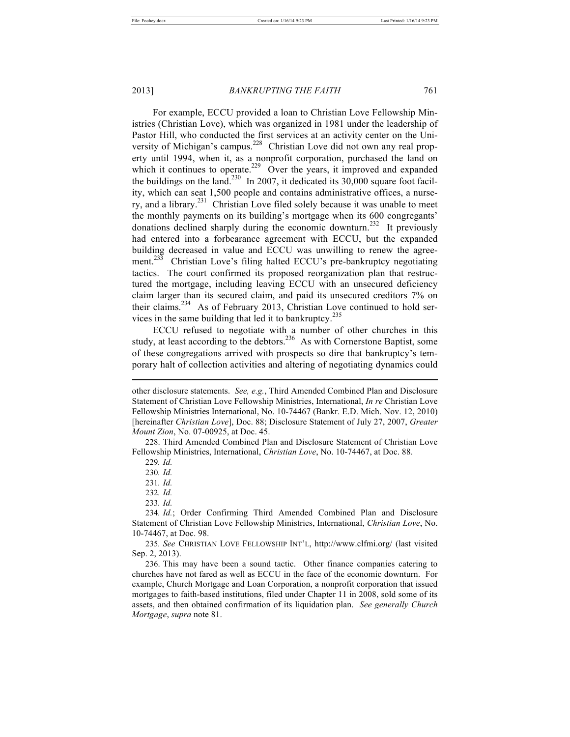For example, ECCU provided a loan to Christian Love Fellowship Ministries (Christian Love), which was organized in 1981 under the leadership of Pastor Hill, who conducted the first services at an activity center on the University of Michigan's campus.[228] Christian Love did not own any real property until 1994, when it, as a nonprofit corporation, purchased the land on which it continues to operate.[229] Over the years, it improved and expanded the buildings on the land.[230] In 2007, it dedicated its 30,000 square foot facility, which can seat 1,500 people and contains administrative offices, a nursery, and a library.[231] Christian Love filed solely because it was unable to meet the monthly payments on its building's mortgage when its 600 congregants' donations declined sharply during the economic downturn.[232] It previously had entered into a forbearance agreement with ECCU, but the expanded building decreased in value and ECCU was unwilling to renew the agreement.[233] Christian Love's filing halted ECCU's pre-bankruptcy negotiating tactics. The court confirmed its proposed reorganization plan that restructured the mortgage, including leaving ECCU with an unsecured deficiency claim larger than its secured claim, and paid its unsecured creditors 7% on their claims.[234] As of February 2013, Christian Love continued to hold services in the same building that led it to bankruptcy.[235]

ECCU refused to negotiate with a number of other churches in this study, at least according to the debtors.[236] As with Cornerstone Baptist, some of these congregations arrived with prospects so dire that bankruptcy's temporary halt of collection activities and altering of negotiating dynamics could

---

other disclosure statements. *See, e.g.*, Third Amended Combined Plan and Disclosure Statement of Christian Love Fellowship Ministries, International, *In re* Christian Love Fellowship Ministries International, No. 10-74467 (Bankr. E.D. Mich. Nov. 12, 2010) [hereinafter *Christian Love*], Doc. 88; Disclosure Statement of July 27, 2007, *Greater Mount Zion*, No. 07-00925, at Doc. 45.

228. Third Amended Combined Plan and Disclosure Statement of Christian Love Fellowship Ministries, International, *Christian Love*, No. 10-74467, at Doc. 88.

229. *Id.*

230. *Id.*

231. *Id.*

232. *Id.*

233. *Id.*

234. *Id.*; Order Confirming Third Amended Combined Plan and Disclosure Statement of Christian Love Fellowship Ministries, International, *Christian Love*, No. 10-74467, at Doc. 98.

235. *See* CHRISTIAN LOVE FELLOWSHIP INT'L, http://www.clfmi.org/ (last visited Sep. 2, 2013).

236. This may have been a sound tactic. Other finance companies catering to churches have not fared as well as ECCU in the face of the economic downturn. For example, Church Mortgage and Loan Corporation, a nonprofit corporation that issued mortgages to faith-based institutions, filed under Chapter 11 in 2008, sold some of its assets, and then obtained confirmation of its liquidation plan. *See generally Church Mortgage*, *supra* note 81.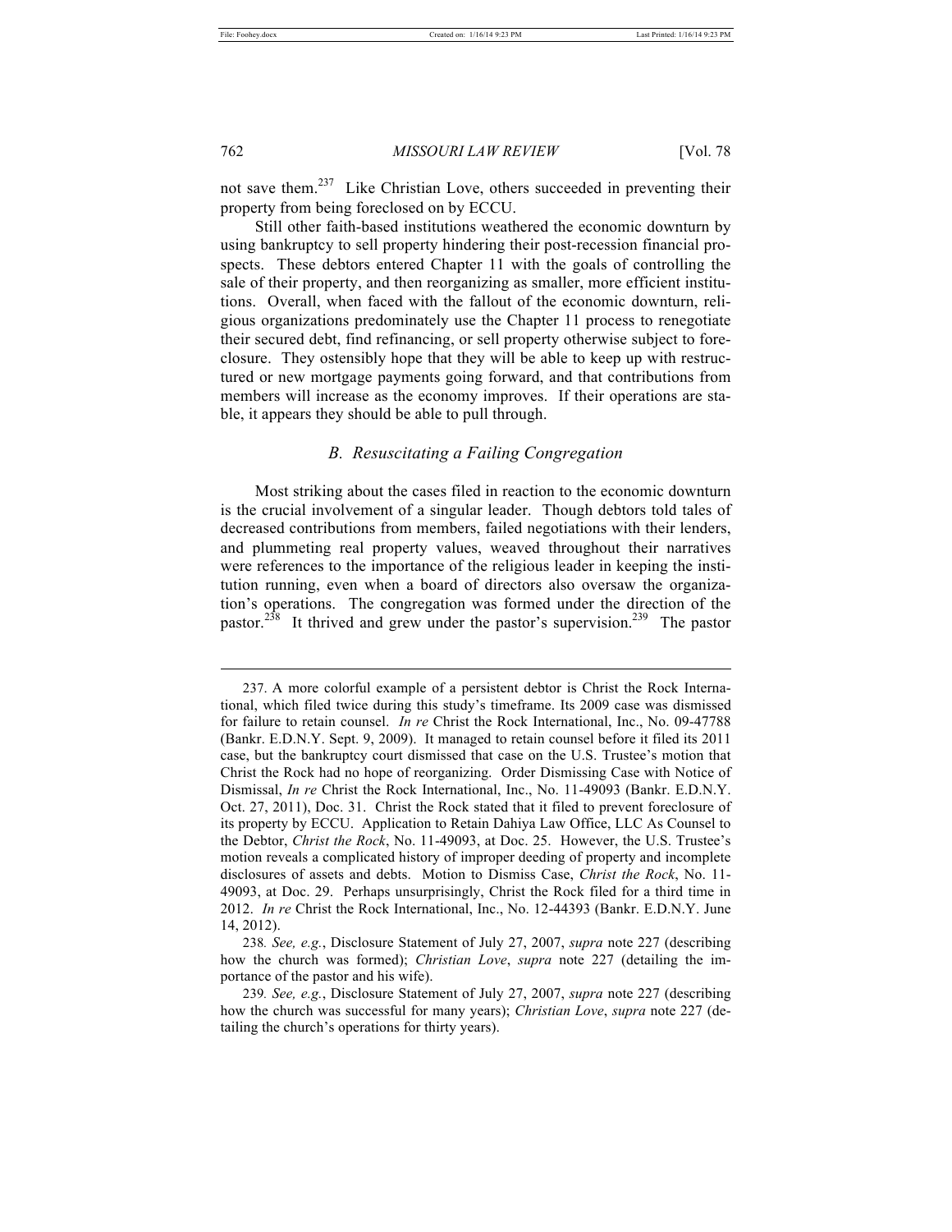not save them.[237] Like Christian Love, others succeeded in preventing their property from being foreclosed on by ECCU.

Still other faith-based institutions weathered the economic downturn by using bankruptcy to sell property hindering their post-recession financial prospects. These debtors entered Chapter 11 with the goals of controlling the sale of their property, and then reorganizing as smaller, more efficient institutions. Overall, when faced with the fallout of the economic downturn, religious organizations predominately use the Chapter 11 process to renegotiate their secured debt, find refinancing, or sell property otherwise subject to foreclosure. They ostensibly hope that they will be able to keep up with restructured or new mortgage payments going forward, and that contributions from members will increase as the economy improves. If their operations are stable, it appears they should be able to pull through.

### *B. Resuscitating a Failing Congregation*

Most striking about the cases filed in reaction to the economic downturn is the crucial involvement of a singular leader. Though debtors told tales of decreased contributions from members, failed negotiations with their lenders, and plummeting real property values, weaved throughout their narratives were references to the importance of the religious leader in keeping the institution running, even when a board of directors also oversaw the organization's operations. The congregation was formed under the direction of the pastor.[238] It thrived and grew under the pastor's supervision.[239] The pastor

---

237. A more colorful example of a persistent debtor is Christ the Rock International, which filed twice during this study's timeframe. Its 2009 case was dismissed for failure to retain counsel. *In re* Christ the Rock International, Inc., No. 09-47788 (Bankr. E.D.N.Y. Sept. 9, 2009). It managed to retain counsel before it filed its 2011 case, but the bankruptcy court dismissed that case on the U.S. Trustee's motion that Christ the Rock had no hope of reorganizing. Order Dismissing Case with Notice of Dismissal, *In re* Christ the Rock International, Inc., No. 11-49093 (Bankr. E.D.N.Y. Oct. 27, 2011), Doc. 31. Christ the Rock stated that it filed to prevent foreclosure of its property by ECCU. Application to Retain Dahiya Law Office, LLC As Counsel to the Debtor, *Christ the Rock*, No. 11-49093, at Doc. 25. However, the U.S. Trustee's motion reveals a complicated history of improper deeding of property and incomplete disclosures of assets and debts. Motion to Dismiss Case, *Christ the Rock*, No. 11-49093, at Doc. 29. Perhaps unsurprisingly, Christ the Rock filed for a third time in 2012. *In re* Christ the Rock International, Inc., No. 12-44393 (Bankr. E.D.N.Y. June 14, 2012).

238. *See, e.g.*, Disclosure Statement of July 27, 2007, *supra* note 227 (describing how the church was formed); *Christian Love*, *supra* note 227 (detailing the importance of the pastor and his wife).

239. *See, e.g.*, Disclosure Statement of July 27, 2007, *supra* note 227 (describing how the church was successful for many years); *Christian Love*, *supra* note 227 (detailing the church's operations for thirty years).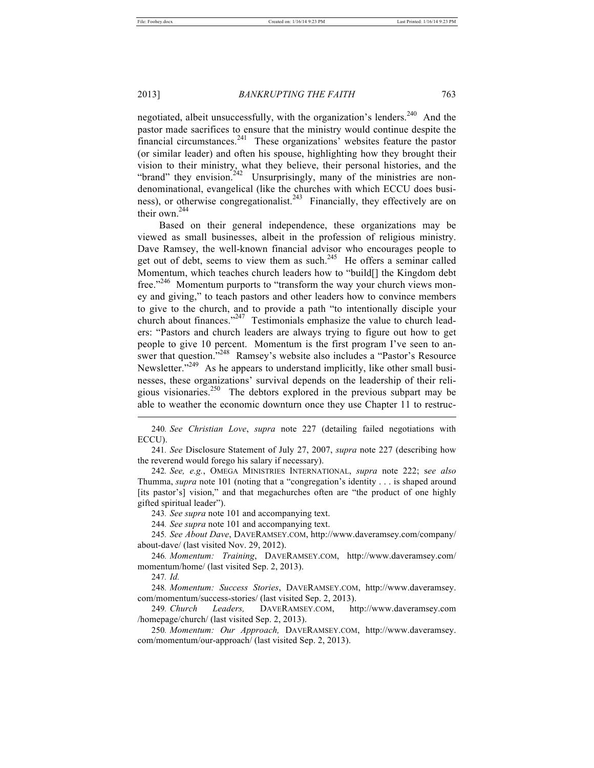negotiated, albeit unsuccessfully, with the organization's lenders.[240] And the pastor made sacrifices to ensure that the ministry would continue despite the financial circumstances.[241] These organizations' websites feature the pastor (or similar leader) and often his spouse, highlighting how they brought their vision to their ministry, what they believe, their personal histories, and the "brand" they envision.[242] Unsurprisingly, many of the ministries are non-denominational, evangelical (like the churches with which ECCU does business), or otherwise congregationalist.[243] Financially, they effectively are on their own.[244]

Based on their general independence, these organizations may be viewed as small businesses, albeit in the profession of religious ministry. Dave Ramsey, the well-known financial advisor who encourages people to get out of debt, seems to view them as such.[245] He offers a seminar called Momentum, which teaches church leaders how to "build[] the Kingdom debt free."[246] Momentum purports to "transform the way your church views money and giving," to teach pastors and other leaders how to convince members to give to the church, and to provide a path "to intentionally disciple your church about finances."[247] Testimonials emphasize the value to church leaders: "Pastors and church leaders are always trying to figure out how to get people to give 10 percent. Momentum is the first program I've seen to answer that question."[248] Ramsey's website also includes a "Pastor's Resource Newsletter."[249] As he appears to understand implicitly, like other small businesses, these organizations' survival depends on the leadership of their religious visionaries.[250] The debtors explored in the previous subpart may be able to weather the economic downturn once they use Chapter 11 to restruc-

---

240. *See Christian Love*, *supra* note 227 (detailing failed negotiations with ECCU).

241. *See* Disclosure Statement of July 27, 2007, *supra* note 227 (describing how the reverend would forego his salary if necessary).

242. *See, e.g.*, OMEGA MINISTRIES INTERNATIONAL, *supra* note 222; *see also* Thumma, *supra* note 101 (noting that a "congregation's identity . . . is shaped around [its pastor's] vision," and that megachurches often are "the product of one highly gifted spiritual leader").

243. *See supra* note 101 and accompanying text.

244. *See supra* note 101 and accompanying text.

245. *See About Dave*, DAVERAMSEY.COM, http://www.daveramsey.com/company/about-dave/ (last visited Nov. 29, 2012).

246. *Momentum: Training*, DAVERAMSEY.COM, http://www.daveramsey.com/momentum/home/ (last visited Sep. 2, 2013).

247. *Id.*

248. *Momentum: Success Stories*, DAVERAMSEY.COM, http://www.daveramsey.com/momentum/success-stories/ (last visited Sep. 2, 2013).

249. *Church Leaders,* DAVERAMSEY.COM, http://www.daveramsey.com/homepage/church/ (last visited Sep. 2, 2013).

250. *Momentum: Our Approach,* DAVERAMSEY.COM, http://www.daveramsey.com/momentum/our-approach/ (last visited Sep. 2, 2013).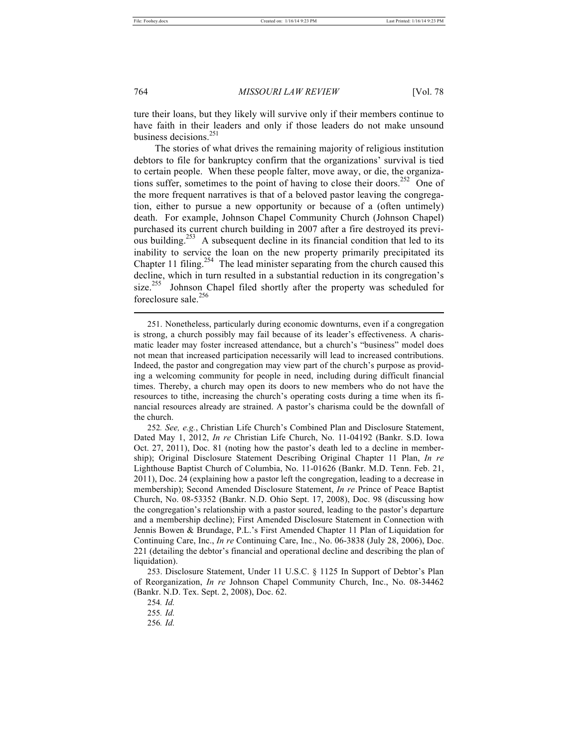ture their loans, but they likely will survive only if their members continue to have faith in their leaders and only if those leaders do not make unsound business decisions.[251]

The stories of what drives the remaining majority of religious institution debtors to file for bankruptcy confirm that the organizations' survival is tied to certain people. When these people falter, move away, or die, the organizations suffer, sometimes to the point of having to close their doors.[252] One of the more frequent narratives is that of a beloved pastor leaving the congregation, either to pursue a new opportunity or because of a (often untimely) death. For example, Johnson Chapel Community Church (Johnson Chapel) purchased its current church building in 2007 after a fire destroyed its previous building.[253] A subsequent decline in its financial condition that led to its inability to service the loan on the new property primarily precipitated its Chapter 11 filing.[254] The lead minister separating from the church caused this decline, which in turn resulted in a substantial reduction in its congregation's size.[255] Johnson Chapel filed shortly after the property was scheduled for foreclosure sale.[256]

---

251. Nonetheless, particularly during economic downturns, even if a congregation is strong, a church possibly may fail because of its leader's effectiveness. A charismatic leader may foster increased attendance, but a church's "business" model does not mean that increased participation necessarily will lead to increased contributions. Indeed, the pastor and congregation may view part of the church's purpose as providing a welcoming community for people in need, including during difficult financial times. Thereby, a church may open its doors to new members who do not have the resources to tithe, increasing the church's operating costs during a time when its financial resources already are strained. A pastor's charisma could be the downfall of the church.

252. *See, e.g.*, Christian Life Church's Combined Plan and Disclosure Statement, Dated May 1, 2012, *In re* Christian Life Church, No. 11-04192 (Bankr. S.D. Iowa Oct. 27, 2011), Doc. 81 (noting how the pastor's death led to a decline in membership); Original Disclosure Statement Describing Original Chapter 11 Plan, *In re* Lighthouse Baptist Church of Columbia, No. 11-01626 (Bankr. M.D. Tenn. Feb. 21, 2011), Doc. 24 (explaining how a pastor left the congregation, leading to a decrease in membership); Second Amended Disclosure Statement, *In re* Prince of Peace Baptist Church, No. 08-53352 (Bankr. N.D. Ohio Sept. 17, 2008), Doc. 98 (discussing how the congregation's relationship with a pastor soured, leading to the pastor's departure and a membership decline); First Amended Disclosure Statement in Connection with Jennis Bowen & Brundage, P.L.'s First Amended Chapter 11 Plan of Liquidation for Continuing Care, Inc., *In re* Continuing Care, Inc., No. 06-3838 (July 28, 2006), Doc. 221 (detailing the debtor's financial and operational decline and describing the plan of liquidation).

253. Disclosure Statement, Under 11 U.S.C. § 1125 In Support of Debtor's Plan of Reorganization, *In re* Johnson Chapel Community Church, Inc., No. 08-34462 (Bankr. N.D. Tex. Sept. 2, 2008), Doc. 62.

254. *Id.*

255. *Id.*

256. *Id.*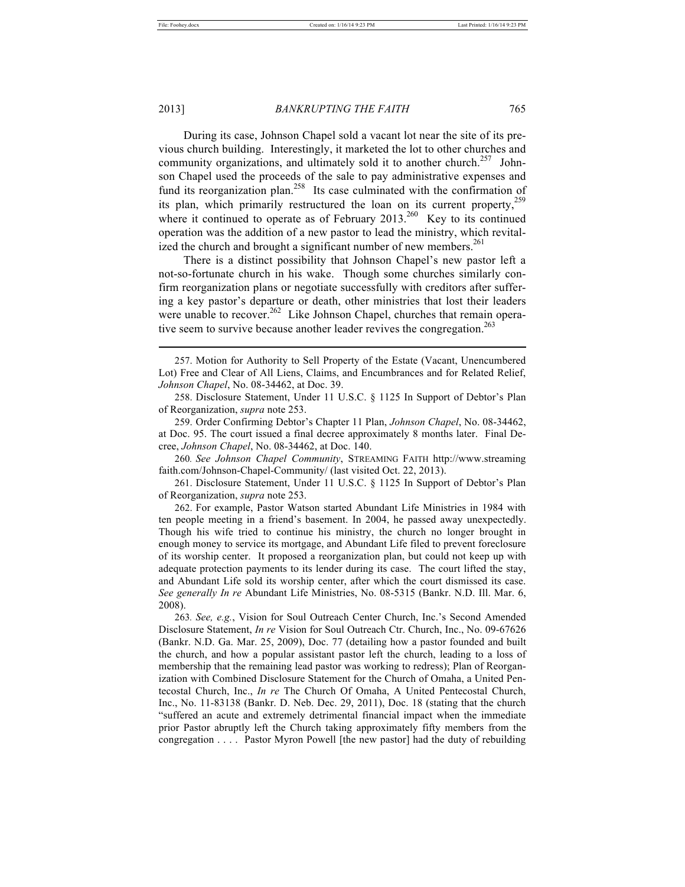During its case, Johnson Chapel sold a vacant lot near the site of its previous church building. Interestingly, it marketed the lot to other churches and community organizations, and ultimately sold it to another church.[257] Johnson Chapel used the proceeds of the sale to pay administrative expenses and fund its reorganization plan.[258] Its case culminated with the confirmation of its plan, which primarily restructured the loan on its current property,[259] where it continued to operate as of February 2013.[260] Key to its continued operation was the addition of a new pastor to lead the ministry, which revitalized the church and brought a significant number of new members.[261]

There is a distinct possibility that Johnson Chapel's new pastor left a not-so-fortunate church in his wake. Though some churches similarly confirm reorganization plans or negotiate successfully with creditors after suffering a key pastor's departure or death, other ministries that lost their leaders were unable to recover.[262] Like Johnson Chapel, churches that remain operative seem to survive because another leader revives the congregation.[263]

---

257. Motion for Authority to Sell Property of the Estate (Vacant, Unencumbered Lot) Free and Clear of All Liens, Claims, and Encumbrances and for Related Relief, *Johnson Chapel*, No. 08-34462, at Doc. 39.

258. Disclosure Statement, Under 11 U.S.C. § 1125 In Support of Debtor's Plan of Reorganization, *supra* note 253.

259. Order Confirming Debtor's Chapter 11 Plan, *Johnson Chapel*, No. 08-34462, at Doc. 95. The court issued a final decree approximately 8 months later. Final Decree, *Johnson Chapel*, No. 08-34462, at Doc. 140.

260. *See Johnson Chapel Community*, STREAMING FAITH http://www.streamingfaith.com/Johnson-Chapel-Community/ (last visited Oct. 22, 2013).

261. Disclosure Statement, Under 11 U.S.C. § 1125 In Support of Debtor's Plan of Reorganization, *supra* note 253.

262. For example, Pastor Watson started Abundant Life Ministries in 1984 with ten people meeting in a friend's basement. In 2004, he passed away unexpectedly. Though his wife tried to continue his ministry, the church no longer brought in enough money to service its mortgage, and Abundant Life filed to prevent foreclosure of its worship center. It proposed a reorganization plan, but could not keep up with adequate protection payments to its lender during its case. The court lifted the stay, and Abundant Life sold its worship center, after which the court dismissed its case. *See generally In re* Abundant Life Ministries, No. 08-5315 (Bankr. N.D. Ill. Mar. 6, 2008).

263. *See, e.g.*, Vision for Soul Outreach Center Church, Inc.'s Second Amended Disclosure Statement, *In re* Vision for Soul Outreach Ctr. Church, Inc., No. 09-67626 (Bankr. N.D. Ga. Mar. 25, 2009), Doc. 77 (detailing how a pastor founded and built the church, and how a popular assistant pastor left the church, leading to a loss of membership that the remaining lead pastor was working to redress); Plan of Reorganization with Combined Disclosure Statement for the Church of Omaha, a United Pentecostal Church, Inc., *In re* The Church Of Omaha, A United Pentecostal Church, Inc., No. 11-83138 (Bankr. D. Neb. Dec. 29, 2011), Doc. 18 (stating that the church "suffered an acute and extremely detrimental financial impact when the immediate prior Pastor abruptly left the Church taking approximately fifty members from the congregation . . . . Pastor Myron Powell [the new pastor] had the duty of rebuilding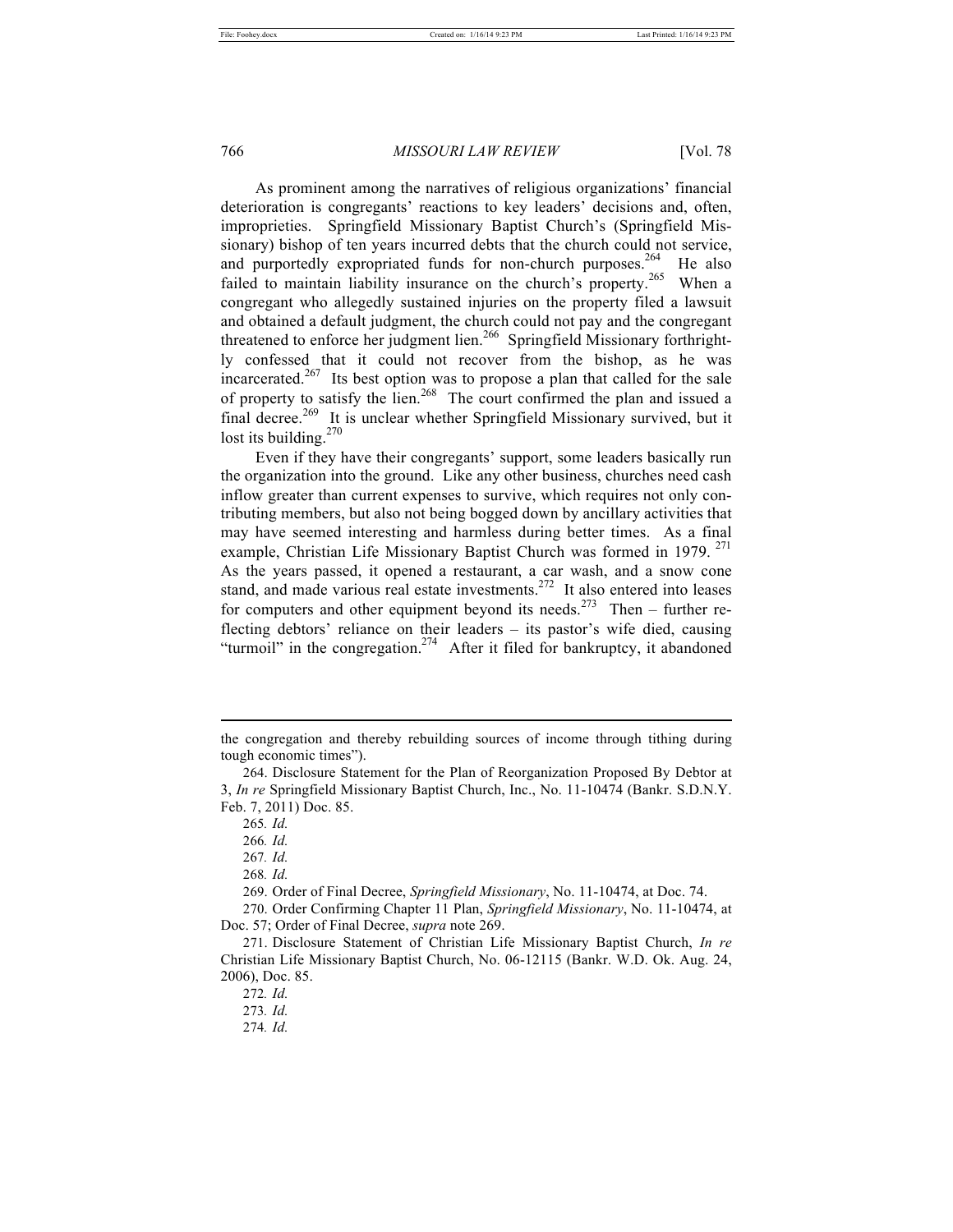As prominent among the narratives of religious organizations' financial deterioration is congregants' reactions to key leaders' decisions and, often, improprieties. Springfield Missionary Baptist Church's (Springfield Missionary) bishop of ten years incurred debts that the church could not service, and purportedly expropriated funds for non-church purposes.[264] He also failed to maintain liability insurance on the church's property.[265] When a congregant who allegedly sustained injuries on the property filed a lawsuit and obtained a default judgment, the church could not pay and the congregant threatened to enforce her judgment lien.[266] Springfield Missionary forthrightly confessed that it could not recover from the bishop, as he was incarcerated.[267] Its best option was to propose a plan that called for the sale of property to satisfy the lien.[268] The court confirmed the plan and issued a final decree.[269] It is unclear whether Springfield Missionary survived, but it lost its building.[270]

Even if they have their congregants' support, some leaders basically run the organization into the ground. Like any other business, churches need cash inflow greater than current expenses to survive, which requires not only contributing members, but also not being bogged down by ancillary activities that may have seemed interesting and harmless during better times. As a final example, Christian Life Missionary Baptist Church was formed in 1979.[271] As the years passed, it opened a restaurant, a car wash, and a snow cone stand, and made various real estate investments.[272] It also entered into leases for computers and other equipment beyond its needs.[273] Then – further reflecting debtors' reliance on their leaders – its pastor's wife died, causing "turmoil" in the congregation.[274] After it filed for bankruptcy, it abandoned

---

the congregation and thereby rebuilding sources of income through tithing during tough economic times").

264. Disclosure Statement for the Plan of Reorganization Proposed By Debtor at 3, *In re* Springfield Missionary Baptist Church, Inc., No. 11-10474 (Bankr. S.D.N.Y. Feb. 7, 2011) Doc. 85.

265. *Id.*

266. *Id.*

267. *Id.*

268. *Id.*

269. Order of Final Decree, *Springfield Missionary*, No. 11-10474, at Doc. 74.

270. Order Confirming Chapter 11 Plan, *Springfield Missionary*, No. 11-10474, at Doc. 57; Order of Final Decree, *supra* note 269.

271. Disclosure Statement of Christian Life Missionary Baptist Church, *In re* Christian Life Missionary Baptist Church, No. 06-12115 (Bankr. W.D. Ok. Aug. 24, 2006), Doc. 85.

272. *Id.*

273. *Id.*

274. *Id.*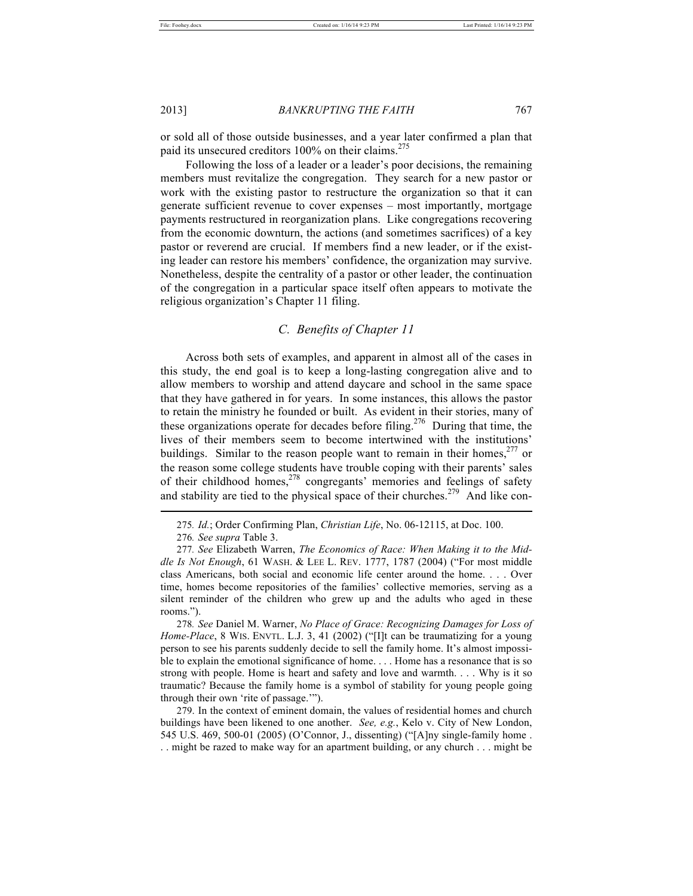or sold all of those outside businesses, and a year later confirmed a plan that paid its unsecured creditors 100% on their claims.[275]

Following the loss of a leader or a leader's poor decisions, the remaining members must revitalize the congregation. They search for a new pastor or work with the existing pastor to restructure the organization so that it can generate sufficient revenue to cover expenses – most importantly, mortgage payments restructured in reorganization plans. Like congregations recovering from the economic downturn, the actions (and sometimes sacrifices) of a key pastor or reverend are crucial. If members find a new leader, or if the existing leader can restore his members' confidence, the organization may survive. Nonetheless, despite the centrality of a pastor or other leader, the continuation of the congregation in a particular space itself often appears to motivate the religious organization's Chapter 11 filing.

### *C. Benefits of Chapter 11*

Across both sets of examples, and apparent in almost all of the cases in this study, the end goal is to keep a long-lasting congregation alive and to allow members to worship and attend daycare and school in the same space that they have gathered in for years. In some instances, this allows the pastor to retain the ministry he founded or built. As evident in their stories, many of these organizations operate for decades before filing.[276] During that time, the lives of their members seem to become intertwined with the institutions' buildings. Similar to the reason people want to remain in their homes,[277] or the reason some college students have trouble coping with their parents' sales of their childhood homes,[278] congregants' memories and feelings of safety and stability are tied to the physical space of their churches.[279] And like con-

---

275. *Id.*; Order Confirming Plan, *Christian Life*, No. 06-12115, at Doc. 100.

276. *See supra* Table 3.

277. *See* Elizabeth Warren, *The Economics of Race: When Making it to the Middle Is Not Enough*, 61 WASH. & LEE L. REV. 1777, 1787 (2004) ("For most middle class Americans, both social and economic life center around the home. . . . Over time, homes become repositories of the families' collective memories, serving as a silent reminder of the children who grew up and the adults who aged in these rooms.").

278. *See* Daniel M. Warner, *No Place of Grace: Recognizing Damages for Loss of Home-Place*, 8 WIS. ENVTL. L.J. 3, 41 (2002) ("[I]t can be traumatizing for a young person to see his parents suddenly decide to sell the family home. It's almost impossible to explain the emotional significance of home. . . . Home has a resonance that is so strong with people. Home is heart and safety and love and warmth. . . . Why is it so traumatic? Because the family home is a symbol of stability for young people going through their own 'rite of passage.'").

279. In the context of eminent domain, the values of residential homes and church buildings have been likened to one another. *See, e.g.*, Kelo v. City of New London, 545 U.S. 469, 500-01 (2005) (O'Connor, J., dissenting) ("[A]ny single-family home . . . might be razed to make way for an apartment building, or any church . . . might be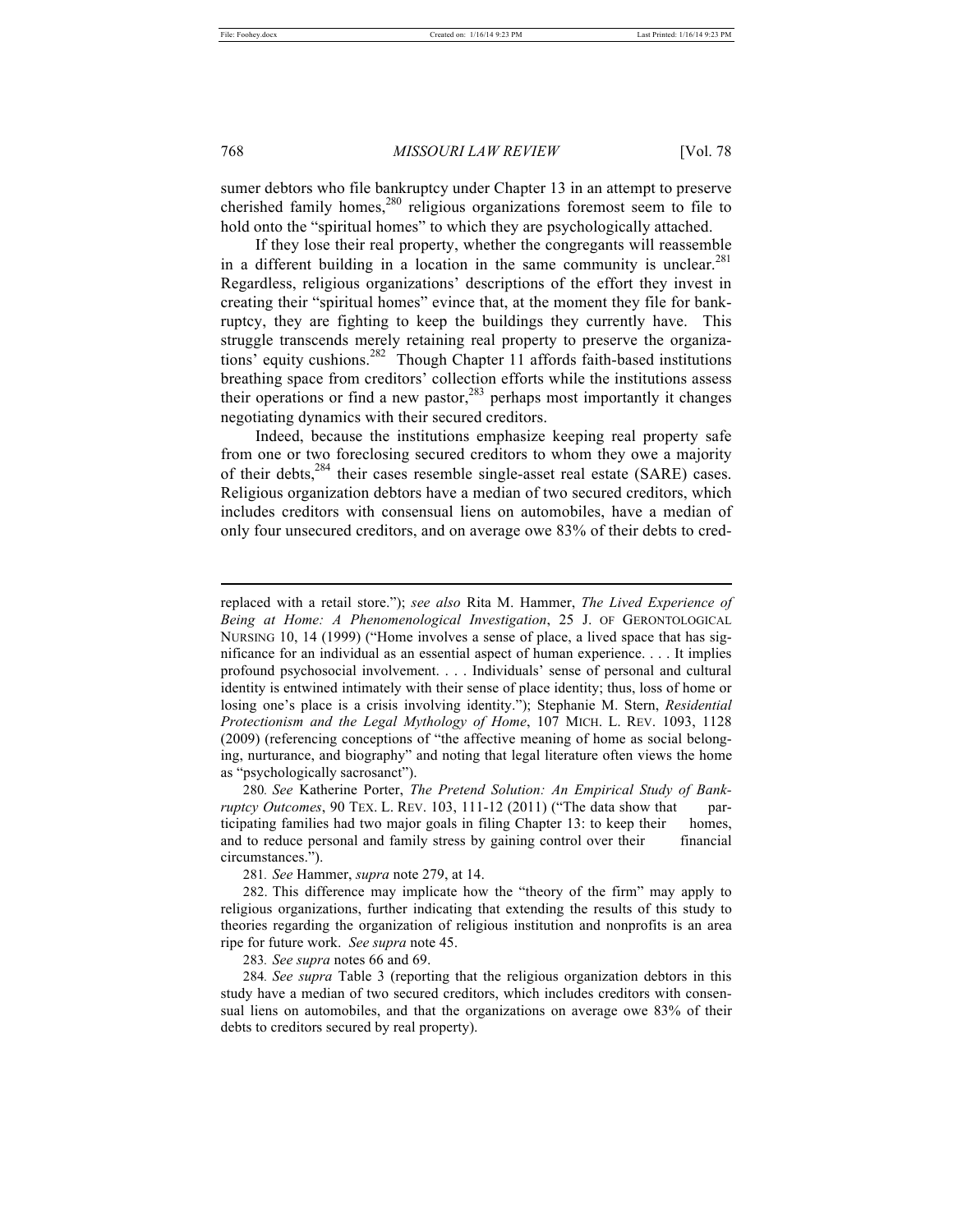sumer debtors who file bankruptcy under Chapter 13 in an attempt to preserve cherished family homes,[280] religious organizations foremost seem to file to hold onto the "spiritual homes" to which they are psychologically attached.

If they lose their real property, whether the congregants will reassemble in a different building in a location in the same community is unclear.[281] Regardless, religious organizations' descriptions of the effort they invest in creating their "spiritual homes" evince that, at the moment they file for bankruptcy, they are fighting to keep the buildings they currently have. This struggle transcends merely retaining real property to preserve the organizations' equity cushions.[282] Though Chapter 11 affords faith-based institutions breathing space from creditors' collection efforts while the institutions assess their operations or find a new pastor,[283] perhaps most importantly it changes negotiating dynamics with their secured creditors.

Indeed, because the institutions emphasize keeping real property safe from one or two foreclosing secured creditors to whom they owe a majority of their debts,[284] their cases resemble single-asset real estate (SARE) cases. Religious organization debtors have a median of two secured creditors, which includes creditors with consensual liens on automobiles, have a median of only four unsecured creditors, and on average owe 83% of their debts to cred-

---

replaced with a retail store."); *see also* Rita M. Hammer, *The Lived Experience of Being at Home: A Phenomenological Investigation*, 25 J. OF GERONTOLOGICAL NURSING 10, 14 (1999) ("Home involves a sense of place, a lived space that has significance for an individual as an essential aspect of human experience. . . . It implies profound psychosocial involvement. . . . Individuals' sense of personal and cultural identity is entwined intimately with their sense of place identity; thus, loss of home or losing one's place is a crisis involving identity."); Stephanie M. Stern, *Residential Protectionism and the Legal Mythology of Home*, 107 MICH. L. REV. 1093, 1128 (2009) (referencing conceptions of "the affective meaning of home as social belonging, nurturance, and biography" and noting that legal literature often views the home as "psychologically sacrosanct").

280. *See* Katherine Porter, *The Pretend Solution: An Empirical Study of Bankruptcy Outcomes*, 90 TEX. L. REV. 103, 111-12 (2011) ("The data show that participating families had two major goals in filing Chapter 13: to keep their homes, and to reduce personal and family stress by gaining control over their financial circumstances.").

281. *See* Hammer, *supra* note 279, at 14.

282. This difference may implicate how the "theory of the firm" may apply to religious organizations, further indicating that extending the results of this study to theories regarding the organization of religious institution and nonprofits is an area ripe for future work. *See supra* note 45.

283. *See supra* notes 66 and 69.

284. *See supra* Table 3 (reporting that the religious organization debtors in this study have a median of two secured creditors, which includes creditors with consensual liens on automobiles, and that the organizations on average owe 83% of their debts to creditors secured by real property).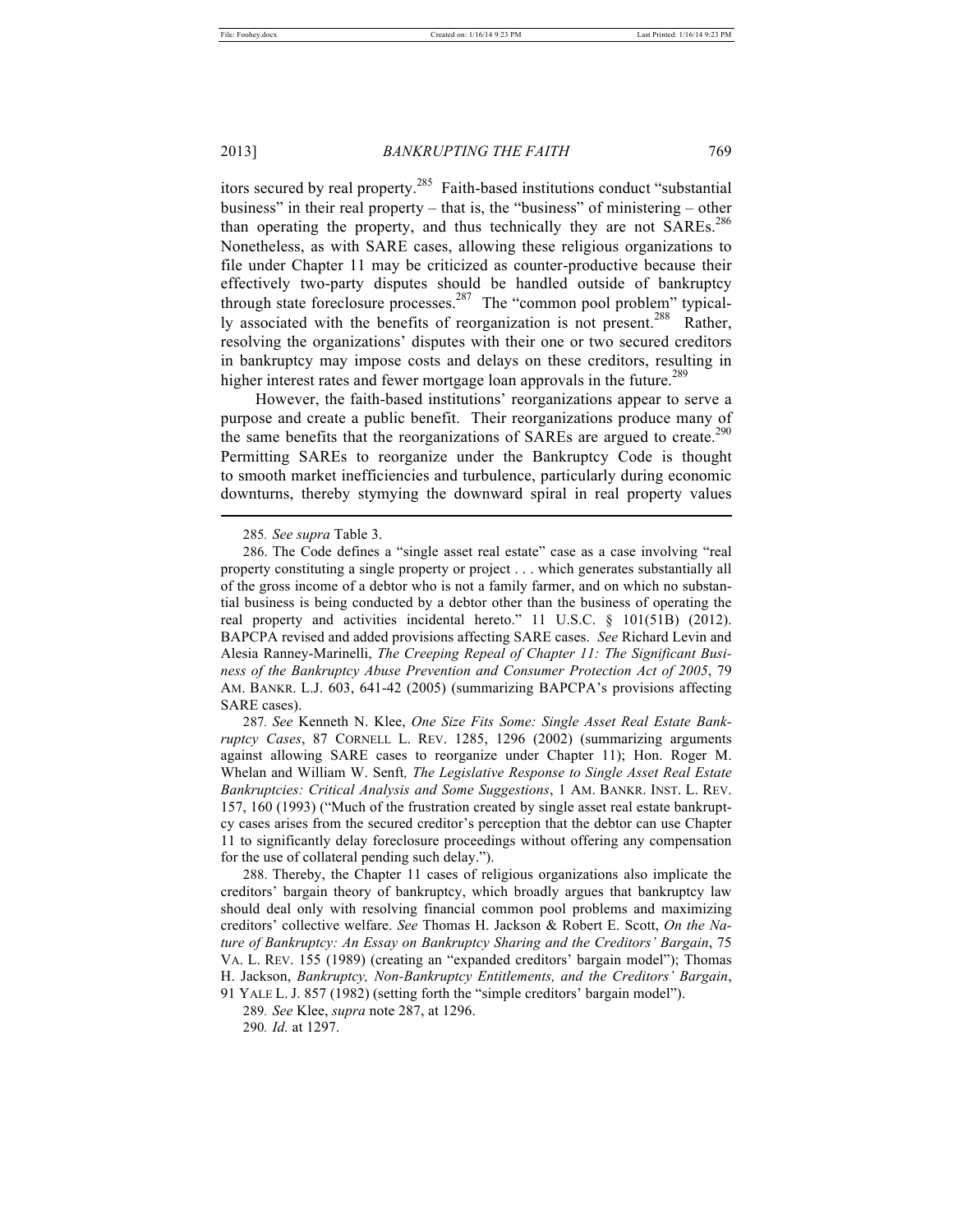itors secured by real property.[285] Faith-based institutions conduct "substantial business" in their real property – that is, the "business" of ministering – other than operating the property, and thus technically they are not SAREs.[286] Nonetheless, as with SARE cases, allowing these religious organizations to file under Chapter 11 may be criticized as counter-productive because their effectively two-party disputes should be handled outside of bankruptcy through state foreclosure processes.[287] The "common pool problem" typically associated with the benefits of reorganization is not present.[288] Rather, resolving the organizations' disputes with their one or two secured creditors in bankruptcy may impose costs and delays on these creditors, resulting in higher interest rates and fewer mortgage loan approvals in the future.[289]

However, the faith-based institutions' reorganizations appear to serve a purpose and create a public benefit. Their reorganizations produce many of the same benefits that the reorganizations of SAREs are argued to create.[290] Permitting SAREs to reorganize under the Bankruptcy Code is thought to smooth market inefficiencies and turbulence, particularly during economic downturns, thereby stymying the downward spiral in real property values

---

285. *See supra* Table 3.

286. The Code defines a "single asset real estate" case as a case involving "real property constituting a single property or project . . . which generates substantially all of the gross income of a debtor who is not a family farmer, and on which no substantial business is being conducted by a debtor other than the business of operating the real property and activities incidental hereto." 11 U.S.C. § 101(51B) (2012). BAPCPA revised and added provisions affecting SARE cases. *See* Richard Levin and Alesia Ranney-Marinelli, *The Creeping Repeal of Chapter 11: The Significant Business of the Bankruptcy Abuse Prevention and Consumer Protection Act of 2005*, 79 AM. BANKR. L.J. 603, 641-42 (2005) (summarizing BAPCPA's provisions affecting SARE cases).

287. *See* Kenneth N. Klee, *One Size Fits Some: Single Asset Real Estate Bankruptcy Cases*, 87 CORNELL L. REV. 1285, 1296 (2002) (summarizing arguments against allowing SARE cases to reorganize under Chapter 11); Hon. Roger M. Whelan and William W. Senft, *The Legislative Response to Single Asset Real Estate Bankruptcies: Critical Analysis and Some Suggestions*, 1 AM. BANKR. INST. L. REV. 157, 160 (1993) ("Much of the frustration created by single asset real estate bankruptcy cases arises from the secured creditor's perception that the debtor can use Chapter 11 to significantly delay foreclosure proceedings without offering any compensation for the use of collateral pending such delay.").

288. Thereby, the Chapter 11 cases of religious organizations also implicate the creditors' bargain theory of bankruptcy, which broadly argues that bankruptcy law should deal only with resolving financial common pool problems and maximizing creditors' collective welfare. *See* Thomas H. Jackson & Robert E. Scott, *On the Nature of Bankruptcy: An Essay on Bankruptcy Sharing and the Creditors' Bargain*, 75 VA. L. REV. 155 (1989) (creating an "expanded creditors' bargain model"); Thomas H. Jackson, *Bankruptcy, Non-Bankruptcy Entitlements, and the Creditors' Bargain*, 91 YALE L. J. 857 (1982) (setting forth the "simple creditors' bargain model").

289. *See* Klee, *supra* note 287, at 1296.

290. *Id.* at 1297.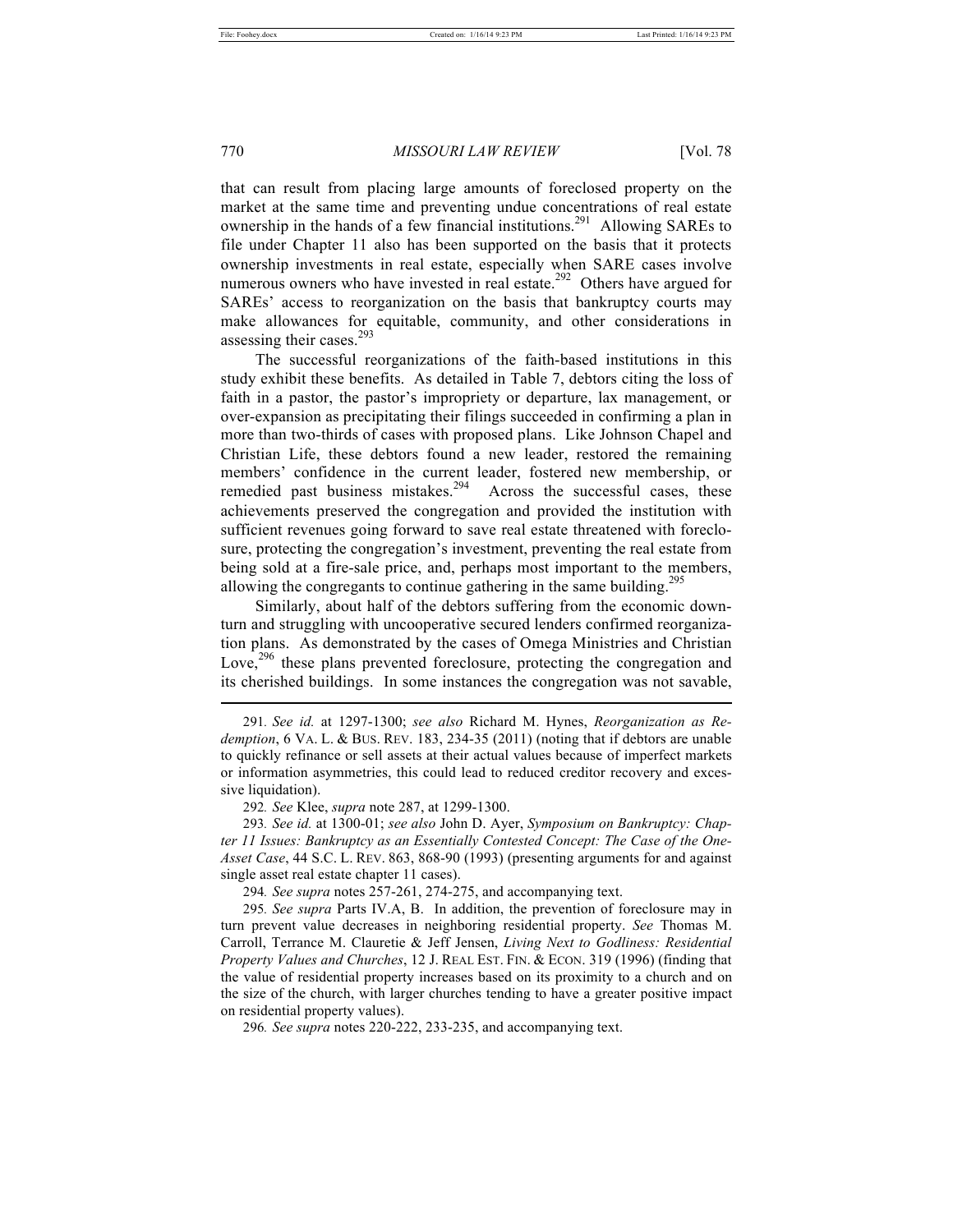that can result from placing large amounts of foreclosed property on the market at the same time and preventing undue concentrations of real estate ownership in the hands of a few financial institutions.[291] Allowing SAREs to file under Chapter 11 also has been supported on the basis that it protects ownership investments in real estate, especially when SARE cases involve numerous owners who have invested in real estate.[292] Others have argued for SAREs' access to reorganization on the basis that bankruptcy courts may make allowances for equitable, community, and other considerations in assessing their cases.[293]

The successful reorganizations of the faith-based institutions in this study exhibit these benefits. As detailed in Table 7, debtors citing the loss of faith in a pastor, the pastor's impropriety or departure, lax management, or over-expansion as precipitating their filings succeeded in confirming a plan in more than two-thirds of cases with proposed plans. Like Johnson Chapel and Christian Life, these debtors found a new leader, restored the remaining members' confidence in the current leader, fostered new membership, or remedied past business mistakes.[294] Across the successful cases, these achievements preserved the congregation and provided the institution with sufficient revenues going forward to save real estate threatened with foreclosure, protecting the congregation's investment, preventing the real estate from being sold at a fire-sale price, and, perhaps most important to the members, allowing the congregants to continue gathering in the same building.[295]

Similarly, about half of the debtors suffering from the economic downturn and struggling with uncooperative secured lenders confirmed reorganization plans. As demonstrated by the cases of Omega Ministries and Christian Love,[296] these plans prevented foreclosure, protecting the congregation and its cherished buildings. In some instances the congregation was not savable,

---

291. *See id.* at 1297-1300; *see also* Richard M. Hynes, *Reorganization as Redemption*, 6 VA. L. & BUS. REV. 183, 234-35 (2011) (noting that if debtors are unable to quickly refinance or sell assets at their actual values because of imperfect markets or information asymmetries, this could lead to reduced creditor recovery and excessive liquidation).

292. *See* Klee, *supra* note 287, at 1299-1300.

293. *See id.* at 1300-01; *see also* John D. Ayer, *Symposium on Bankruptcy: Chapter 11 Issues: Bankruptcy as an Essentially Contested Concept: The Case of the One-Asset Case*, 44 S.C. L. REV. 863, 868-90 (1993) (presenting arguments for and against single asset real estate chapter 11 cases).

294. *See supra* notes 257-261, 274-275, and accompanying text.

295. *See supra* Parts IV.A, B. In addition, the prevention of foreclosure may in turn prevent value decreases in neighboring residential property. *See* Thomas M. Carroll, Terrance M. Clauretie & Jeff Jensen, *Living Next to Godliness: Residential Property Values and Churches*, 12 J. REAL EST. FIN. & ECON. 319 (1996) (finding that the value of residential property increases based on its proximity to a church and on the size of the church, with larger churches tending to have a greater positive impact on residential property values).

296. *See supra* notes 220-222, 233-235, and accompanying text.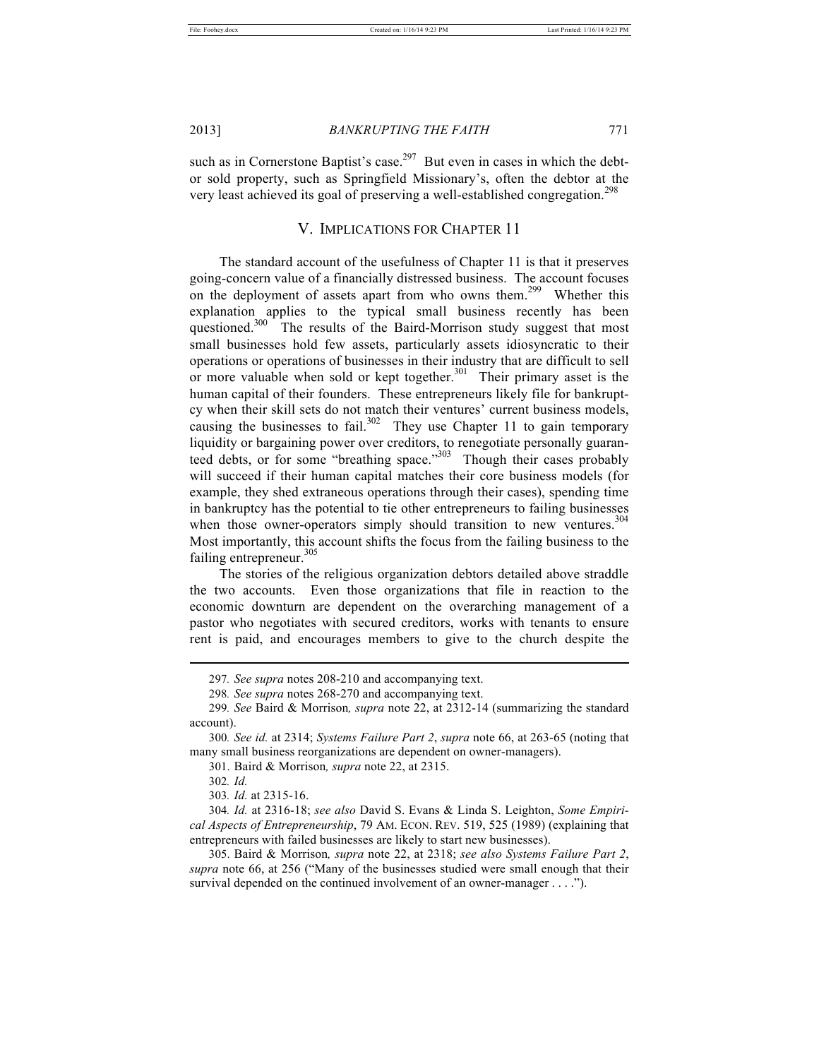such as in Cornerstone Baptist's case.[297] But even in cases in which the debtor sold property, such as Springfield Missionary's, often the debtor at the very least achieved its goal of preserving a well-established congregation.[298]

## V. Implications for Chapter 11

The standard account of the usefulness of Chapter 11 is that it preserves going-concern value of a financially distressed business. The account focuses on the deployment of assets apart from who owns them.[299] Whether this explanation applies to the typical small business recently has been questioned.[300] The results of the Baird-Morrison study suggest that most small businesses hold few assets, particularly assets idiosyncratic to their operations or operations of businesses in their industry that are difficult to sell or more valuable when sold or kept together.[301] Their primary asset is the human capital of their founders. These entrepreneurs likely file for bankruptcy when their skill sets do not match their ventures' current business models, causing the businesses to fail.[302] They use Chapter 11 to gain temporary liquidity or bargaining power over creditors, to renegotiate personally guaranteed debts, or for some "breathing space."[303] Though their cases probably will succeed if their human capital matches their core business models (for example, they shed extraneous operations through their cases), spending time in bankruptcy has the potential to tie other entrepreneurs to failing businesses when those owner-operators simply should transition to new ventures.[304] Most importantly, this account shifts the focus from the failing business to the failing entrepreneur.[305]

The stories of the religious organization debtors detailed above straddle the two accounts. Even those organizations that file in reaction to the economic downturn are dependent on the overarching management of a pastor who negotiates with secured creditors, works with tenants to ensure rent is paid, and encourages members to give to the church despite the

---

297. *See supra* notes 208-210 and accompanying text.

298. *See supra* notes 268-270 and accompanying text.

299. *See* Baird & Morrison, *supra* note 22, at 2312-14 (summarizing the standard account).

300. *See id.* at 2314; *Systems Failure Part 2*, *supra* note 66, at 263-65 (noting that many small business reorganizations are dependent on owner-managers).

301. Baird & Morrison, *supra* note 22, at 2315.

302. *Id.*

303. *Id.* at 2315-16.

304. *Id.* at 2316-18; *see also* David S. Evans & Linda S. Leighton, *Some Empirical Aspects of Entrepreneurship*, 79 AM. ECON. REV. 519, 525 (1989) (explaining that entrepreneurs with failed businesses are likely to start new businesses).

305. Baird & Morrison, *supra* note 22, at 2318; *see also Systems Failure Part 2*, *supra* note 66, at 256 ("Many of the businesses studied were small enough that their survival depended on the continued involvement of an owner-manager . . . .").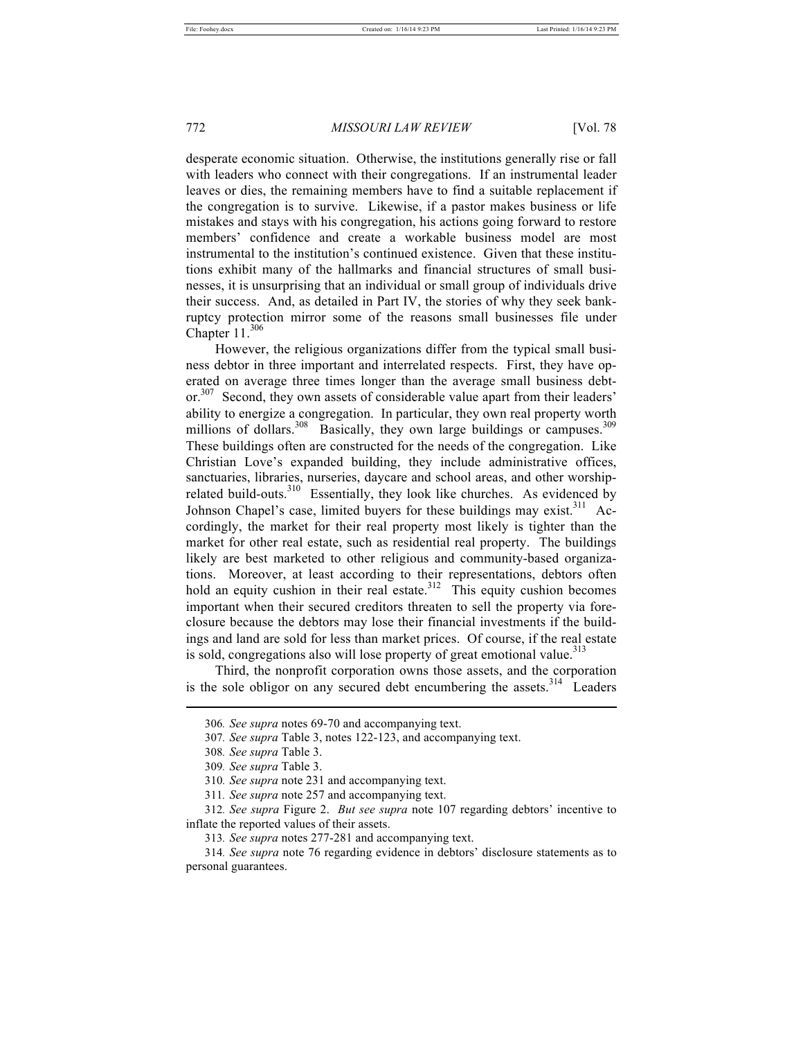desperate economic situation. Otherwise, the institutions generally rise or fall with leaders who connect with their congregations. If an instrumental leader leaves or dies, the remaining members have to find a suitable replacement if the congregation is to survive. Likewise, if a pastor makes business or life mistakes and stays with his congregation, his actions going forward to restore members' confidence and create a workable business model are most instrumental to the institution's continued existence. Given that these institutions exhibit many of the hallmarks and financial structures of small businesses, it is unsurprising that an individual or small group of individuals drive their success. And, as detailed in Part IV, the stories of why they seek bankruptcy protection mirror some of the reasons small businesses file under Chapter 11.[306]

However, the religious organizations differ from the typical small business debtor in three important and interrelated respects. First, they have operated on average three times longer than the average small business debtor.[307] Second, they own assets of considerable value apart from their leaders' ability to energize a congregation. In particular, they own real property worth millions of dollars.[308] Basically, they own large buildings or campuses.[309] These buildings often are constructed for the needs of the congregation. Like Christian Love's expanded building, they include administrative offices, sanctuaries, libraries, nurseries, daycare and school areas, and other worship-related build-outs.[310] Essentially, they look like churches. As evidenced by Johnson Chapel's case, limited buyers for these buildings may exist.[311] Accordingly, the market for their real property most likely is tighter than the market for other real estate, such as residential real property. The buildings likely are best marketed to other religious and community-based organizations. Moreover, at least according to their representations, debtors often hold an equity cushion in their real estate.[312] This equity cushion becomes important when their secured creditors threaten to sell the property via foreclosure because the debtors may lose their financial investments if the buildings and land are sold for less than market prices. Of course, if the real estate is sold, congregations also will lose property of great emotional value.[313]

Third, the nonprofit corporation owns those assets, and the corporation is the sole obligor on any secured debt encumbering the assets.[314] Leaders

---

306. *See supra* notes 69-70 and accompanying text.

307. *See supra* Table 3, notes 122-123, and accompanying text.

308. *See supra* Table 3.

309. *See supra* Table 3.

310. *See supra* note 231 and accompanying text.

311. *See supra* note 257 and accompanying text.

312. *See supra* Figure 2. *But see supra* note 107 regarding debtors' incentive to inflate the reported values of their assets.

313. *See supra* notes 277-281 and accompanying text.

314. *See supra* note 76 regarding evidence in debtors' disclosure statements as to personal guarantees.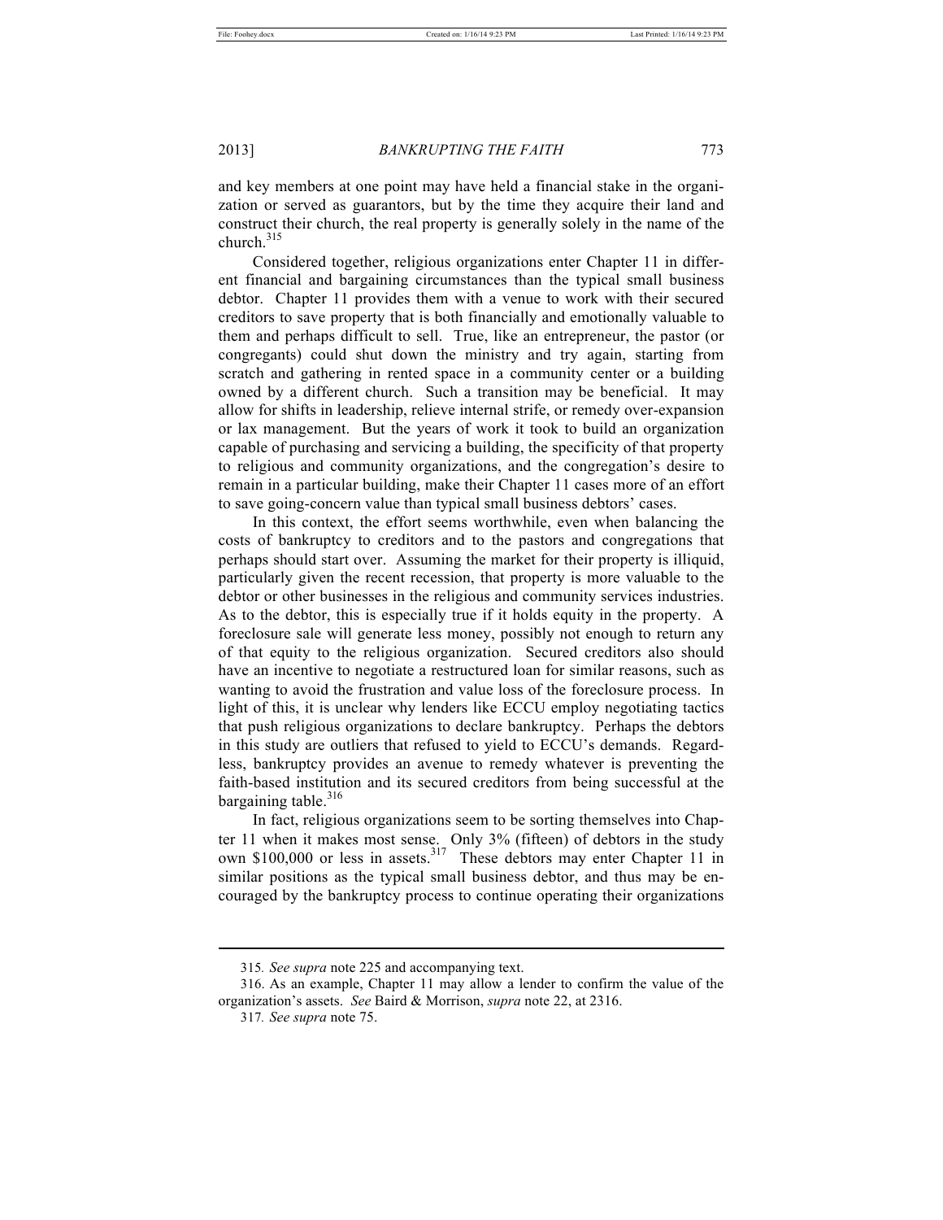and key members at one point may have held a financial stake in the organization or served as guarantors, but by the time they acquire their land and construct their church, the real property is generally solely in the name of the church.[315]

Considered together, religious organizations enter Chapter 11 in different financial and bargaining circumstances than the typical small business debtor. Chapter 11 provides them with a venue to work with their secured creditors to save property that is both financially and emotionally valuable to them and perhaps difficult to sell. True, like an entrepreneur, the pastor (or congregants) could shut down the ministry and try again, starting from scratch and gathering in rented space in a community center or a building owned by a different church. Such a transition may be beneficial. It may allow for shifts in leadership, relieve internal strife, or remedy over-expansion or lax management. But the years of work it took to build an organization capable of purchasing and servicing a building, the specificity of that property to religious and community organizations, and the congregation's desire to remain in a particular building, make their Chapter 11 cases more of an effort to save going-concern value than typical small business debtors' cases.

In this context, the effort seems worthwhile, even when balancing the costs of bankruptcy to creditors and to the pastors and congregations that perhaps should start over. Assuming the market for their property is illiquid, particularly given the recent recession, that property is more valuable to the debtor or other businesses in the religious and community services industries. As to the debtor, this is especially true if it holds equity in the property. A foreclosure sale will generate less money, possibly not enough to return any of that equity to the religious organization. Secured creditors also should have an incentive to negotiate a restructured loan for similar reasons, such as wanting to avoid the frustration and value loss of the foreclosure process. In light of this, it is unclear why lenders like ECCU employ negotiating tactics that push religious organizations to declare bankruptcy. Perhaps the debtors in this study are outliers that refused to yield to ECCU's demands. Regardless, bankruptcy provides an avenue to remedy whatever is preventing the faith-based institution and its secured creditors from being successful at the bargaining table.[316]

In fact, religious organizations seem to be sorting themselves into Chapter 11 when it makes most sense. Only 3% (fifteen) of debtors in the study own $100,000 or less in assets.[317] These debtors may enter Chapter 11 in similar positions as the typical small business debtor, and thus may be encouraged by the bankruptcy process to continue operating their organizations

---

315. *See supra* note 225 and accompanying text.

316. As an example, Chapter 11 may allow a lender to confirm the value of the organization's assets. *See* Baird & Morrison, *supra* note 22, at 2316.

317. *See supra* note 75.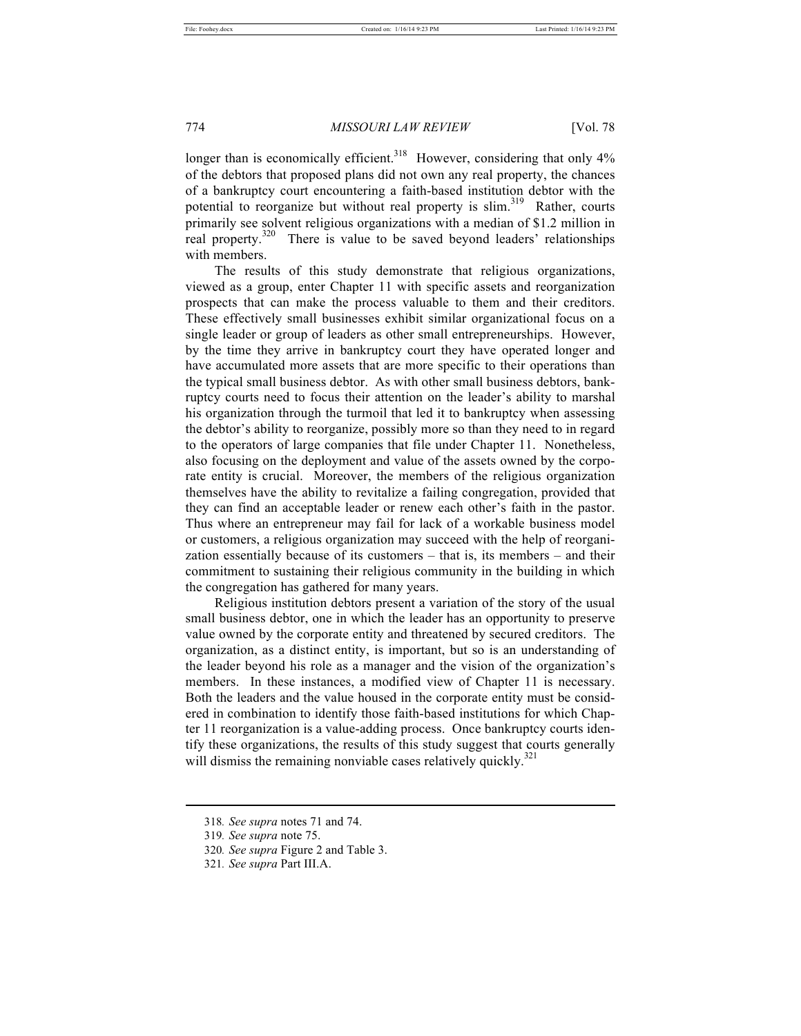longer than is economically efficient.[318] However, considering that only 4% of the debtors that proposed plans did not own any real property, the chances of a bankruptcy court encountering a faith-based institution debtor with the potential to reorganize but without real property is slim.[319] Rather, courts primarily see solvent religious organizations with a median of $1.2 million in real property.[320] There is value to be saved beyond leaders' relationships with members.

The results of this study demonstrate that religious organizations, viewed as a group, enter Chapter 11 with specific assets and reorganization prospects that can make the process valuable to them and their creditors. These effectively small businesses exhibit similar organizational focus on a single leader or group of leaders as other small entrepreneurships. However, by the time they arrive in bankruptcy court they have operated longer and have accumulated more assets that are more specific to their operations than the typical small business debtor. As with other small business debtors, bankruptcy courts need to focus their attention on the leader's ability to marshal his organization through the turmoil that led it to bankruptcy when assessing the debtor's ability to reorganize, possibly more so than they need to in regard to the operators of large companies that file under Chapter 11. Nonetheless, also focusing on the deployment and value of the assets owned by the corporate entity is crucial. Moreover, the members of the religious organization themselves have the ability to revitalize a failing congregation, provided that they can find an acceptable leader or renew each other's faith in the pastor. Thus where an entrepreneur may fail for lack of a workable business model or customers, a religious organization may succeed with the help of reorganization essentially because of its customers – that is, its members – and their commitment to sustaining their religious community in the building in which the congregation has gathered for many years.

Religious institution debtors present a variation of the story of the usual small business debtor, one in which the leader has an opportunity to preserve value owned by the corporate entity and threatened by secured creditors. The organization, as a distinct entity, is important, but so is an understanding of the leader beyond his role as a manager and the vision of the organization's members. In these instances, a modified view of Chapter 11 is necessary. Both the leaders and the value housed in the corporate entity must be considered in combination to identify those faith-based institutions for which Chapter 11 reorganization is a value-adding process. Once bankruptcy courts identify these organizations, the results of this study suggest that courts generally will dismiss the remaining nonviable cases relatively quickly.[321]

---

318. *See supra* notes 71 and 74.

319. *See supra* note 75.

320. *See supra* Figure 2 and Table 3.

321. *See supra* Part III.A.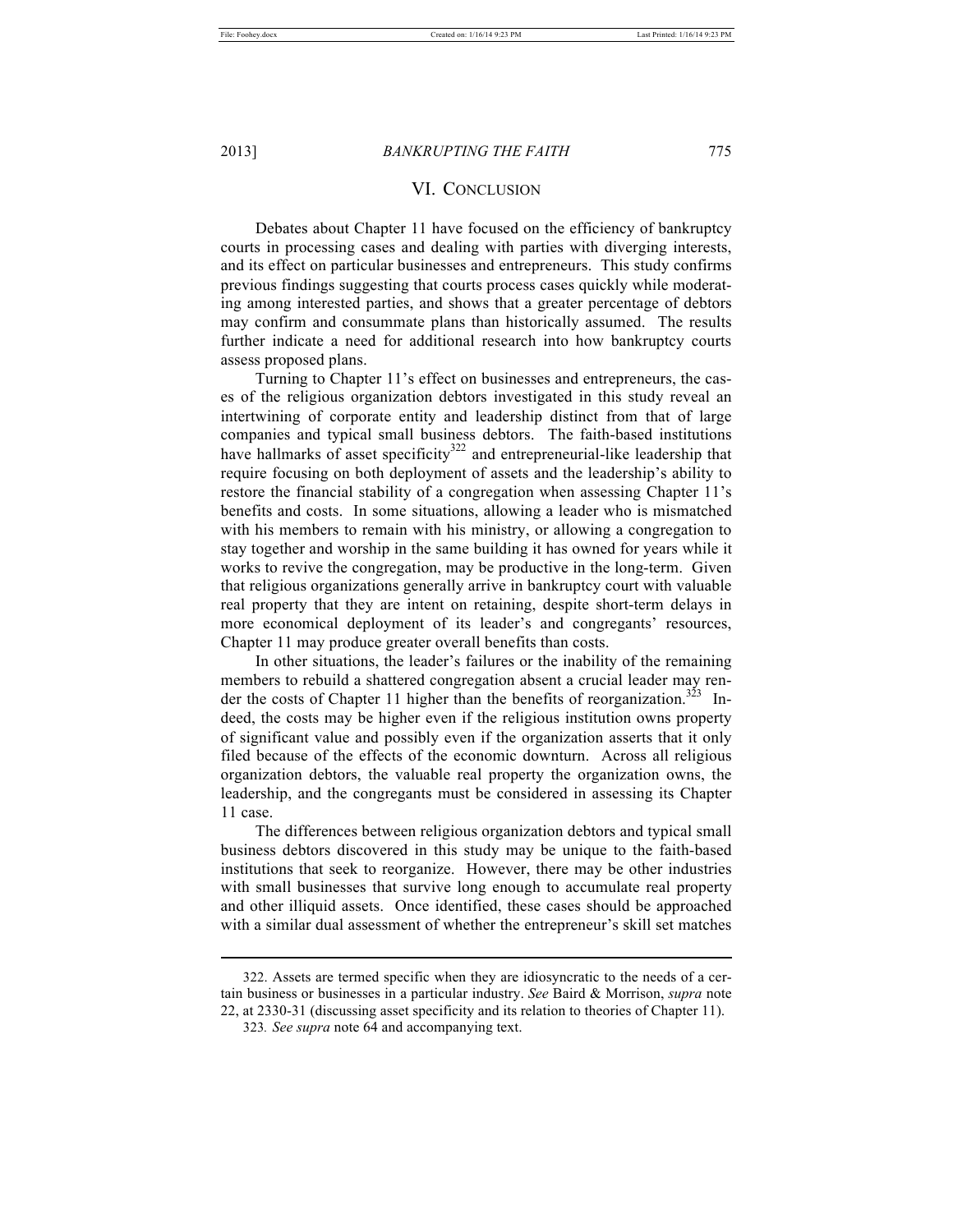## VI. Conclusion

Debates about Chapter 11 have focused on the efficiency of bankruptcy courts in processing cases and dealing with parties with diverging interests, and its effect on particular businesses and entrepreneurs. This study confirms previous findings suggesting that courts process cases quickly while moderating among interested parties, and shows that a greater percentage of debtors may confirm and consummate plans than historically assumed. The results further indicate a need for additional research into how bankruptcy courts assess proposed plans.

Turning to Chapter 11's effect on businesses and entrepreneurs, the cases of the religious organization debtors investigated in this study reveal an intertwining of corporate entity and leadership distinct from that of large companies and typical small business debtors. The faith-based institutions have hallmarks of asset specificity[322] and entrepreneurial-like leadership that require focusing on both deployment of assets and the leadership's ability to restore the financial stability of a congregation when assessing Chapter 11's benefits and costs. In some situations, allowing a leader who is mismatched with his members to remain with his ministry, or allowing a congregation to stay together and worship in the same building it has owned for years while it works to revive the congregation, may be productive in the long-term. Given that religious organizations generally arrive in bankruptcy court with valuable real property that they are intent on retaining, despite short-term delays in more economical deployment of its leader's and congregants' resources, Chapter 11 may produce greater overall benefits than costs.

In other situations, the leader's failures or the inability of the remaining members to rebuild a shattered congregation absent a crucial leader may render the costs of Chapter 11 higher than the benefits of reorganization.[323] Indeed, the costs may be higher even if the religious institution owns property of significant value and possibly even if the organization asserts that it only filed because of the effects of the economic downturn. Across all religious organization debtors, the valuable real property the organization owns, the leadership, and the congregants must be considered in assessing its Chapter 11 case.

The differences between religious organization debtors and typical small business debtors discovered in this study may be unique to the faith-based institutions that seek to reorganize. However, there may be other industries with small businesses that survive long enough to accumulate real property and other illiquid assets. Once identified, these cases should be approached with a similar dual assessment of whether the entrepreneur's skill set matches

---

322. Assets are termed specific when they are idiosyncratic to the needs of a certain business or businesses in a particular industry. *See* Baird & Morrison, *supra* note 22, at 2330-31 (discussing asset specificity and its relation to theories of Chapter 11).

323. *See supra* note 64 and accompanying text.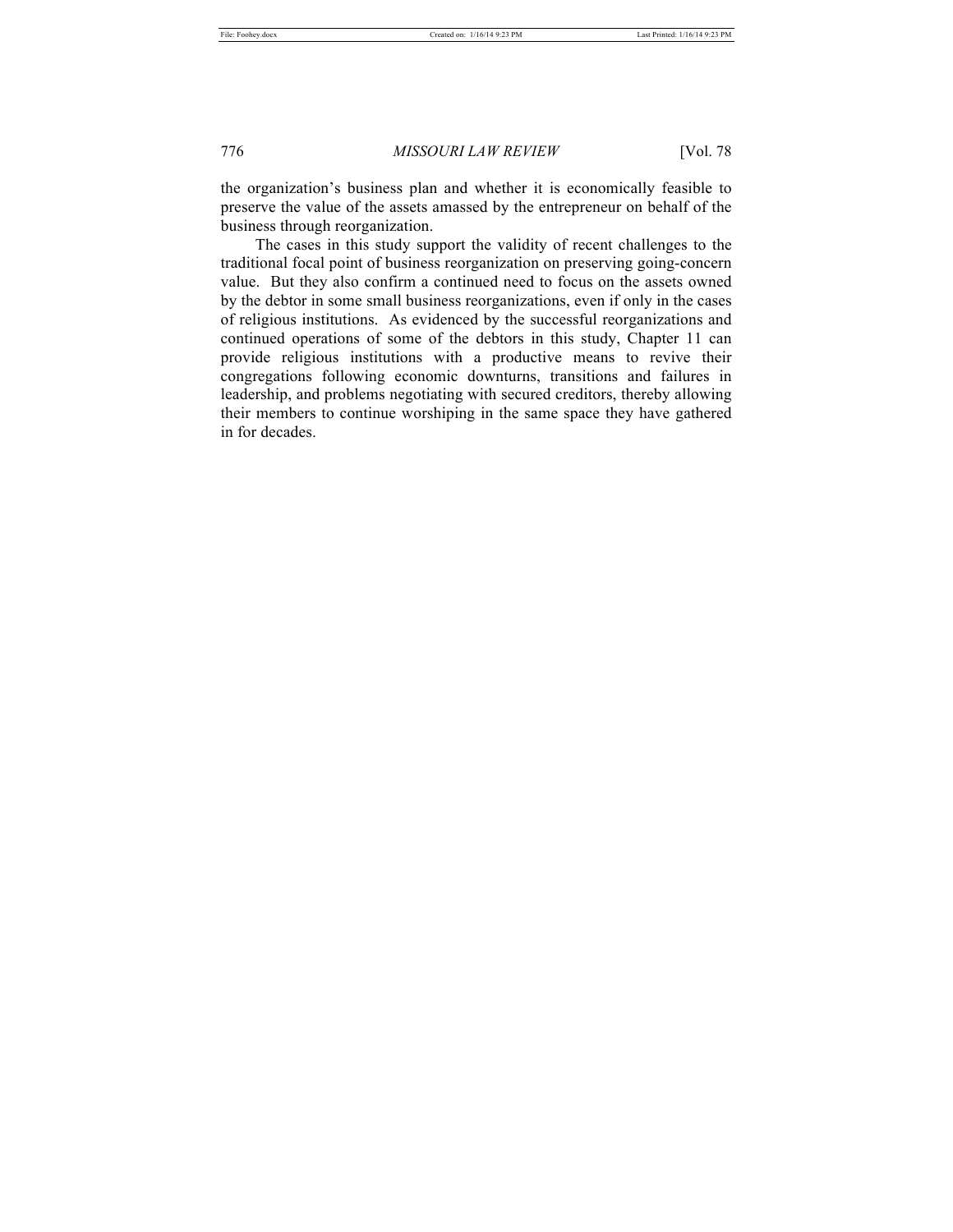the organization's business plan and whether it is economically feasible to preserve the value of the assets amassed by the entrepreneur on behalf of the business through reorganization.

The cases in this study support the validity of recent challenges to the traditional focal point of business reorganization on preserving going-concern value. But they also confirm a continued need to focus on the assets owned by the debtor in some small business reorganizations, even if only in the cases of religious institutions. As evidenced by the successful reorganizations and continued operations of some of the debtors in this study, Chapter 11 can provide religious institutions with a productive means to revive their congregations following economic downturns, transitions and failures in leadership, and problems negotiating with secured creditors, thereby allowing their members to continue worshiping in the same space they have gathered in for decades.